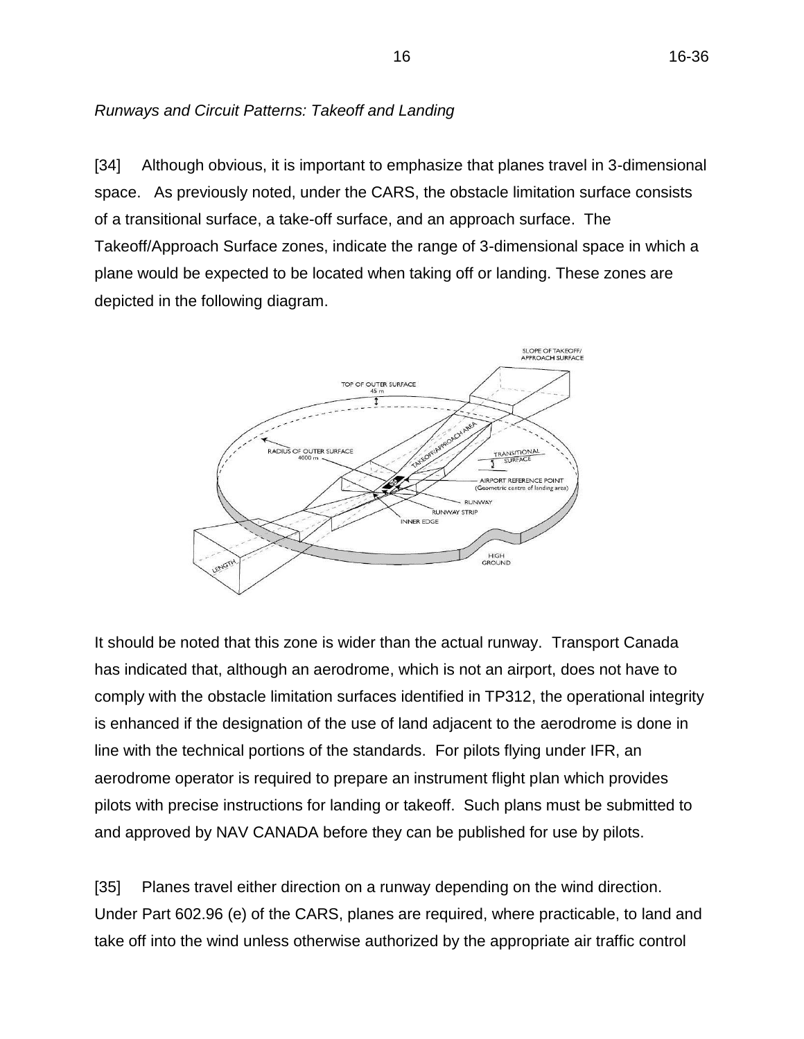*Runways and Circuit Patterns: Takeoff and Landing*

[34] Although obvious, it is important to emphasize that planes travel in 3-dimensional space. As previously noted, under the CARS, the obstacle limitation surface consists of a transitional surface, a take-off surface, and an approach surface. The Takeoff/Approach Surface zones, indicate the range of 3-dimensional space in which a plane would be expected to be located when taking off or landing. These zones are depicted in the following diagram.

It should be noted that this zone is wider than the actual runway. Transport Canada has indicated that, although an aerodrome, which is not an airport, does not have to comply with the obstacle limitation surfaces identified in TP312, the operational integrity is enhanced if the designation of the use of land adjacent to the aerodrome is done in line with the technical portions of the standards. For pilots flying under IFR, an aerodrome operator is required to prepare an instrument flight plan which provides pilots with precise instructions for landing or takeoff. Such plans must be submitted to and approved by NAV CANADA before they can be published for use by pilots.

[35] Planes travel either direction on a runway depending on the wind direction. Under Part 602.96 (e) of the CARS, planes are required, where practicable, to land and take off into the wind unless otherwise authorized by the appropriate air traffic control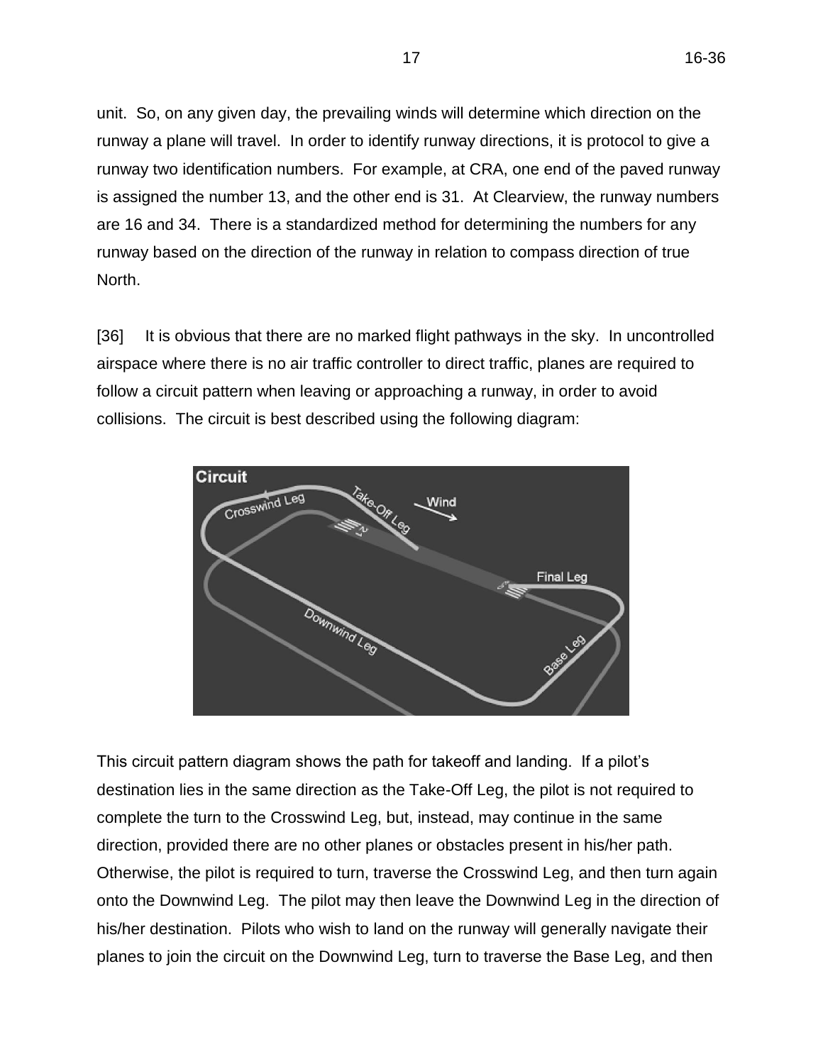unit. So, on any given day, the prevailing winds will determine which direction on the runway a plane will travel. In order to identify runway directions, it is protocol to give a runway two identification numbers. For example, at CRA, one end of the paved runway is assigned the number 13, and the other end is 31. At Clearview, the runway numbers are 16 and 34. There is a standardized method for determining the numbers for any runway based on the direction of the runway in relation to compass direction of true North.

[36] It is obvious that there are no marked flight pathways in the sky. In uncontrolled airspace where there is no air traffic controller to direct traffic, planes are required to follow a circuit pattern when leaving or approaching a runway, in order to avoid collisions. The circuit is best described using the following diagram:

Circuit

Crosswind Leg

Take-Off Leg

Wind

Final Leg

Downwind Leg

Base Leg

This circuit pattern diagram shows the path for takeoff and landing. If a pilot's destination lies in the same direction as the Take-Off Leg, the pilot is not required to complete the turn to the Crosswind Leg, but, instead, may continue in the same direction, provided there are no other planes or obstacles present in his/her path. Otherwise, the pilot is required to turn, traverse the Crosswind Leg, and then turn again onto the Downwind Leg. The pilot may then leave the Downwind Leg in the direction of his/her destination. Pilots who wish to land on the runway will generally navigate their planes to join the circuit on the Downwind Leg, turn to traverse the Base Leg, and then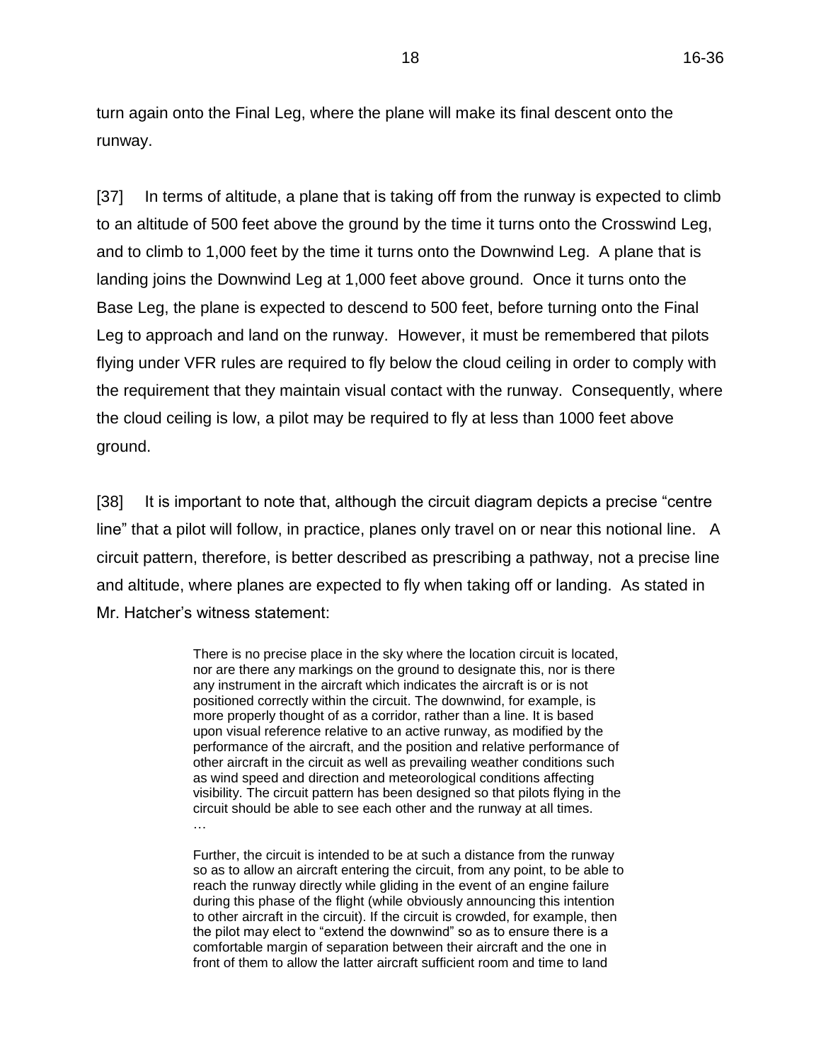turn again onto the Final Leg, where the plane will make its final descent onto the runway.

[37] In terms of altitude, a plane that is taking off from the runway is expected to climb to an altitude of 500 feet above the ground by the time it turns onto the Crosswind Leg, and to climb to 1,000 feet by the time it turns onto the Downwind Leg. A plane that is landing joins the Downwind Leg at 1,000 feet above ground. Once it turns onto the Base Leg, the plane is expected to descend to 500 feet, before turning onto the Final Leg to approach and land on the runway. However, it must be remembered that pilots flying under VFR rules are required to fly below the cloud ceiling in order to comply with the requirement that they maintain visual contact with the runway. Consequently, where the cloud ceiling is low, a pilot may be required to fly at less than 1000 feet above ground.

[38] It is important to note that, although the circuit diagram depicts a precise "centre line" that a pilot will follow, in practice, planes only travel on or near this notional line. A circuit pattern, therefore, is better described as prescribing a pathway, not a precise line and altitude, where planes are expected to fly when taking off or landing. As stated in Mr. Hatcher's witness statement:

> There is no precise place in the sky where the location circuit is located, nor are there any markings on the ground to designate this, nor is there any instrument in the aircraft which indicates the aircraft is or is not positioned correctly within the circuit. The downwind, for example, is more properly thought of as a corridor, rather than a line. It is based upon visual reference relative to an active runway, as modified by the performance of the aircraft, and the position and relative performance of other aircraft in the circuit as well as prevailing weather conditions such as wind speed and direction and meteorological conditions affecting visibility. The circuit pattern has been designed so that pilots flying in the circuit should be able to see each other and the runway at all times.
> …
>
> Further, the circuit is intended to be at such a distance from the runway so as to allow an aircraft entering the circuit, from any point, to be able to reach the runway directly while gliding in the event of an engine failure during this phase of the flight (while obviously announcing this intention to other aircraft in the circuit). If the circuit is crowded, for example, then the pilot may elect to "extend the downwind" so as to ensure there is a comfortable margin of separation between their aircraft and the one in front of them to allow the latter aircraft sufficient room and time to land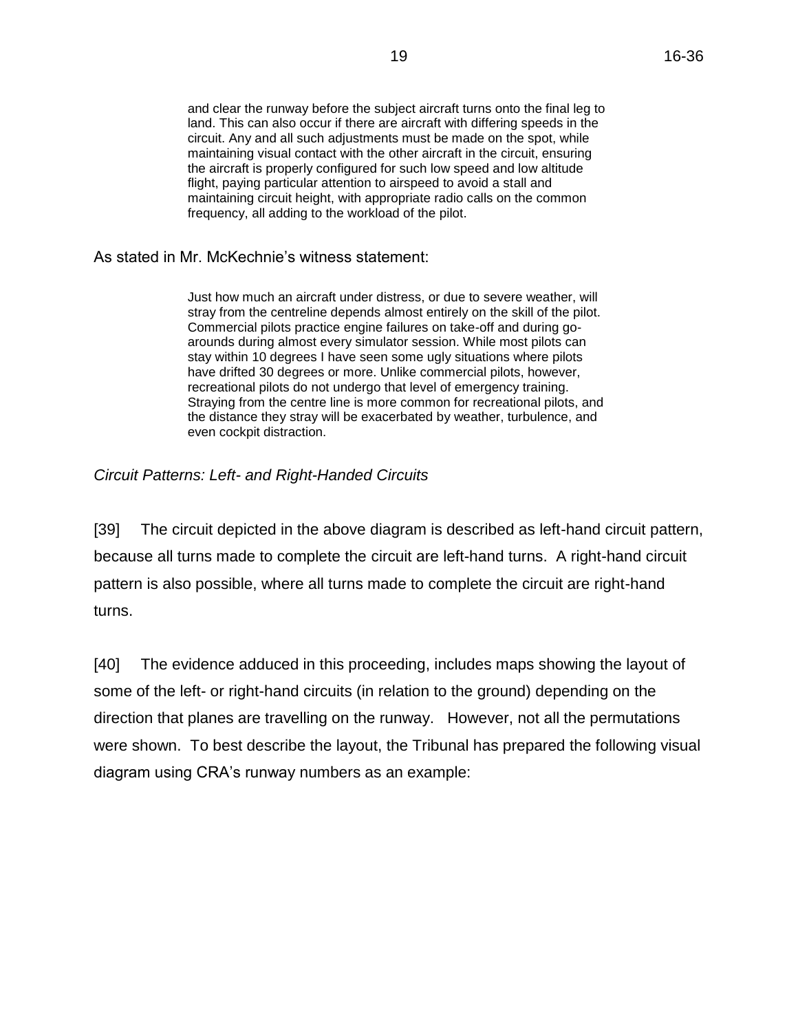> and clear the runway before the subject aircraft turns onto the final leg to land. This can also occur if there are aircraft with differing speeds in the circuit. Any and all such adjustments must be made on the spot, while maintaining visual contact with the other aircraft in the circuit, ensuring the aircraft is properly configured for such low speed and low altitude flight, paying particular attention to airspeed to avoid a stall and maintaining circuit height, with appropriate radio calls on the common frequency, all adding to the workload of the pilot.

As stated in Mr. McKechnie's witness statement:

> Just how much an aircraft under distress, or due to severe weather, will stray from the centreline depends almost entirely on the skill of the pilot. Commercial pilots practice engine failures on take-off and during go-arounds during almost every simulator session. While most pilots can stay within 10 degrees I have seen some ugly situations where pilots have drifted 30 degrees or more. Unlike commercial pilots, however, recreational pilots do not undergo that level of emergency training. Straying from the centre line is more common for recreational pilots, and the distance they stray will be exacerbated by weather, turbulence, and even cockpit distraction.

*Circuit Patterns: Left- and Right-Handed Circuits*

[39] The circuit depicted in the above diagram is described as left-hand circuit pattern, because all turns made to complete the circuit are left-hand turns. A right-hand circuit pattern is also possible, where all turns made to complete the circuit are right-hand turns.

[40] The evidence adduced in this proceeding, includes maps showing the layout of some of the left- or right-hand circuits (in relation to the ground) depending on the direction that planes are travelling on the runway. However, not all the permutations were shown. To best describe the layout, the Tribunal has prepared the following visual diagram using CRA's runway numbers as an example: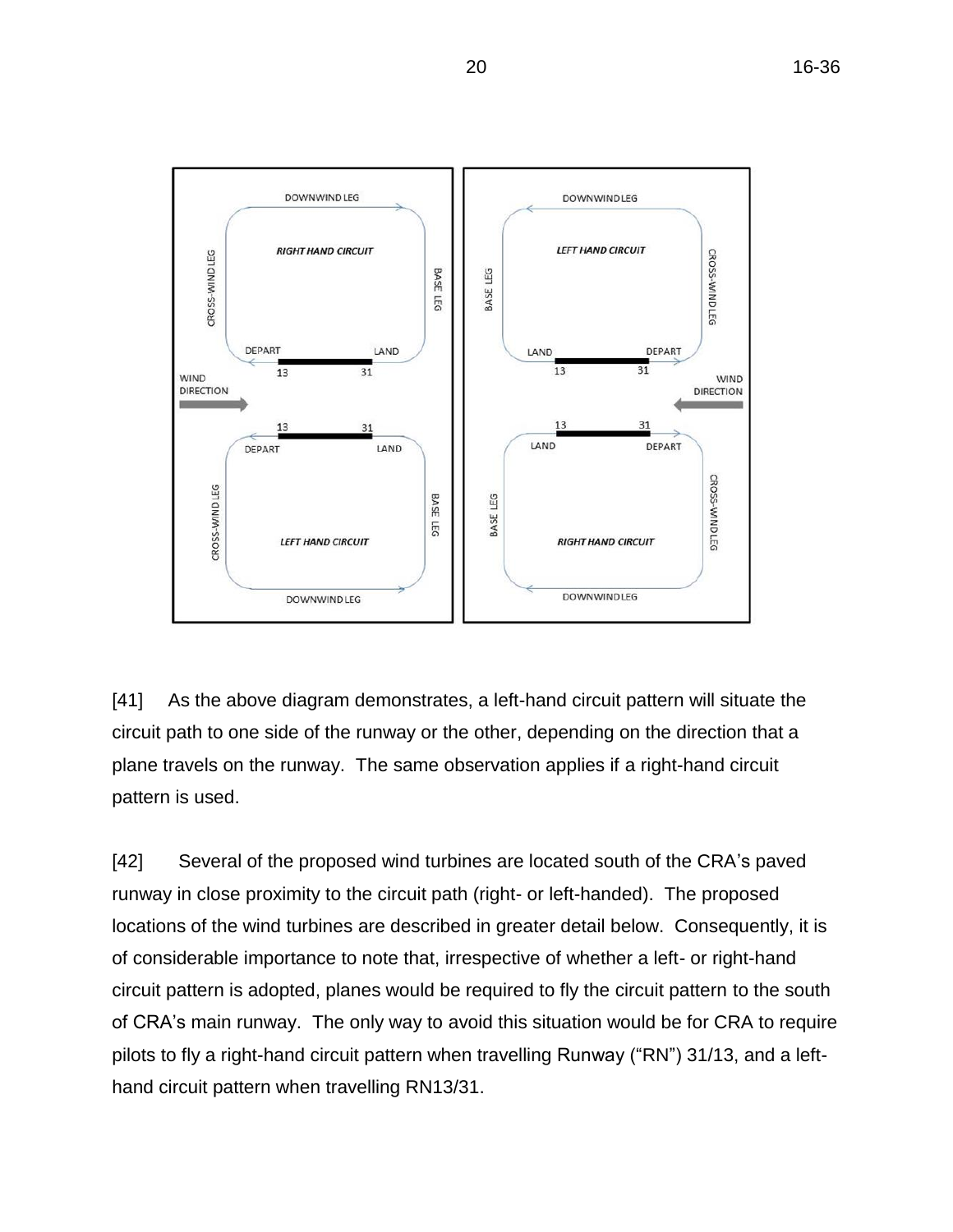DOWNWIND LEG

RIGHT HAND CIRCUIT

CROSS-WIND LEG

BASE LEG

DEPART

LAND

13

31

WIND DIRECTION

13

31

DEPART

LAND

CROSS-WIND LEG

BASE LEG

LEFT HAND CIRCUIT

DOWNWIND LEG

DOWNWINDLEG

LEFT HAND CIRCUIT

BASE LEG

CROSS-WINDLEG

LAND

DEPART

13

31

WIND DIRECTION

13

31

LAND

DEPART

BASE LEG

CROSS-WINDLEG

RIGHT HAND CIRCUIT

DOWNWINDLEG

[41] As the above diagram demonstrates, a left-hand circuit pattern will situate the circuit path to one side of the runway or the other, depending on the direction that a plane travels on the runway. The same observation applies if a right-hand circuit pattern is used.

[42] Several of the proposed wind turbines are located south of the CRA's paved runway in close proximity to the circuit path (right- or left-handed). The proposed locations of the wind turbines are described in greater detail below. Consequently, it is of considerable importance to note that, irrespective of whether a left- or right-hand circuit pattern is adopted, planes would be required to fly the circuit pattern to the south of CRA's main runway. The only way to avoid this situation would be for CRA to require pilots to fly a right-hand circuit pattern when travelling Runway ("RN") 31/13, and a left-hand circuit pattern when travelling RN13/31.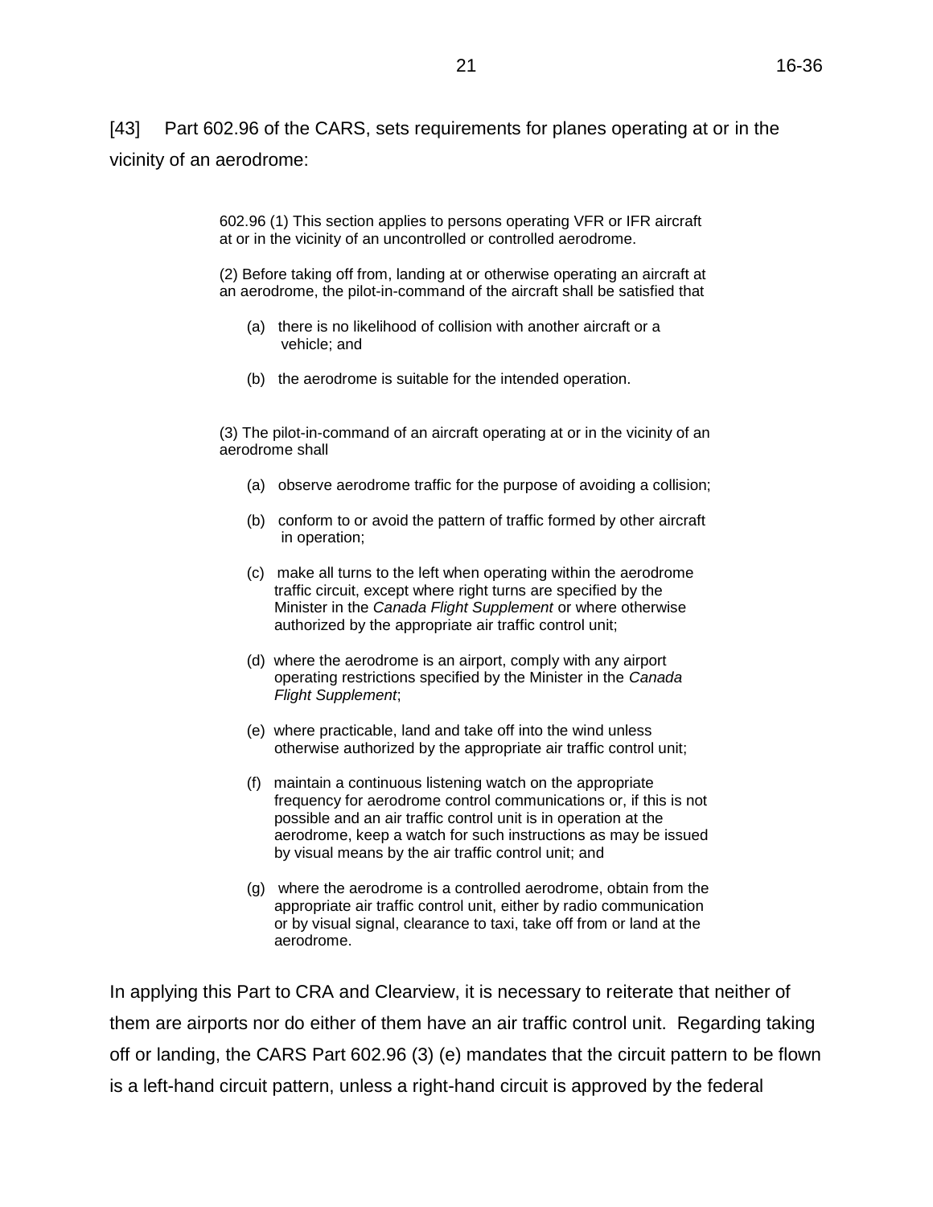[43] Part 602.96 of the CARS, sets requirements for planes operating at or in the vicinity of an aerodrome:

> 602.96 (1) This section applies to persons operating VFR or IFR aircraft at or in the vicinity of an uncontrolled or controlled aerodrome.
>
> (2) Before taking off from, landing at or otherwise operating an aircraft at an aerodrome, the pilot-in-command of the aircraft shall be satisfied that
>
> (a) there is no likelihood of collision with another aircraft or a vehicle; and
>
> (b) the aerodrome is suitable for the intended operation.
>
> (3) The pilot-in-command of an aircraft operating at or in the vicinity of an aerodrome shall
>
> (a) observe aerodrome traffic for the purpose of avoiding a collision;
>
> (b) conform to or avoid the pattern of traffic formed by other aircraft in operation;
>
> (c) make all turns to the left when operating within the aerodrome traffic circuit, except where right turns are specified by the Minister in the *Canada Flight Supplement* or where otherwise authorized by the appropriate air traffic control unit;
>
> (d) where the aerodrome is an airport, comply with any airport operating restrictions specified by the Minister in the *Canada Flight Supplement*;
>
> (e) where practicable, land and take off into the wind unless otherwise authorized by the appropriate air traffic control unit;
>
> (f) maintain a continuous listening watch on the appropriate frequency for aerodrome control communications or, if this is not possible and an air traffic control unit is in operation at the aerodrome, keep a watch for such instructions as may be issued by visual means by the air traffic control unit; and
>
> (g) where the aerodrome is a controlled aerodrome, obtain from the appropriate air traffic control unit, either by radio communication or by visual signal, clearance to taxi, take off from or land at the aerodrome.

In applying this Part to CRA and Clearview, it is necessary to reiterate that neither of them are airports nor do either of them have an air traffic control unit. Regarding taking off or landing, the CARS Part 602.96 (3) (e) mandates that the circuit pattern to be flown is a left-hand circuit pattern, unless a right-hand circuit is approved by the federal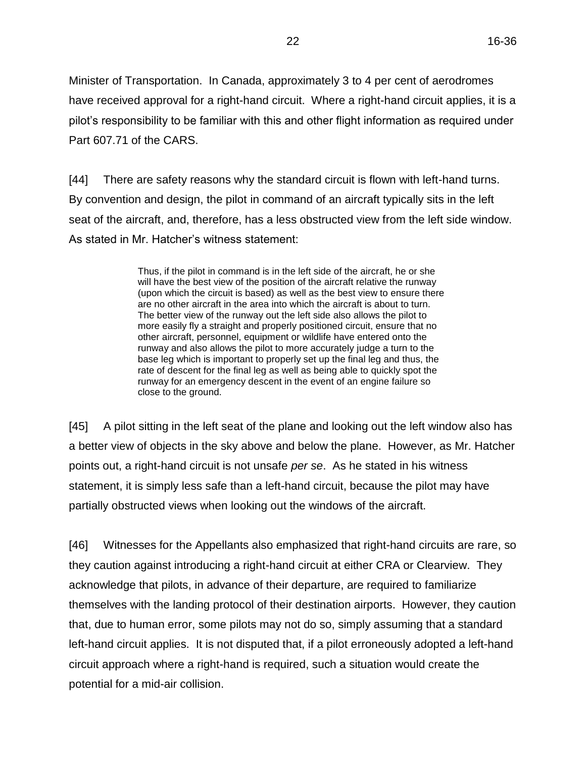Minister of Transportation. In Canada, approximately 3 to 4 per cent of aerodromes have received approval for a right-hand circuit. Where a right-hand circuit applies, it is a pilot's responsibility to be familiar with this and other flight information as required under Part 607.71 of the CARS.

[44] There are safety reasons why the standard circuit is flown with left-hand turns. By convention and design, the pilot in command of an aircraft typically sits in the left seat of the aircraft, and, therefore, has a less obstructed view from the left side window. As stated in Mr. Hatcher's witness statement:

> Thus, if the pilot in command is in the left side of the aircraft, he or she will have the best view of the position of the aircraft relative the runway (upon which the circuit is based) as well as the best view to ensure there are no other aircraft in the area into which the aircraft is about to turn. The better view of the runway out the left side also allows the pilot to more easily fly a straight and properly positioned circuit, ensure that no other aircraft, personnel, equipment or wildlife have entered onto the runway and also allows the pilot to more accurately judge a turn to the base leg which is important to properly set up the final leg and thus, the rate of descent for the final leg as well as being able to quickly spot the runway for an emergency descent in the event of an engine failure so close to the ground.

[45] A pilot sitting in the left seat of the plane and looking out the left window also has a better view of objects in the sky above and below the plane. However, as Mr. Hatcher points out, a right-hand circuit is not unsafe *per se*. As he stated in his witness statement, it is simply less safe than a left-hand circuit, because the pilot may have partially obstructed views when looking out the windows of the aircraft.

[46] Witnesses for the Appellants also emphasized that right-hand circuits are rare, so they caution against introducing a right-hand circuit at either CRA or Clearview. They acknowledge that pilots, in advance of their departure, are required to familiarize themselves with the landing protocol of their destination airports. However, they caution that, due to human error, some pilots may not do so, simply assuming that a standard left-hand circuit applies. It is not disputed that, if a pilot erroneously adopted a left-hand circuit approach where a right-hand is required, such a situation would create the potential for a mid-air collision.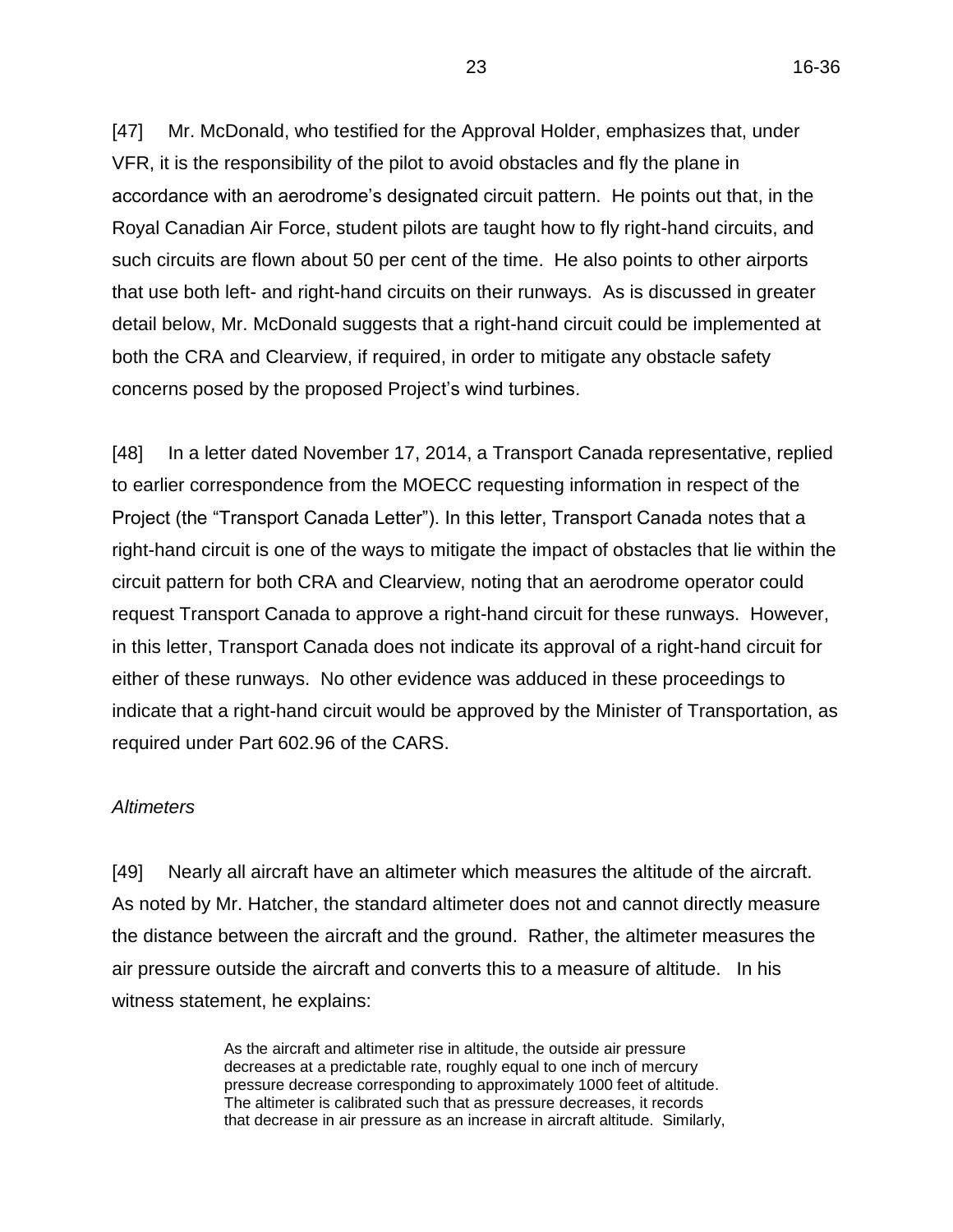[47] Mr. McDonald, who testified for the Approval Holder, emphasizes that, under VFR, it is the responsibility of the pilot to avoid obstacles and fly the plane in accordance with an aerodrome's designated circuit pattern. He points out that, in the Royal Canadian Air Force, student pilots are taught how to fly right-hand circuits, and such circuits are flown about 50 per cent of the time. He also points to other airports that use both left- and right-hand circuits on their runways. As is discussed in greater detail below, Mr. McDonald suggests that a right-hand circuit could be implemented at both the CRA and Clearview, if required, in order to mitigate any obstacle safety concerns posed by the proposed Project's wind turbines.

[48] In a letter dated November 17, 2014, a Transport Canada representative, replied to earlier correspondence from the MOECC requesting information in respect of the Project (the "Transport Canada Letter"). In this letter, Transport Canada notes that a right-hand circuit is one of the ways to mitigate the impact of obstacles that lie within the circuit pattern for both CRA and Clearview, noting that an aerodrome operator could request Transport Canada to approve a right-hand circuit for these runways. However, in this letter, Transport Canada does not indicate its approval of a right-hand circuit for either of these runways. No other evidence was adduced in these proceedings to indicate that a right-hand circuit would be approved by the Minister of Transportation, as required under Part 602.96 of the CARS.

*Altimeters*

[49] Nearly all aircraft have an altimeter which measures the altitude of the aircraft. As noted by Mr. Hatcher, the standard altimeter does not and cannot directly measure the distance between the aircraft and the ground. Rather, the altimeter measures the air pressure outside the aircraft and converts this to a measure of altitude. In his witness statement, he explains:

> As the aircraft and altimeter rise in altitude, the outside air pressure decreases at a predictable rate, roughly equal to one inch of mercury pressure decrease corresponding to approximately 1000 feet of altitude. The altimeter is calibrated such that as pressure decreases, it records that decrease in air pressure as an increase in aircraft altitude. Similarly,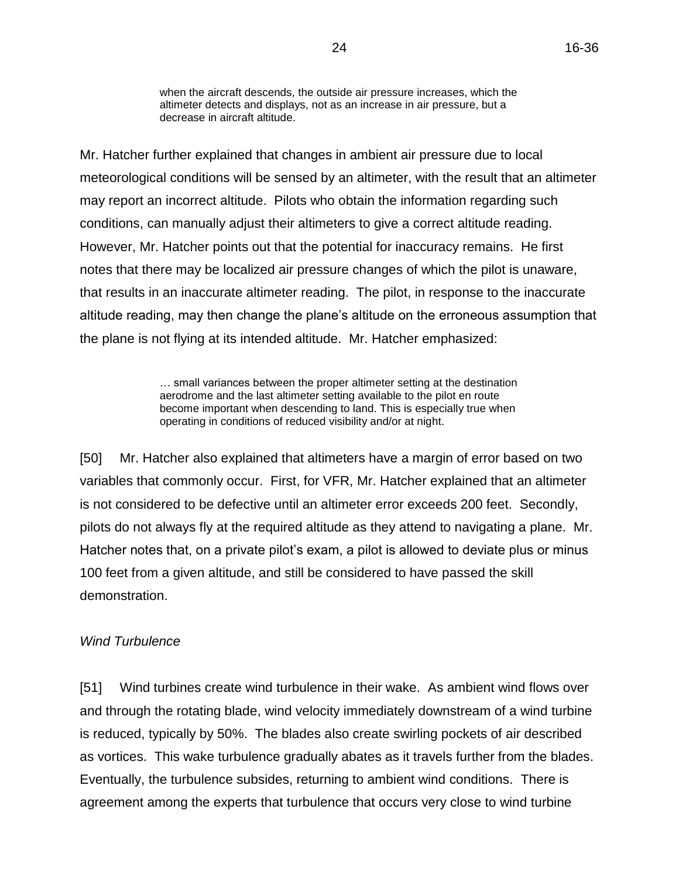> when the aircraft descends, the outside air pressure increases, which the altimeter detects and displays, not as an increase in air pressure, but a decrease in aircraft altitude.

Mr. Hatcher further explained that changes in ambient air pressure due to local meteorological conditions will be sensed by an altimeter, with the result that an altimeter may report an incorrect altitude. Pilots who obtain the information regarding such conditions, can manually adjust their altimeters to give a correct altitude reading. However, Mr. Hatcher points out that the potential for inaccuracy remains. He first notes that there may be localized air pressure changes of which the pilot is unaware, that results in an inaccurate altimeter reading. The pilot, in response to the inaccurate altitude reading, may then change the plane's altitude on the erroneous assumption that the plane is not flying at its intended altitude. Mr. Hatcher emphasized:

> … small variances between the proper altimeter setting at the destination aerodrome and the last altimeter setting available to the pilot en route become important when descending to land. This is especially true when operating in conditions of reduced visibility and/or at night.

[50] Mr. Hatcher also explained that altimeters have a margin of error based on two variables that commonly occur. First, for VFR, Mr. Hatcher explained that an altimeter is not considered to be defective until an altimeter error exceeds 200 feet. Secondly, pilots do not always fly at the required altitude as they attend to navigating a plane. Mr. Hatcher notes that, on a private pilot's exam, a pilot is allowed to deviate plus or minus 100 feet from a given altitude, and still be considered to have passed the skill demonstration.

*Wind Turbulence*

[51] Wind turbines create wind turbulence in their wake. As ambient wind flows over and through the rotating blade, wind velocity immediately downstream of a wind turbine is reduced, typically by 50%. The blades also create swirling pockets of air described as vortices. This wake turbulence gradually abates as it travels further from the blades. Eventually, the turbulence subsides, returning to ambient wind conditions. There is agreement among the experts that turbulence that occurs very close to wind turbine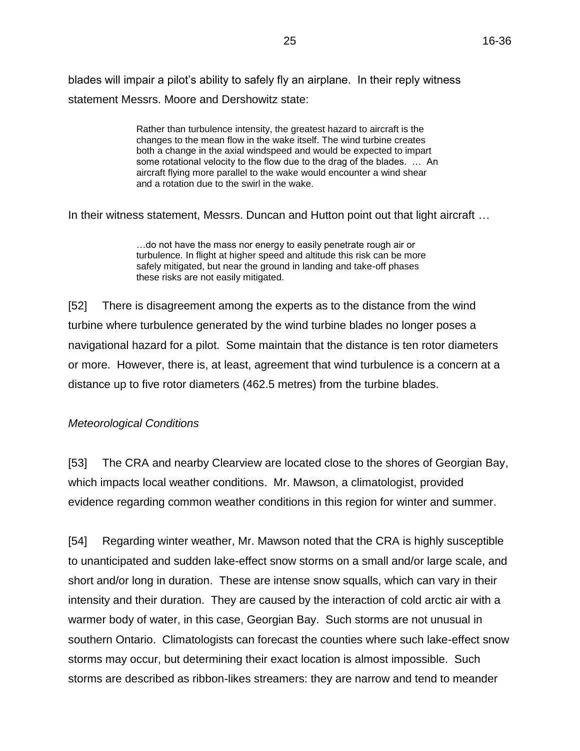blades will impair a pilot's ability to safely fly an airplane. In their reply witness statement Messrs. Moore and Dershowitz state:

> Rather than turbulence intensity, the greatest hazard to aircraft is the changes to the mean flow in the wake itself. The wind turbine creates both a change in the axial windspeed and would be expected to impart some rotational velocity to the flow due to the drag of the blades. … An aircraft flying more parallel to the wake would encounter a wind shear and a rotation due to the swirl in the wake.

In their witness statement, Messrs. Duncan and Hutton point out that light aircraft …

> …do not have the mass nor energy to easily penetrate rough air or turbulence. In flight at higher speed and altitude this risk can be more safely mitigated, but near the ground in landing and take-off phases these risks are not easily mitigated.

[52] There is disagreement among the experts as to the distance from the wind turbine where turbulence generated by the wind turbine blades no longer poses a navigational hazard for a pilot. Some maintain that the distance is ten rotor diameters or more. However, there is, at least, agreement that wind turbulence is a concern at a distance up to five rotor diameters (462.5 metres) from the turbine blades.

*Meteorological Conditions*

[53] The CRA and nearby Clearview are located close to the shores of Georgian Bay, which impacts local weather conditions. Mr. Mawson, a climatologist, provided evidence regarding common weather conditions in this region for winter and summer.

[54] Regarding winter weather, Mr. Mawson noted that the CRA is highly susceptible to unanticipated and sudden lake-effect snow storms on a small and/or large scale, and short and/or long in duration. These are intense snow squalls, which can vary in their intensity and their duration. They are caused by the interaction of cold arctic air with a warmer body of water, in this case, Georgian Bay. Such storms are not unusual in southern Ontario. Climatologists can forecast the counties where such lake-effect snow storms may occur, but determining their exact location is almost impossible. Such storms are described as ribbon-likes streamers: they are narrow and tend to meander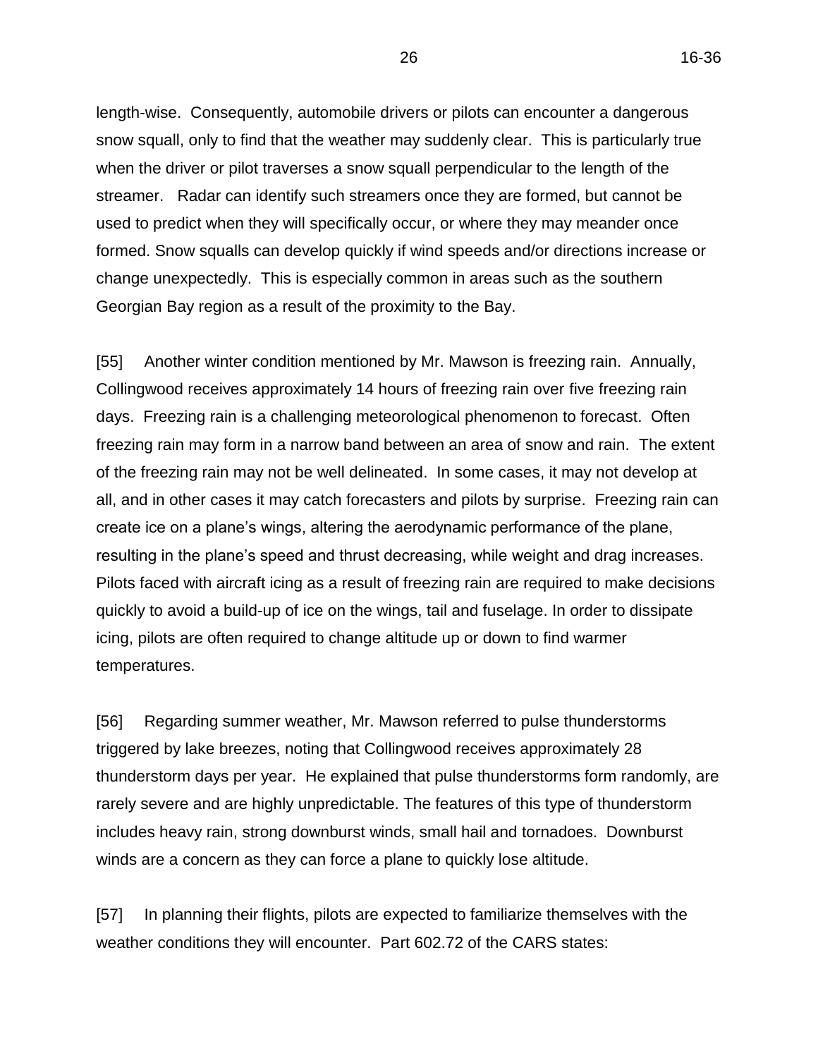length-wise. Consequently, automobile drivers or pilots can encounter a dangerous snow squall, only to find that the weather may suddenly clear. This is particularly true when the driver or pilot traverses a snow squall perpendicular to the length of the streamer. Radar can identify such streamers once they are formed, but cannot be used to predict when they will specifically occur, or where they may meander once formed. Snow squalls can develop quickly if wind speeds and/or directions increase or change unexpectedly. This is especially common in areas such as the southern Georgian Bay region as a result of the proximity to the Bay.

[55] Another winter condition mentioned by Mr. Mawson is freezing rain. Annually, Collingwood receives approximately 14 hours of freezing rain over five freezing rain days. Freezing rain is a challenging meteorological phenomenon to forecast. Often freezing rain may form in a narrow band between an area of snow and rain. The extent of the freezing rain may not be well delineated. In some cases, it may not develop at all, and in other cases it may catch forecasters and pilots by surprise. Freezing rain can create ice on a plane's wings, altering the aerodynamic performance of the plane, resulting in the plane's speed and thrust decreasing, while weight and drag increases. Pilots faced with aircraft icing as a result of freezing rain are required to make decisions quickly to avoid a build-up of ice on the wings, tail and fuselage. In order to dissipate icing, pilots are often required to change altitude up or down to find warmer temperatures.

[56] Regarding summer weather, Mr. Mawson referred to pulse thunderstorms triggered by lake breezes, noting that Collingwood receives approximately 28 thunderstorm days per year. He explained that pulse thunderstorms form randomly, are rarely severe and are highly unpredictable. The features of this type of thunderstorm includes heavy rain, strong downburst winds, small hail and tornadoes. Downburst winds are a concern as they can force a plane to quickly lose altitude.

[57] In planning their flights, pilots are expected to familiarize themselves with the weather conditions they will encounter. Part 602.72 of the CARS states: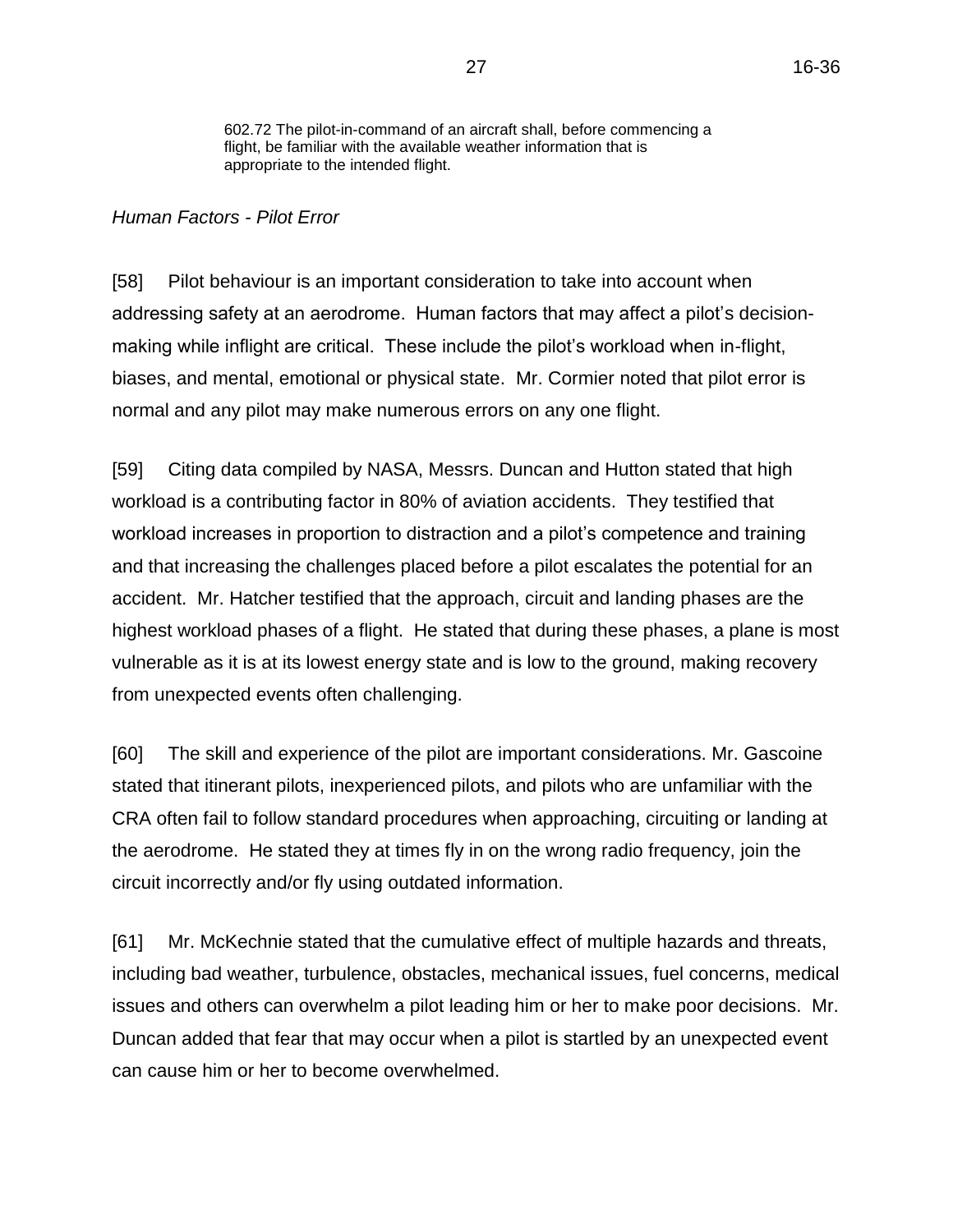> 602.72 The pilot-in-command of an aircraft shall, before commencing a flight, be familiar with the available weather information that is appropriate to the intended flight.

*Human Factors - Pilot Error*

[58] Pilot behaviour is an important consideration to take into account when addressing safety at an aerodrome. Human factors that may affect a pilot's decision-making while inflight are critical. These include the pilot's workload when in-flight, biases, and mental, emotional or physical state. Mr. Cormier noted that pilot error is normal and any pilot may make numerous errors on any one flight.

[59] Citing data compiled by NASA, Messrs. Duncan and Hutton stated that high workload is a contributing factor in 80% of aviation accidents. They testified that workload increases in proportion to distraction and a pilot's competence and training and that increasing the challenges placed before a pilot escalates the potential for an accident. Mr. Hatcher testified that the approach, circuit and landing phases are the highest workload phases of a flight. He stated that during these phases, a plane is most vulnerable as it is at its lowest energy state and is low to the ground, making recovery from unexpected events often challenging.

[60] The skill and experience of the pilot are important considerations. Mr. Gascoine stated that itinerant pilots, inexperienced pilots, and pilots who are unfamiliar with the CRA often fail to follow standard procedures when approaching, circuiting or landing at the aerodrome. He stated they at times fly in on the wrong radio frequency, join the circuit incorrectly and/or fly using outdated information.

[61] Mr. McKechnie stated that the cumulative effect of multiple hazards and threats, including bad weather, turbulence, obstacles, mechanical issues, fuel concerns, medical issues and others can overwhelm a pilot leading him or her to make poor decisions. Mr. Duncan added that fear that may occur when a pilot is startled by an unexpected event can cause him or her to become overwhelmed.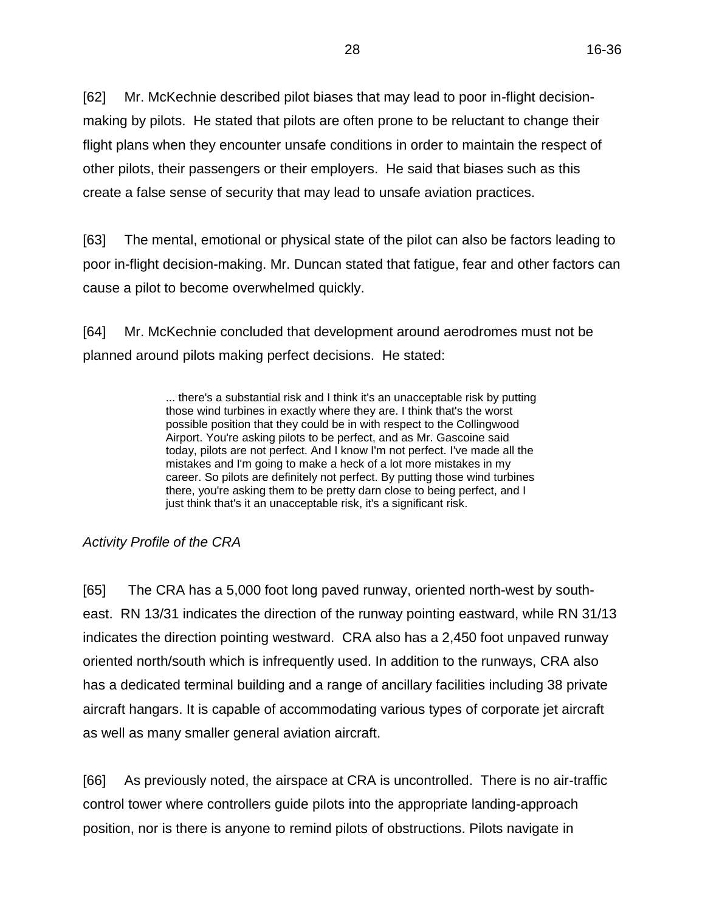[62] Mr. McKechnie described pilot biases that may lead to poor in-flight decision-making by pilots. He stated that pilots are often prone to be reluctant to change their flight plans when they encounter unsafe conditions in order to maintain the respect of other pilots, their passengers or their employers. He said that biases such as this create a false sense of security that may lead to unsafe aviation practices.

[63] The mental, emotional or physical state of the pilot can also be factors leading to poor in-flight decision-making. Mr. Duncan stated that fatigue, fear and other factors can cause a pilot to become overwhelmed quickly.

[64] Mr. McKechnie concluded that development around aerodromes must not be planned around pilots making perfect decisions. He stated:

> ... there's a substantial risk and I think it's an unacceptable risk by putting those wind turbines in exactly where they are. I think that's the worst possible position that they could be in with respect to the Collingwood Airport. You're asking pilots to be perfect, and as Mr. Gascoine said today, pilots are not perfect. And I know I'm not perfect. I've made all the mistakes and I'm going to make a heck of a lot more mistakes in my career. So pilots are definitely not perfect. By putting those wind turbines there, you're asking them to be pretty darn close to being perfect, and I just think that's it an unacceptable risk, it's a significant risk.

*Activity Profile of the CRA*

[65] The CRA has a 5,000 foot long paved runway, oriented north-west by south-east. RN 13/31 indicates the direction of the runway pointing eastward, while RN 31/13 indicates the direction pointing westward. CRA also has a 2,450 foot unpaved runway oriented north/south which is infrequently used. In addition to the runways, CRA also has a dedicated terminal building and a range of ancillary facilities including 38 private aircraft hangars. It is capable of accommodating various types of corporate jet aircraft as well as many smaller general aviation aircraft.

[66] As previously noted, the airspace at CRA is uncontrolled. There is no air-traffic control tower where controllers guide pilots into the appropriate landing-approach position, nor is there is anyone to remind pilots of obstructions. Pilots navigate in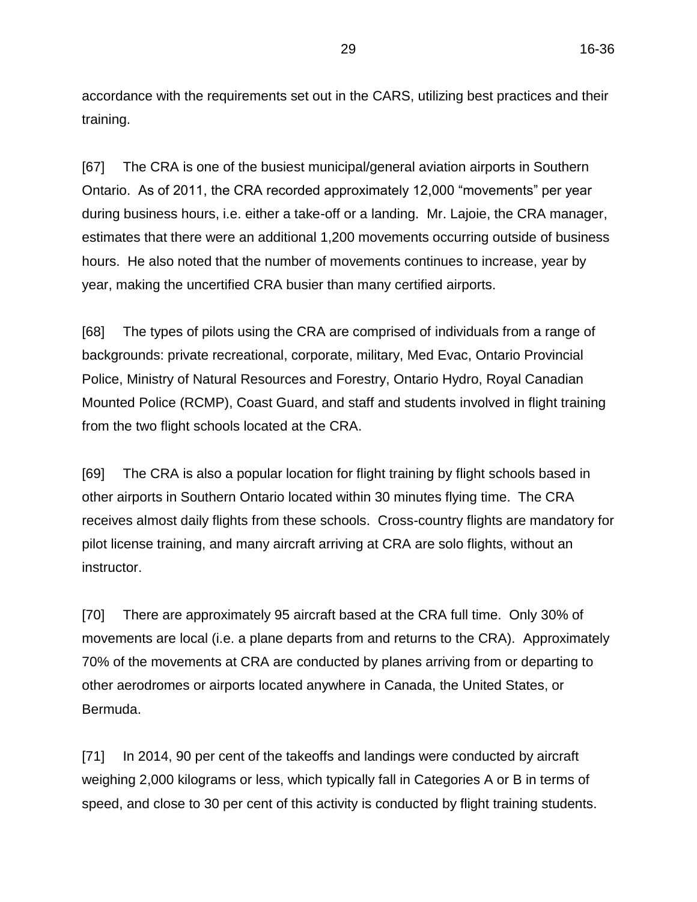accordance with the requirements set out in the CARS, utilizing best practices and their training.

[67] The CRA is one of the busiest municipal/general aviation airports in Southern Ontario. As of 2011, the CRA recorded approximately 12,000 "movements" per year during business hours, i.e. either a take-off or a landing. Mr. Lajoie, the CRA manager, estimates that there were an additional 1,200 movements occurring outside of business hours. He also noted that the number of movements continues to increase, year by year, making the uncertified CRA busier than many certified airports.

[68] The types of pilots using the CRA are comprised of individuals from a range of backgrounds: private recreational, corporate, military, Med Evac, Ontario Provincial Police, Ministry of Natural Resources and Forestry, Ontario Hydro, Royal Canadian Mounted Police (RCMP), Coast Guard, and staff and students involved in flight training from the two flight schools located at the CRA.

[69] The CRA is also a popular location for flight training by flight schools based in other airports in Southern Ontario located within 30 minutes flying time. The CRA receives almost daily flights from these schools. Cross-country flights are mandatory for pilot license training, and many aircraft arriving at CRA are solo flights, without an instructor.

[70] There are approximately 95 aircraft based at the CRA full time. Only 30% of movements are local (i.e. a plane departs from and returns to the CRA). Approximately 70% of the movements at CRA are conducted by planes arriving from or departing to other aerodromes or airports located anywhere in Canada, the United States, or Bermuda.

[71] In 2014, 90 per cent of the takeoffs and landings were conducted by aircraft weighing 2,000 kilograms or less, which typically fall in Categories A or B in terms of speed, and close to 30 per cent of this activity is conducted by flight training students.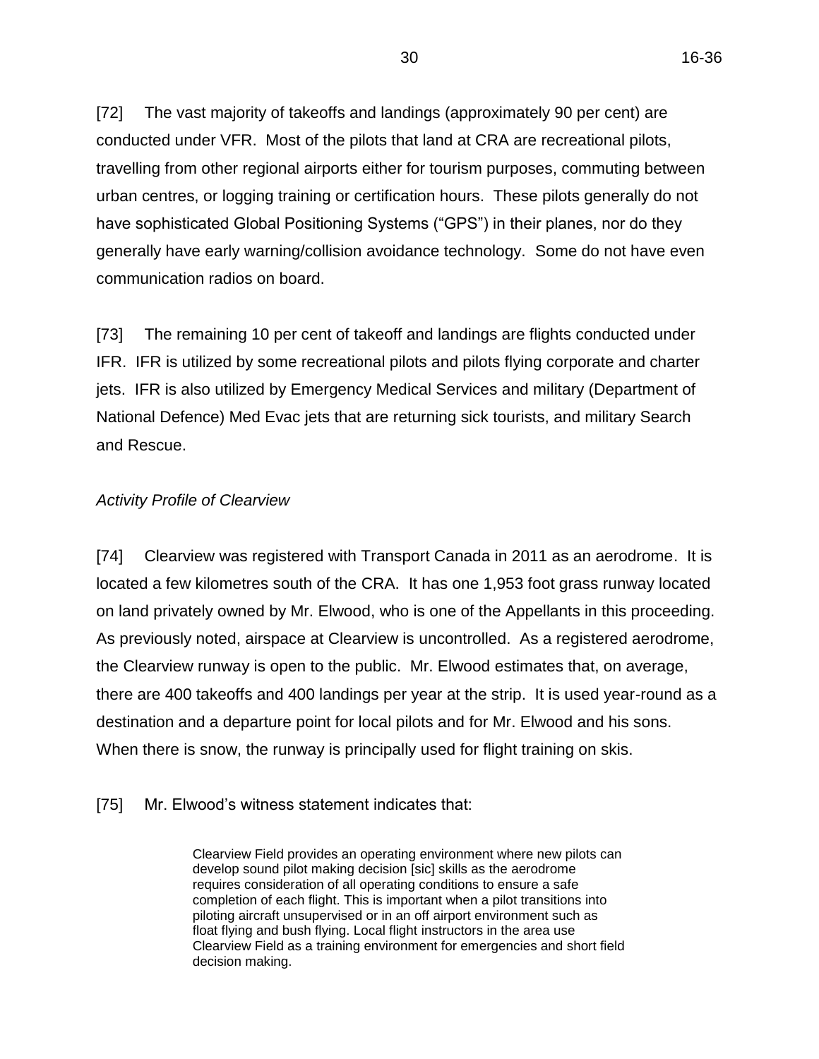[72] The vast majority of takeoffs and landings (approximately 90 per cent) are conducted under VFR. Most of the pilots that land at CRA are recreational pilots, travelling from other regional airports either for tourism purposes, commuting between urban centres, or logging training or certification hours. These pilots generally do not have sophisticated Global Positioning Systems ("GPS") in their planes, nor do they generally have early warning/collision avoidance technology. Some do not have even communication radios on board.

[73] The remaining 10 per cent of takeoff and landings are flights conducted under IFR. IFR is utilized by some recreational pilots and pilots flying corporate and charter jets. IFR is also utilized by Emergency Medical Services and military (Department of National Defence) Med Evac jets that are returning sick tourists, and military Search and Rescue.

*Activity Profile of Clearview*

[74] Clearview was registered with Transport Canada in 2011 as an aerodrome. It is located a few kilometres south of the CRA. It has one 1,953 foot grass runway located on land privately owned by Mr. Elwood, who is one of the Appellants in this proceeding. As previously noted, airspace at Clearview is uncontrolled. As a registered aerodrome, the Clearview runway is open to the public. Mr. Elwood estimates that, on average, there are 400 takeoffs and 400 landings per year at the strip. It is used year-round as a destination and a departure point for local pilots and for Mr. Elwood and his sons. When there is snow, the runway is principally used for flight training on skis.

[75] Mr. Elwood's witness statement indicates that:

> Clearview Field provides an operating environment where new pilots can develop sound pilot making decision [sic] skills as the aerodrome requires consideration of all operating conditions to ensure a safe completion of each flight. This is important when a pilot transitions into piloting aircraft unsupervised or in an off airport environment such as float flying and bush flying. Local flight instructors in the area use Clearview Field as a training environment for emergencies and short field decision making.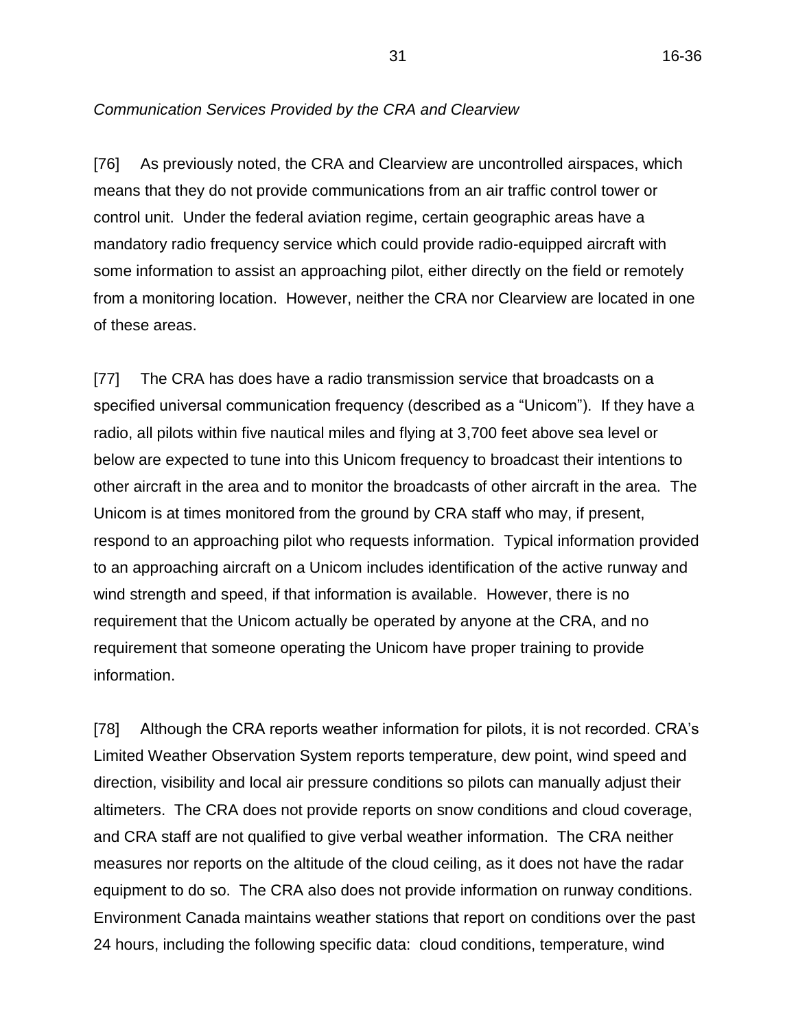*Communication Services Provided by the CRA and Clearview*

[76] As previously noted, the CRA and Clearview are uncontrolled airspaces, which means that they do not provide communications from an air traffic control tower or control unit. Under the federal aviation regime, certain geographic areas have a mandatory radio frequency service which could provide radio-equipped aircraft with some information to assist an approaching pilot, either directly on the field or remotely from a monitoring location. However, neither the CRA nor Clearview are located in one of these areas.

[77] The CRA has does have a radio transmission service that broadcasts on a specified universal communication frequency (described as a "Unicom"). If they have a radio, all pilots within five nautical miles and flying at 3,700 feet above sea level or below are expected to tune into this Unicom frequency to broadcast their intentions to other aircraft in the area and to monitor the broadcasts of other aircraft in the area. The Unicom is at times monitored from the ground by CRA staff who may, if present, respond to an approaching pilot who requests information. Typical information provided to an approaching aircraft on a Unicom includes identification of the active runway and wind strength and speed, if that information is available. However, there is no requirement that the Unicom actually be operated by anyone at the CRA, and no requirement that someone operating the Unicom have proper training to provide information.

[78] Although the CRA reports weather information for pilots, it is not recorded. CRA's Limited Weather Observation System reports temperature, dew point, wind speed and direction, visibility and local air pressure conditions so pilots can manually adjust their altimeters. The CRA does not provide reports on snow conditions and cloud coverage, and CRA staff are not qualified to give verbal weather information. The CRA neither measures nor reports on the altitude of the cloud ceiling, as it does not have the radar equipment to do so. The CRA also does not provide information on runway conditions. Environment Canada maintains weather stations that report on conditions over the past 24 hours, including the following specific data: cloud conditions, temperature, wind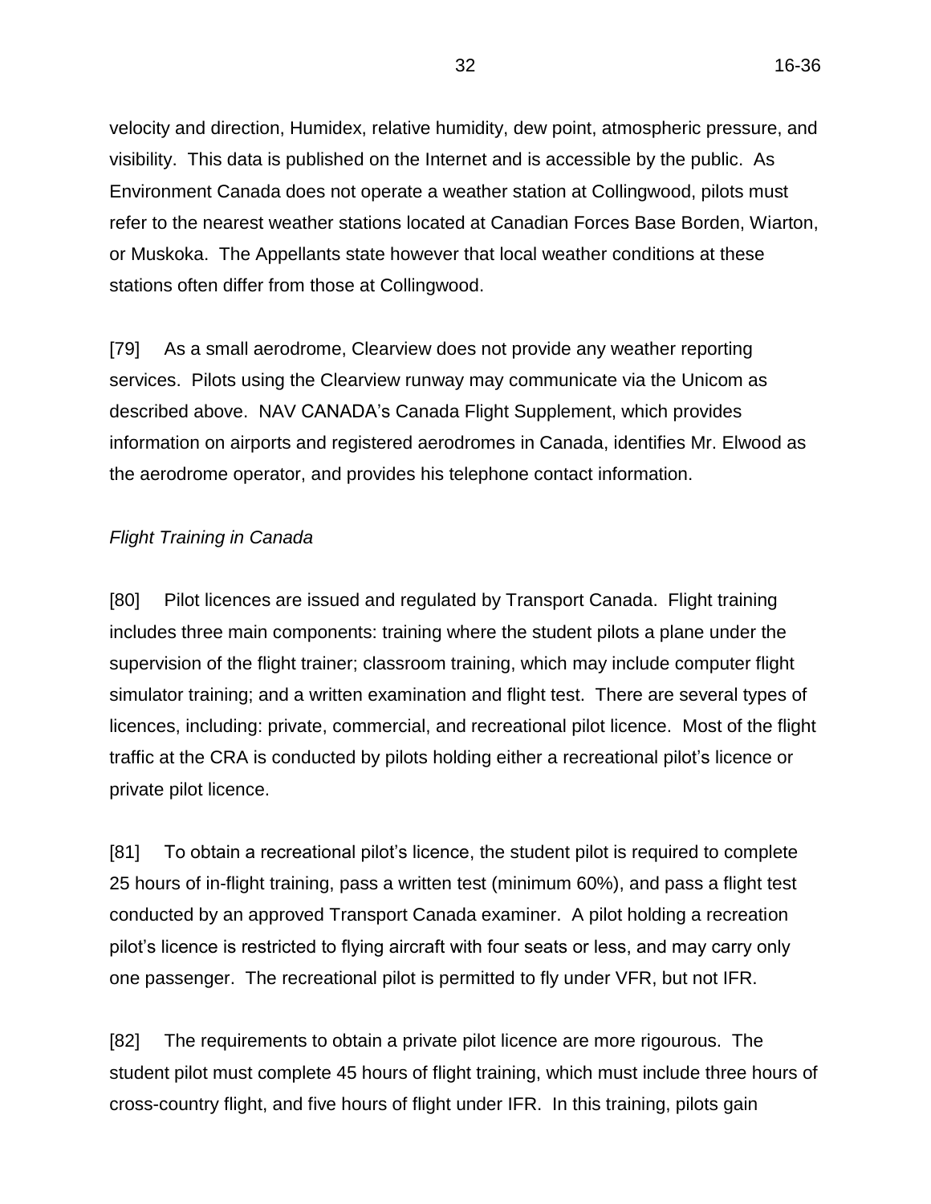velocity and direction, Humidex, relative humidity, dew point, atmospheric pressure, and visibility. This data is published on the Internet and is accessible by the public. As Environment Canada does not operate a weather station at Collingwood, pilots must refer to the nearest weather stations located at Canadian Forces Base Borden, Wiarton, or Muskoka. The Appellants state however that local weather conditions at these stations often differ from those at Collingwood.

[79] As a small aerodrome, Clearview does not provide any weather reporting services. Pilots using the Clearview runway may communicate via the Unicom as described above. NAV CANADA's Canada Flight Supplement, which provides information on airports and registered aerodromes in Canada, identifies Mr. Elwood as the aerodrome operator, and provides his telephone contact information.

*Flight Training in Canada*

[80] Pilot licences are issued and regulated by Transport Canada. Flight training includes three main components: training where the student pilots a plane under the supervision of the flight trainer; classroom training, which may include computer flight simulator training; and a written examination and flight test. There are several types of licences, including: private, commercial, and recreational pilot licence. Most of the flight traffic at the CRA is conducted by pilots holding either a recreational pilot's licence or private pilot licence.

[81] To obtain a recreational pilot's licence, the student pilot is required to complete 25 hours of in-flight training, pass a written test (minimum 60%), and pass a flight test conducted by an approved Transport Canada examiner. A pilot holding a recreation pilot's licence is restricted to flying aircraft with four seats or less, and may carry only one passenger. The recreational pilot is permitted to fly under VFR, but not IFR.

[82] The requirements to obtain a private pilot licence are more rigourous. The student pilot must complete 45 hours of flight training, which must include three hours of cross-country flight, and five hours of flight under IFR. In this training, pilots gain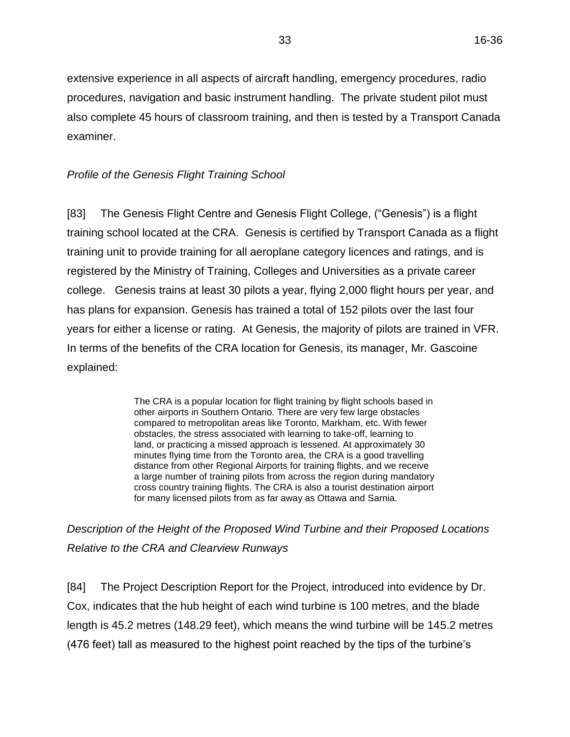extensive experience in all aspects of aircraft handling, emergency procedures, radio procedures, navigation and basic instrument handling. The private student pilot must also complete 45 hours of classroom training, and then is tested by a Transport Canada examiner.

*Profile of the Genesis Flight Training School*

[83] The Genesis Flight Centre and Genesis Flight College, ("Genesis") is a flight training school located at the CRA. Genesis is certified by Transport Canada as a flight training unit to provide training for all aeroplane category licences and ratings, and is registered by the Ministry of Training, Colleges and Universities as a private career college. Genesis trains at least 30 pilots a year, flying 2,000 flight hours per year, and has plans for expansion. Genesis has trained a total of 152 pilots over the last four years for either a license or rating. At Genesis, the majority of pilots are trained in VFR. In terms of the benefits of the CRA location for Genesis, its manager, Mr. Gascoine explained:

> The CRA is a popular location for flight training by flight schools based in other airports in Southern Ontario. There are very few large obstacles compared to metropolitan areas like Toronto, Markham, etc. With fewer obstacles, the stress associated with learning to take-off, learning to land, or practicing a missed approach is lessened. At approximately 30 minutes flying time from the Toronto area, the CRA is a good travelling distance from other Regional Airports for training flights, and we receive a large number of training pilots from across the region during mandatory cross country training flights. The CRA is also a tourist destination airport for many licensed pilots from as far away as Ottawa and Sarnia.

*Description of the Height of the Proposed Wind Turbine and their Proposed Locations Relative to the CRA and Clearview Runways*

[84] The Project Description Report for the Project, introduced into evidence by Dr. Cox, indicates that the hub height of each wind turbine is 100 metres, and the blade length is 45.2 metres (148.29 feet), which means the wind turbine will be 145.2 metres (476 feet) tall as measured to the highest point reached by the tips of the turbine's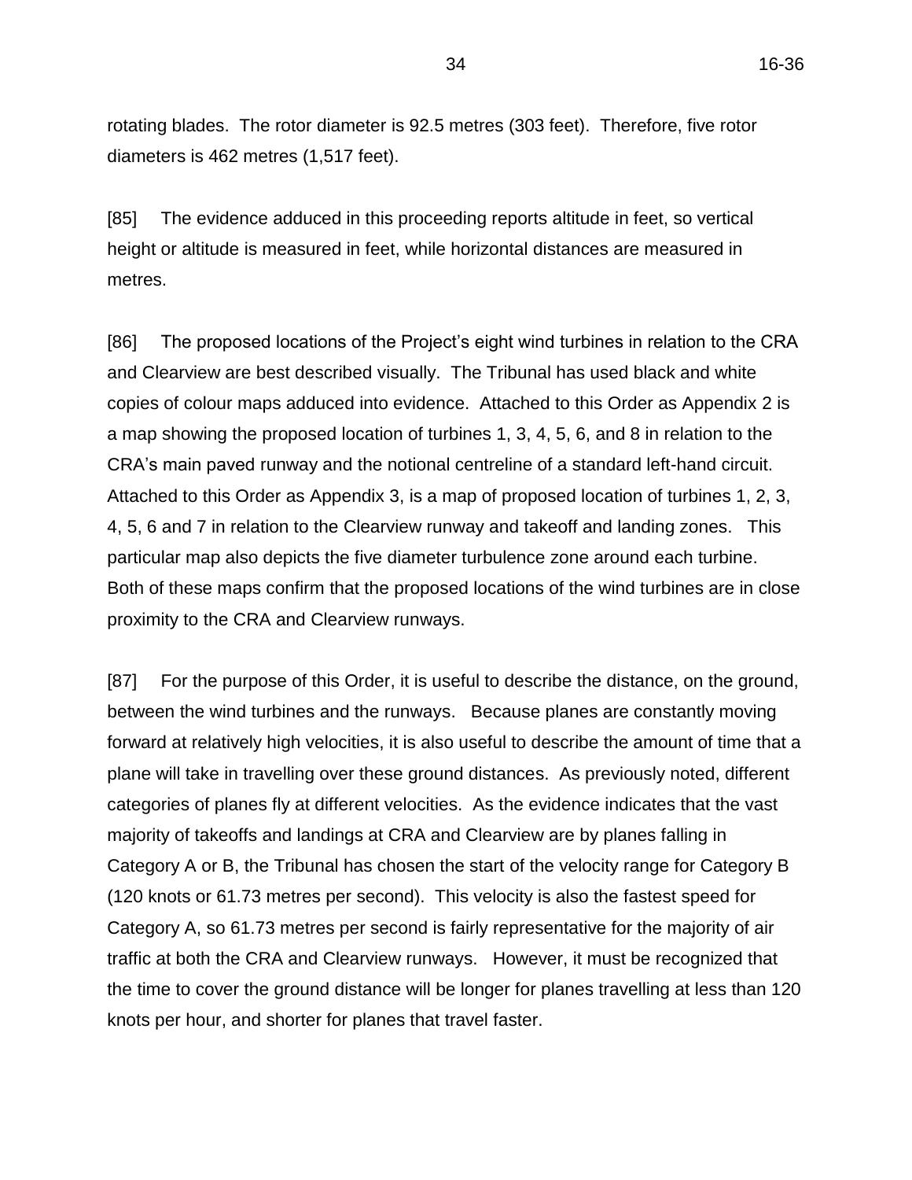rotating blades. The rotor diameter is 92.5 metres (303 feet). Therefore, five rotor diameters is 462 metres (1,517 feet).

[85] The evidence adduced in this proceeding reports altitude in feet, so vertical height or altitude is measured in feet, while horizontal distances are measured in metres.

[86] The proposed locations of the Project's eight wind turbines in relation to the CRA and Clearview are best described visually. The Tribunal has used black and white copies of colour maps adduced into evidence. Attached to this Order as Appendix 2 is a map showing the proposed location of turbines 1, 3, 4, 5, 6, and 8 in relation to the CRA's main paved runway and the notional centreline of a standard left-hand circuit. Attached to this Order as Appendix 3, is a map of proposed location of turbines 1, 2, 3, 4, 5, 6 and 7 in relation to the Clearview runway and takeoff and landing zones. This particular map also depicts the five diameter turbulence zone around each turbine. Both of these maps confirm that the proposed locations of the wind turbines are in close proximity to the CRA and Clearview runways.

[87] For the purpose of this Order, it is useful to describe the distance, on the ground, between the wind turbines and the runways. Because planes are constantly moving forward at relatively high velocities, it is also useful to describe the amount of time that a plane will take in travelling over these ground distances. As previously noted, different categories of planes fly at different velocities. As the evidence indicates that the vast majority of takeoffs and landings at CRA and Clearview are by planes falling in Category A or B, the Tribunal has chosen the start of the velocity range for Category B (120 knots or 61.73 metres per second). This velocity is also the fastest speed for Category A, so 61.73 metres per second is fairly representative for the majority of air traffic at both the CRA and Clearview runways. However, it must be recognized that the time to cover the ground distance will be longer for planes travelling at less than 120 knots per hour, and shorter for planes that travel faster.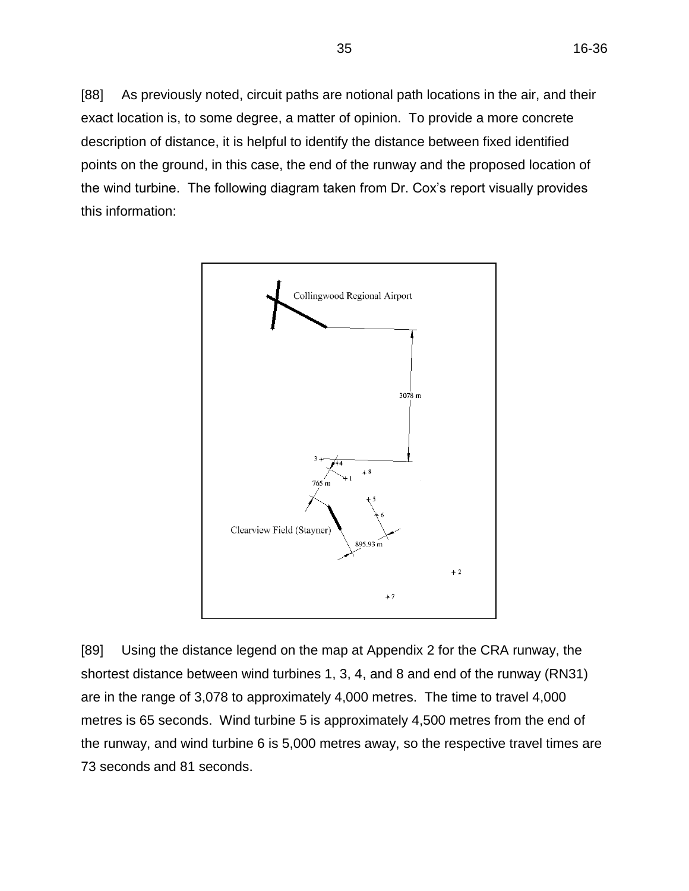[88] As previously noted, circuit paths are notional path locations in the air, and their exact location is, to some degree, a matter of opinion. To provide a more concrete description of distance, it is helpful to identify the distance between fixed identified points on the ground, in this case, the end of the runway and the proposed location of the wind turbine. The following diagram taken from Dr. Cox's report visually provides this information:

Collingwood Regional Airport

3078 m

3

4

1

8

765 m

5

6

Clearview Field (Stayner)

895.93 m

2

7

[89] Using the distance legend on the map at Appendix 2 for the CRA runway, the shortest distance between wind turbines 1, 3, 4, and 8 and end of the runway (RN31) are in the range of 3,078 to approximately 4,000 metres. The time to travel 4,000 metres is 65 seconds. Wind turbine 5 is approximately 4,500 metres from the end of the runway, and wind turbine 6 is 5,000 metres away, so the respective travel times are 73 seconds and 81 seconds.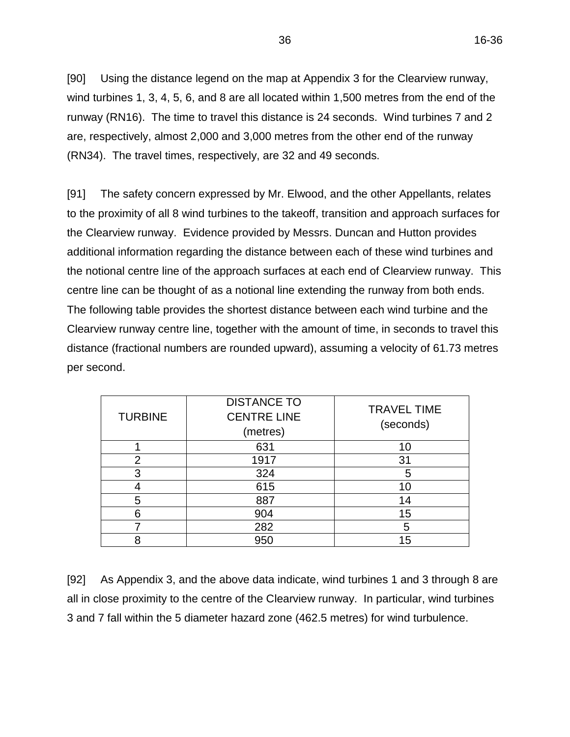[90] Using the distance legend on the map at Appendix 3 for the Clearview runway, wind turbines 1, 3, 4, 5, 6, and 8 are all located within 1,500 metres from the end of the runway (RN16). The time to travel this distance is 24 seconds. Wind turbines 7 and 2 are, respectively, almost 2,000 and 3,000 metres from the other end of the runway (RN34). The travel times, respectively, are 32 and 49 seconds.

[91] The safety concern expressed by Mr. Elwood, and the other Appellants, relates to the proximity of all 8 wind turbines to the takeoff, transition and approach surfaces for the Clearview runway. Evidence provided by Messrs. Duncan and Hutton provides additional information regarding the distance between each of these wind turbines and the notional centre line of the approach surfaces at each end of Clearview runway. This centre line can be thought of as a notional line extending the runway from both ends. The following table provides the shortest distance between each wind turbine and the Clearview runway centre line, together with the amount of time, in seconds to travel this distance (fractional numbers are rounded upward), assuming a velocity of 61.73 metres per second.

| TURBINE | DISTANCE TO CENTRE LINE (metres) | TRAVEL TIME (seconds) |
|---|---|---|
| 1 | 631 | 10 |
| 2 | 1917 | 31 |
| 3 | 324 | 5 |
| 4 | 615 | 10 |
| 5 | 887 | 14 |
| 6 | 904 | 15 |
| 7 | 282 | 5 |
| 8 | 950 | 15 |

[92] As Appendix 3, and the above data indicate, wind turbines 1 and 3 through 8 are all in close proximity to the centre of the Clearview runway. In particular, wind turbines 3 and 7 fall within the 5 diameter hazard zone (462.5 metres) for wind turbulence.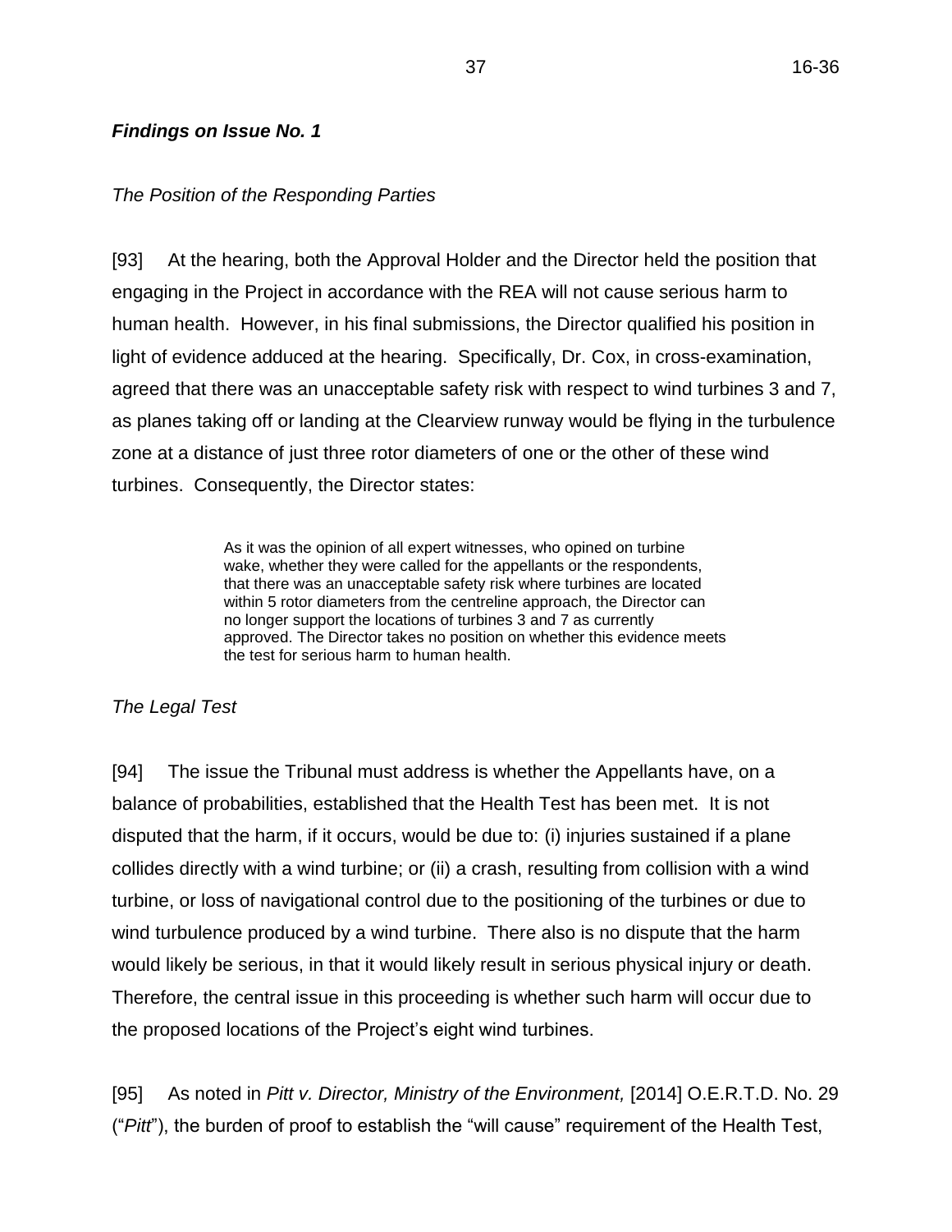***Findings on Issue No. 1***

*The Position of the Responding Parties*

[93] At the hearing, both the Approval Holder and the Director held the position that engaging in the Project in accordance with the REA will not cause serious harm to human health. However, in his final submissions, the Director qualified his position in light of evidence adduced at the hearing. Specifically, Dr. Cox, in cross-examination, agreed that there was an unacceptable safety risk with respect to wind turbines 3 and 7, as planes taking off or landing at the Clearview runway would be flying in the turbulence zone at a distance of just three rotor diameters of one or the other of these wind turbines. Consequently, the Director states:

> As it was the opinion of all expert witnesses, who opined on turbine wake, whether they were called for the appellants or the respondents, that there was an unacceptable safety risk where turbines are located within 5 rotor diameters from the centreline approach, the Director can no longer support the locations of turbines 3 and 7 as currently approved. The Director takes no position on whether this evidence meets the test for serious harm to human health.

*The Legal Test*

[94] The issue the Tribunal must address is whether the Appellants have, on a balance of probabilities, established that the Health Test has been met. It is not disputed that the harm, if it occurs, would be due to: (i) injuries sustained if a plane collides directly with a wind turbine; or (ii) a crash, resulting from collision with a wind turbine, or loss of navigational control due to the positioning of the turbines or due to wind turbulence produced by a wind turbine. There also is no dispute that the harm would likely be serious, in that it would likely result in serious physical injury or death. Therefore, the central issue in this proceeding is whether such harm will occur due to the proposed locations of the Project's eight wind turbines.

[95] As noted in *Pitt v. Director, Ministry of the Environment,* [2014] O.E.R.T.D. No. 29 ("*Pitt*"), the burden of proof to establish the "will cause" requirement of the Health Test,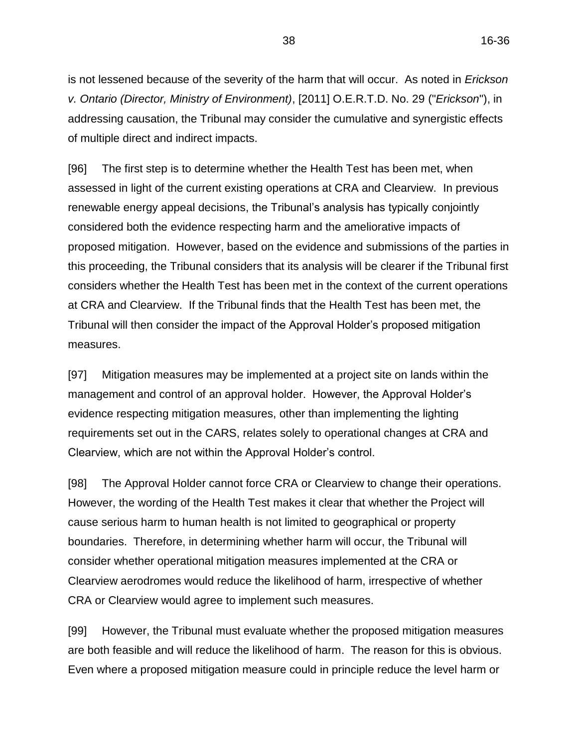is not lessened because of the severity of the harm that will occur. As noted in *Erickson v. Ontario (Director, Ministry of Environment)*, [2011] O.E.R.T.D. No. 29 ("*Erickson*"), in addressing causation, the Tribunal may consider the cumulative and synergistic effects of multiple direct and indirect impacts.

[96] The first step is to determine whether the Health Test has been met, when assessed in light of the current existing operations at CRA and Clearview. In previous renewable energy appeal decisions, the Tribunal's analysis has typically conjointly considered both the evidence respecting harm and the ameliorative impacts of proposed mitigation. However, based on the evidence and submissions of the parties in this proceeding, the Tribunal considers that its analysis will be clearer if the Tribunal first considers whether the Health Test has been met in the context of the current operations at CRA and Clearview. If the Tribunal finds that the Health Test has been met, the Tribunal will then consider the impact of the Approval Holder's proposed mitigation measures.

[97] Mitigation measures may be implemented at a project site on lands within the management and control of an approval holder. However, the Approval Holder's evidence respecting mitigation measures, other than implementing the lighting requirements set out in the CARS, relates solely to operational changes at CRA and Clearview, which are not within the Approval Holder's control.

[98] The Approval Holder cannot force CRA or Clearview to change their operations. However, the wording of the Health Test makes it clear that whether the Project will cause serious harm to human health is not limited to geographical or property boundaries. Therefore, in determining whether harm will occur, the Tribunal will consider whether operational mitigation measures implemented at the CRA or Clearview aerodromes would reduce the likelihood of harm, irrespective of whether CRA or Clearview would agree to implement such measures.

[99] However, the Tribunal must evaluate whether the proposed mitigation measures are both feasible and will reduce the likelihood of harm. The reason for this is obvious. Even where a proposed mitigation measure could in principle reduce the level harm or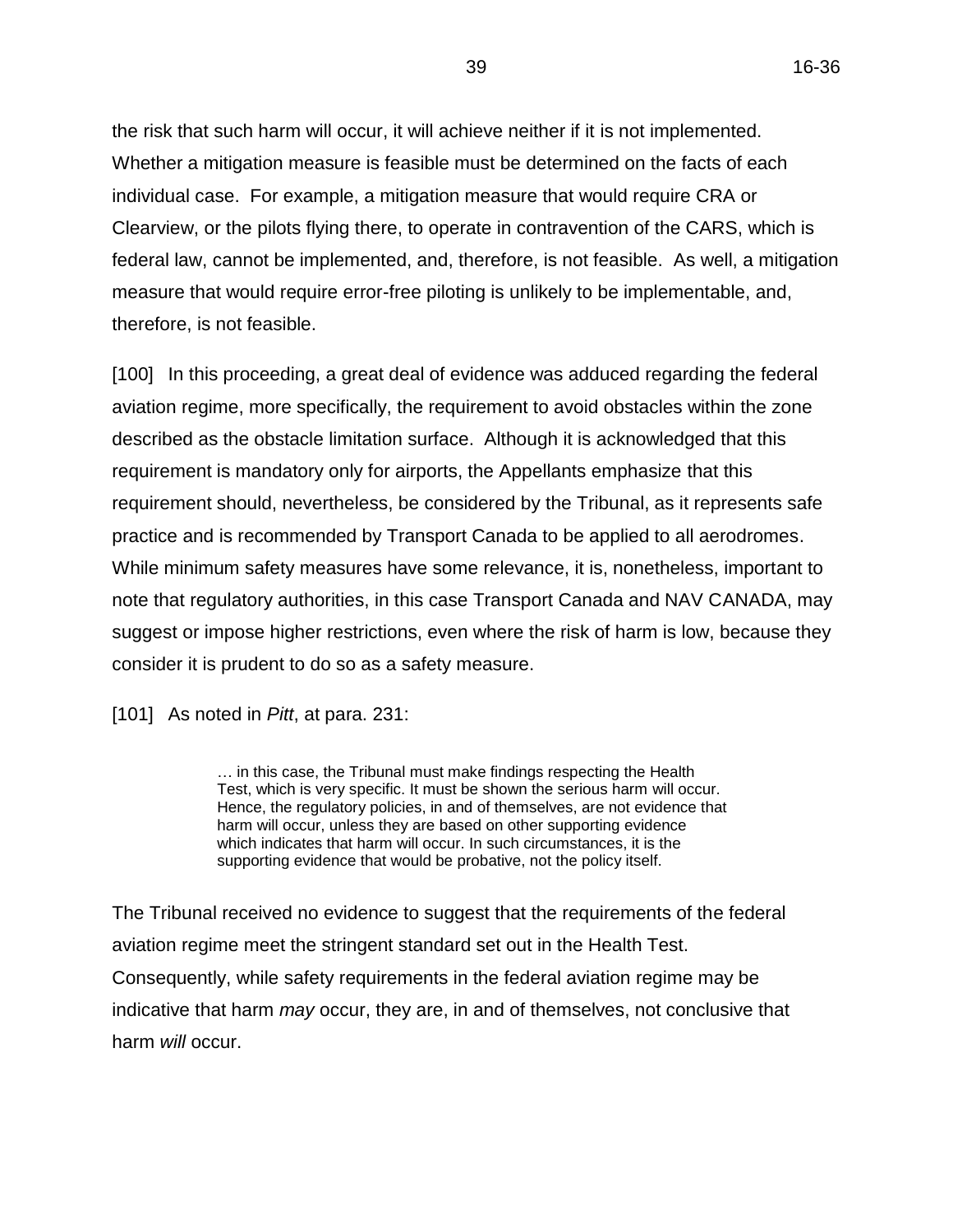the risk that such harm will occur, it will achieve neither if it is not implemented. Whether a mitigation measure is feasible must be determined on the facts of each individual case. For example, a mitigation measure that would require CRA or Clearview, or the pilots flying there, to operate in contravention of the CARS, which is federal law, cannot be implemented, and, therefore, is not feasible. As well, a mitigation measure that would require error-free piloting is unlikely to be implementable, and, therefore, is not feasible.

[100] In this proceeding, a great deal of evidence was adduced regarding the federal aviation regime, more specifically, the requirement to avoid obstacles within the zone described as the obstacle limitation surface. Although it is acknowledged that this requirement is mandatory only for airports, the Appellants emphasize that this requirement should, nevertheless, be considered by the Tribunal, as it represents safe practice and is recommended by Transport Canada to be applied to all aerodromes. While minimum safety measures have some relevance, it is, nonetheless, important to note that regulatory authorities, in this case Transport Canada and NAV CANADA, may suggest or impose higher restrictions, even where the risk of harm is low, because they consider it is prudent to do so as a safety measure.

[101] As noted in *Pitt*, at para. 231:

> … in this case, the Tribunal must make findings respecting the Health Test, which is very specific. It must be shown the serious harm will occur. Hence, the regulatory policies, in and of themselves, are not evidence that harm will occur, unless they are based on other supporting evidence which indicates that harm will occur. In such circumstances, it is the supporting evidence that would be probative, not the policy itself.

The Tribunal received no evidence to suggest that the requirements of the federal aviation regime meet the stringent standard set out in the Health Test. Consequently, while safety requirements in the federal aviation regime may be indicative that harm *may* occur, they are, in and of themselves, not conclusive that harm *will* occur.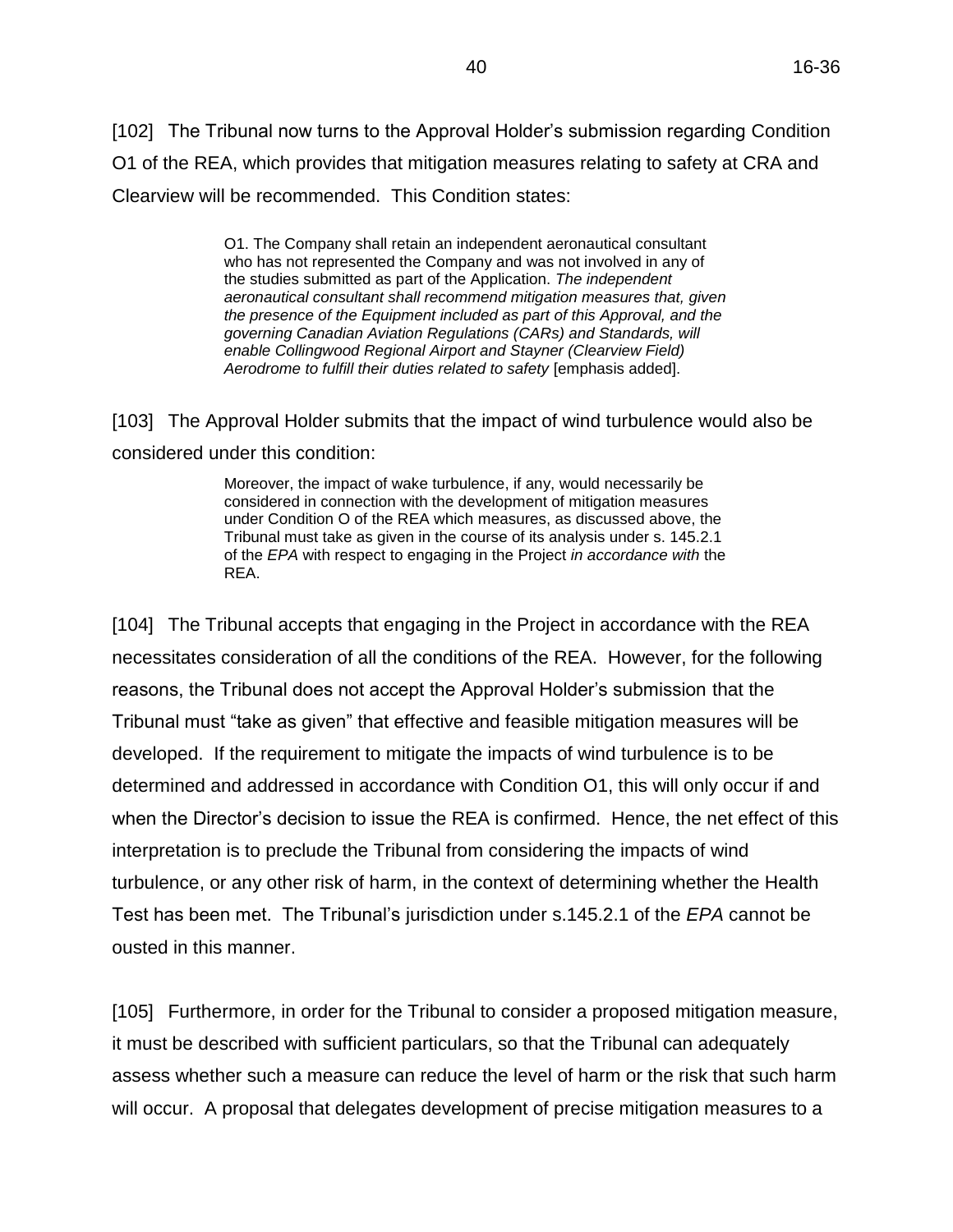[102] The Tribunal now turns to the Approval Holder's submission regarding Condition O1 of the REA, which provides that mitigation measures relating to safety at CRA and Clearview will be recommended. This Condition states:

> O1. The Company shall retain an independent aeronautical consultant who has not represented the Company and was not involved in any of the studies submitted as part of the Application. *The independent aeronautical consultant shall recommend mitigation measures that, given the presence of the Equipment included as part of this Approval, and the governing Canadian Aviation Regulations (CARs) and Standards, will enable Collingwood Regional Airport and Stayner (Clearview Field) Aerodrome to fulfill their duties related to safety* [emphasis added].

[103] The Approval Holder submits that the impact of wind turbulence would also be considered under this condition:

> Moreover, the impact of wake turbulence, if any, would necessarily be considered in connection with the development of mitigation measures under Condition O of the REA which measures, as discussed above, the Tribunal must take as given in the course of its analysis under s. 145.2.1 of the *EPA* with respect to engaging in the Project *in accordance with* the REA.

[104] The Tribunal accepts that engaging in the Project in accordance with the REA necessitates consideration of all the conditions of the REA. However, for the following reasons, the Tribunal does not accept the Approval Holder's submission that the Tribunal must "take as given" that effective and feasible mitigation measures will be developed. If the requirement to mitigate the impacts of wind turbulence is to be determined and addressed in accordance with Condition O1, this will only occur if and when the Director's decision to issue the REA is confirmed. Hence, the net effect of this interpretation is to preclude the Tribunal from considering the impacts of wind turbulence, or any other risk of harm, in the context of determining whether the Health Test has been met. The Tribunal's jurisdiction under s.145.2.1 of the *EPA* cannot be ousted in this manner.

[105] Furthermore, in order for the Tribunal to consider a proposed mitigation measure, it must be described with sufficient particulars, so that the Tribunal can adequately assess whether such a measure can reduce the level of harm or the risk that such harm will occur. A proposal that delegates development of precise mitigation measures to a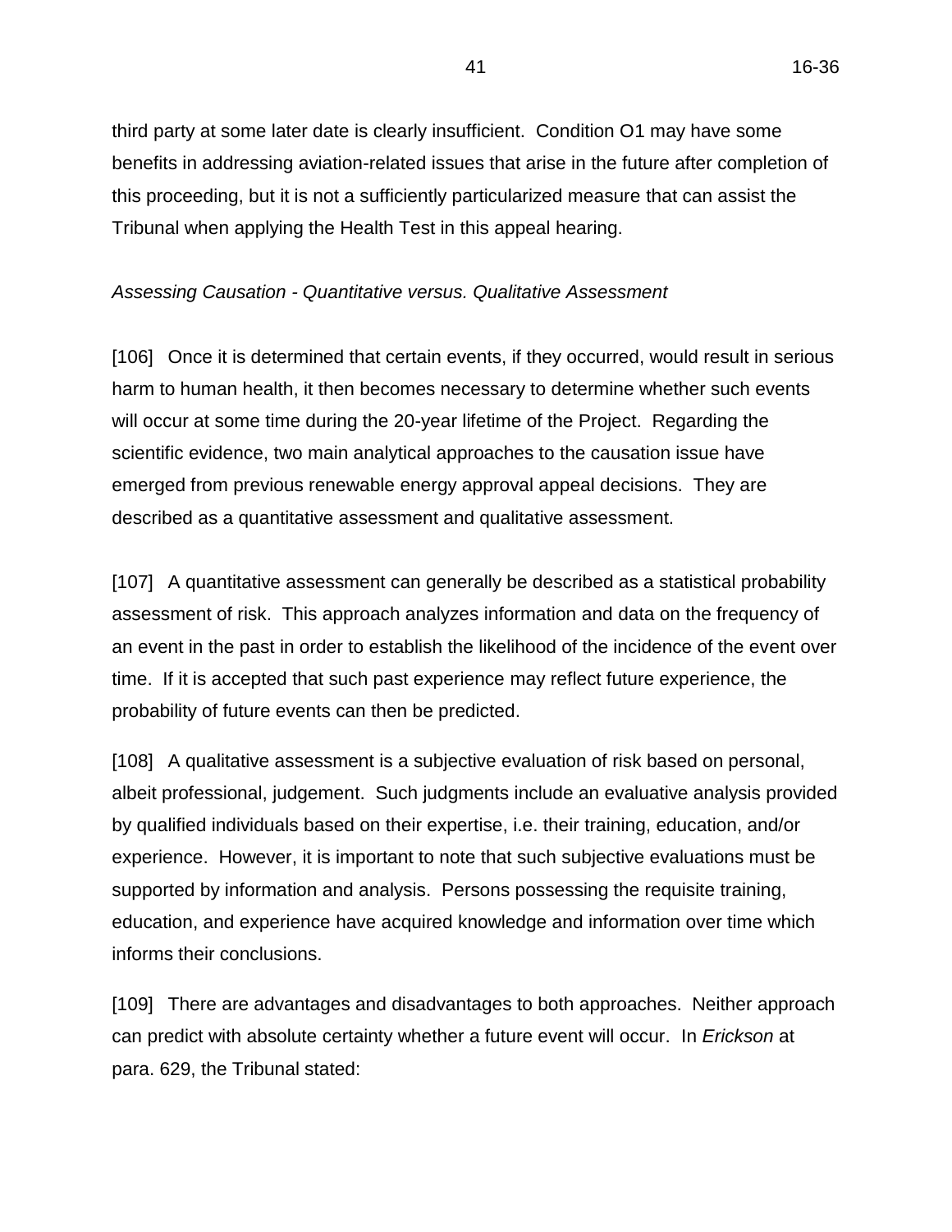third party at some later date is clearly insufficient. Condition O1 may have some benefits in addressing aviation-related issues that arise in the future after completion of this proceeding, but it is not a sufficiently particularized measure that can assist the Tribunal when applying the Health Test in this appeal hearing.

*Assessing Causation - Quantitative versus. Qualitative Assessment*

[106] Once it is determined that certain events, if they occurred, would result in serious harm to human health, it then becomes necessary to determine whether such events will occur at some time during the 20-year lifetime of the Project. Regarding the scientific evidence, two main analytical approaches to the causation issue have emerged from previous renewable energy approval appeal decisions. They are described as a quantitative assessment and qualitative assessment.

[107] A quantitative assessment can generally be described as a statistical probability assessment of risk. This approach analyzes information and data on the frequency of an event in the past in order to establish the likelihood of the incidence of the event over time. If it is accepted that such past experience may reflect future experience, the probability of future events can then be predicted.

[108] A qualitative assessment is a subjective evaluation of risk based on personal, albeit professional, judgement. Such judgments include an evaluative analysis provided by qualified individuals based on their expertise, i.e. their training, education, and/or experience. However, it is important to note that such subjective evaluations must be supported by information and analysis. Persons possessing the requisite training, education, and experience have acquired knowledge and information over time which informs their conclusions.

[109] There are advantages and disadvantages to both approaches. Neither approach can predict with absolute certainty whether a future event will occur. In *Erickson* at para. 629, the Tribunal stated: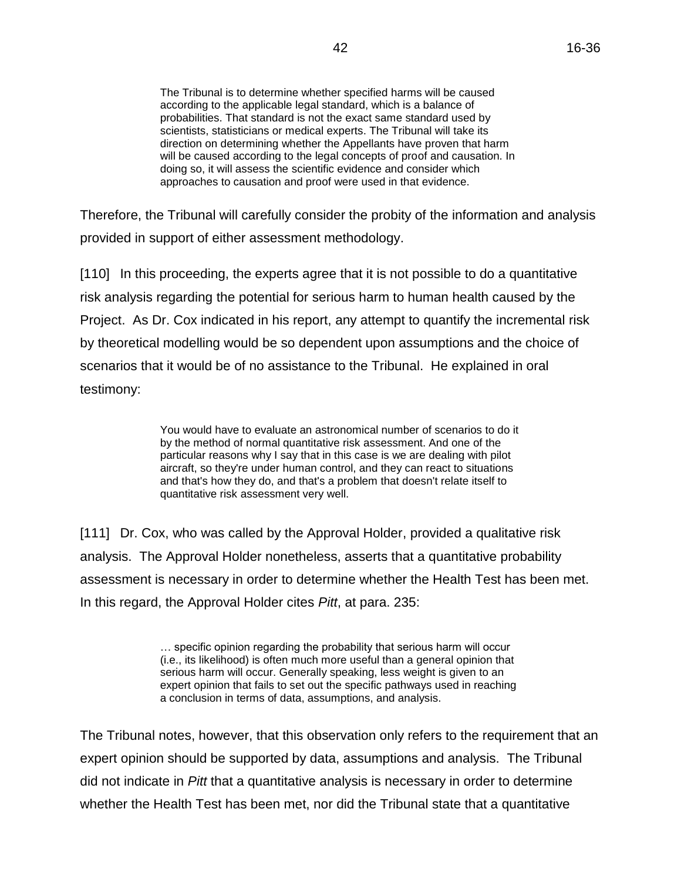> The Tribunal is to determine whether specified harms will be caused according to the applicable legal standard, which is a balance of probabilities. That standard is not the exact same standard used by scientists, statisticians or medical experts. The Tribunal will take its direction on determining whether the Appellants have proven that harm will be caused according to the legal concepts of proof and causation. In doing so, it will assess the scientific evidence and consider which approaches to causation and proof were used in that evidence.

Therefore, the Tribunal will carefully consider the probity of the information and analysis provided in support of either assessment methodology.

[110] In this proceeding, the experts agree that it is not possible to do a quantitative risk analysis regarding the potential for serious harm to human health caused by the Project. As Dr. Cox indicated in his report, any attempt to quantify the incremental risk by theoretical modelling would be so dependent upon assumptions and the choice of scenarios that it would be of no assistance to the Tribunal. He explained in oral testimony:

> You would have to evaluate an astronomical number of scenarios to do it by the method of normal quantitative risk assessment. And one of the particular reasons why I say that in this case is we are dealing with pilot aircraft, so they're under human control, and they can react to situations and that's how they do, and that's a problem that doesn't relate itself to quantitative risk assessment very well.

[111] Dr. Cox, who was called by the Approval Holder, provided a qualitative risk analysis. The Approval Holder nonetheless, asserts that a quantitative probability assessment is necessary in order to determine whether the Health Test has been met. In this regard, the Approval Holder cites *Pitt*, at para. 235:

> … specific opinion regarding the probability that serious harm will occur (i.e., its likelihood) is often much more useful than a general opinion that serious harm will occur. Generally speaking, less weight is given to an expert opinion that fails to set out the specific pathways used in reaching a conclusion in terms of data, assumptions, and analysis.

The Tribunal notes, however, that this observation only refers to the requirement that an expert opinion should be supported by data, assumptions and analysis. The Tribunal did not indicate in *Pitt* that a quantitative analysis is necessary in order to determine whether the Health Test has been met, nor did the Tribunal state that a quantitative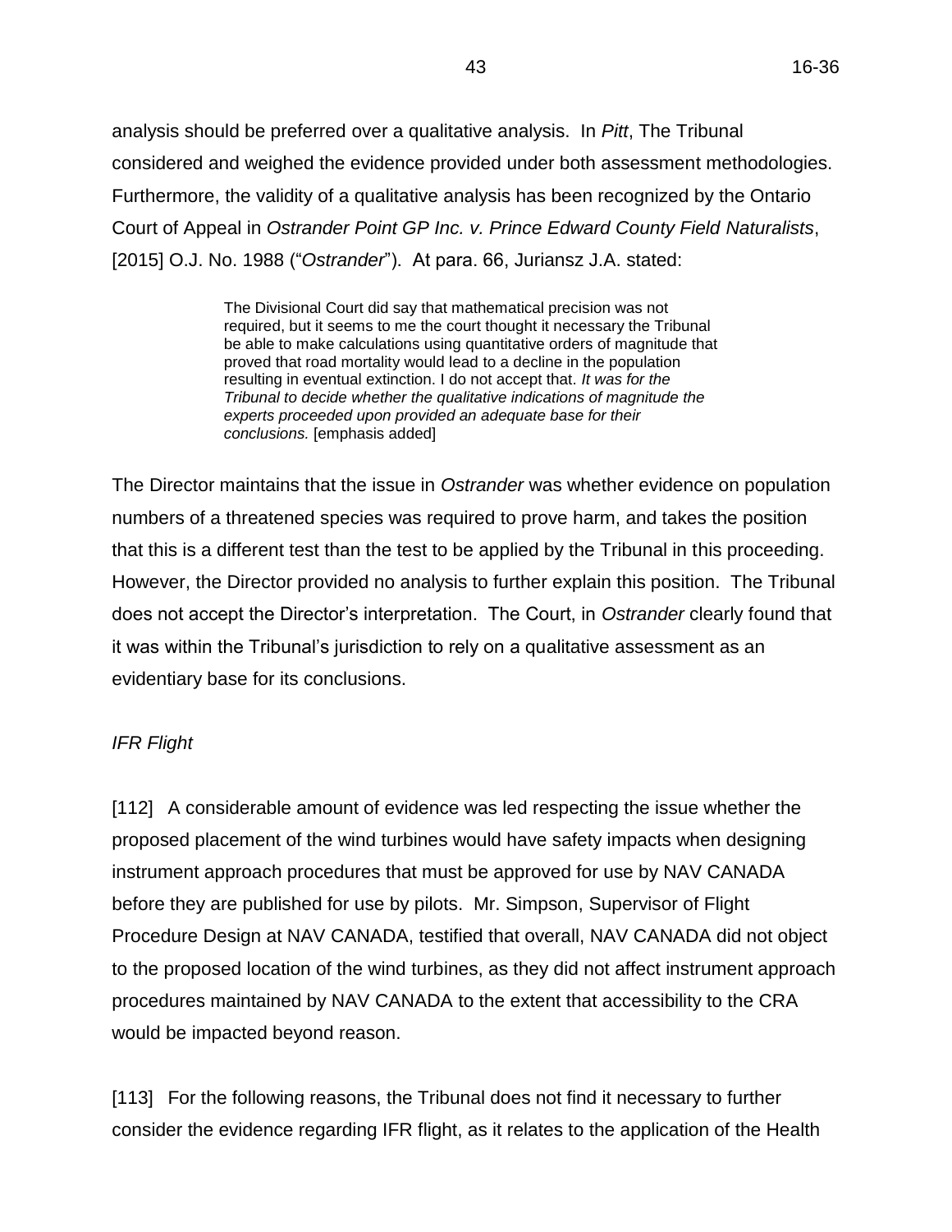analysis should be preferred over a qualitative analysis. In *Pitt*, The Tribunal considered and weighed the evidence provided under both assessment methodologies. Furthermore, the validity of a qualitative analysis has been recognized by the Ontario Court of Appeal in *Ostrander Point GP Inc. v. Prince Edward County Field Naturalists*, [2015] O.J. No. 1988 ("*Ostrander*"). At para. 66, Juriansz J.A. stated:

> The Divisional Court did say that mathematical precision was not required, but it seems to me the court thought it necessary the Tribunal be able to make calculations using quantitative orders of magnitude that proved that road mortality would lead to a decline in the population resulting in eventual extinction. I do not accept that. *It was for the Tribunal to decide whether the qualitative indications of magnitude the experts proceeded upon provided an adequate base for their conclusions.* [emphasis added]

The Director maintains that the issue in *Ostrander* was whether evidence on population numbers of a threatened species was required to prove harm, and takes the position that this is a different test than the test to be applied by the Tribunal in this proceeding. However, the Director provided no analysis to further explain this position. The Tribunal does not accept the Director's interpretation. The Court, in *Ostrander* clearly found that it was within the Tribunal's jurisdiction to rely on a qualitative assessment as an evidentiary base for its conclusions.

*IFR Flight*

[112] A considerable amount of evidence was led respecting the issue whether the proposed placement of the wind turbines would have safety impacts when designing instrument approach procedures that must be approved for use by NAV CANADA before they are published for use by pilots. Mr. Simpson, Supervisor of Flight Procedure Design at NAV CANADA, testified that overall, NAV CANADA did not object to the proposed location of the wind turbines, as they did not affect instrument approach procedures maintained by NAV CANADA to the extent that accessibility to the CRA would be impacted beyond reason.

[113] For the following reasons, the Tribunal does not find it necessary to further consider the evidence regarding IFR flight, as it relates to the application of the Health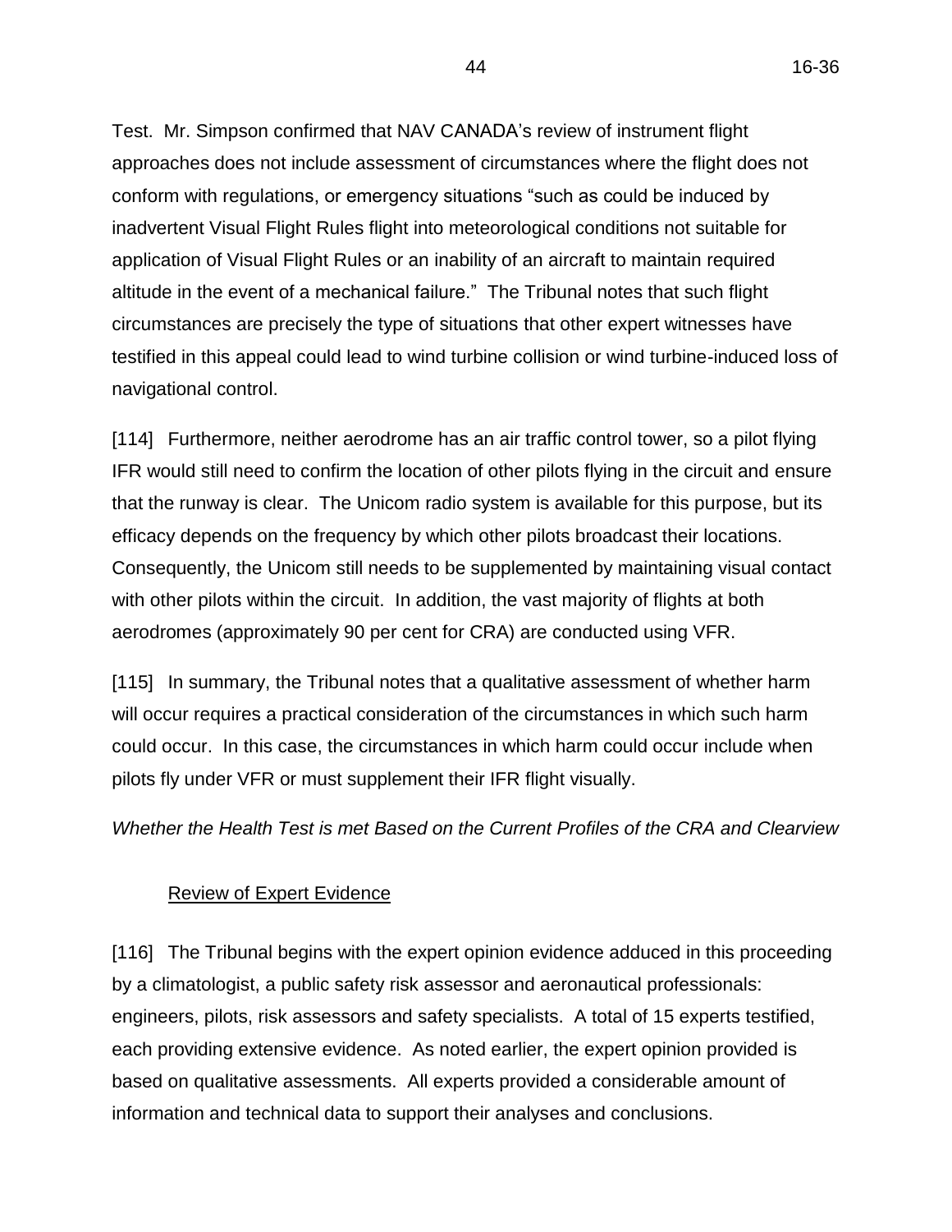Test. Mr. Simpson confirmed that NAV CANADA's review of instrument flight approaches does not include assessment of circumstances where the flight does not conform with regulations, or emergency situations "such as could be induced by inadvertent Visual Flight Rules flight into meteorological conditions not suitable for application of Visual Flight Rules or an inability of an aircraft to maintain required altitude in the event of a mechanical failure." The Tribunal notes that such flight circumstances are precisely the type of situations that other expert witnesses have testified in this appeal could lead to wind turbine collision or wind turbine-induced loss of navigational control.

[114] Furthermore, neither aerodrome has an air traffic control tower, so a pilot flying IFR would still need to confirm the location of other pilots flying in the circuit and ensure that the runway is clear. The Unicom radio system is available for this purpose, but its efficacy depends on the frequency by which other pilots broadcast their locations. Consequently, the Unicom still needs to be supplemented by maintaining visual contact with other pilots within the circuit. In addition, the vast majority of flights at both aerodromes (approximately 90 per cent for CRA) are conducted using VFR.

[115] In summary, the Tribunal notes that a qualitative assessment of whether harm will occur requires a practical consideration of the circumstances in which such harm could occur. In this case, the circumstances in which harm could occur include when pilots fly under VFR or must supplement their IFR flight visually.

*Whether the Health Test is met Based on the Current Profiles of the CRA and Clearview*

Review of Expert Evidence

[116] The Tribunal begins with the expert opinion evidence adduced in this proceeding by a climatologist, a public safety risk assessor and aeronautical professionals: engineers, pilots, risk assessors and safety specialists. A total of 15 experts testified, each providing extensive evidence. As noted earlier, the expert opinion provided is based on qualitative assessments. All experts provided a considerable amount of information and technical data to support their analyses and conclusions.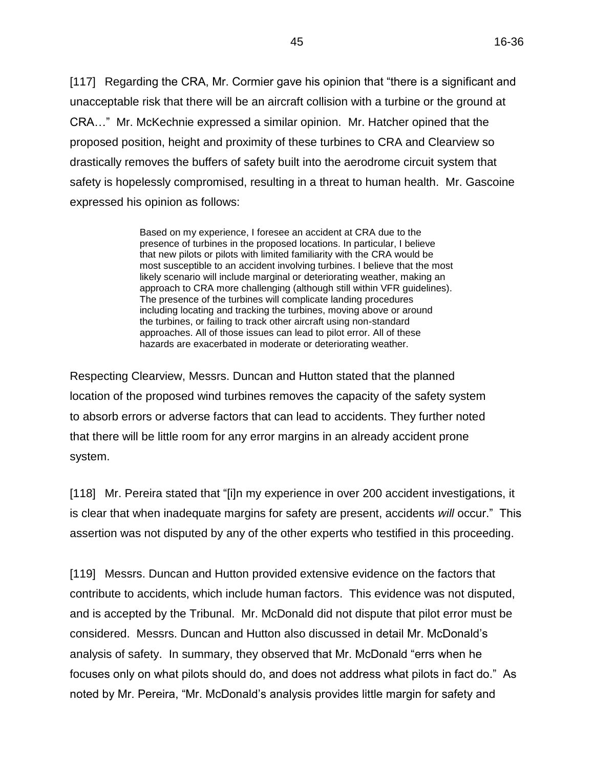[117] Regarding the CRA, Mr. Cormier gave his opinion that "there is a significant and unacceptable risk that there will be an aircraft collision with a turbine or the ground at CRA…" Mr. McKechnie expressed a similar opinion. Mr. Hatcher opined that the proposed position, height and proximity of these turbines to CRA and Clearview so drastically removes the buffers of safety built into the aerodrome circuit system that safety is hopelessly compromised, resulting in a threat to human health. Mr. Gascoine expressed his opinion as follows:

> Based on my experience, I foresee an accident at CRA due to the presence of turbines in the proposed locations. In particular, I believe that new pilots or pilots with limited familiarity with the CRA would be most susceptible to an accident involving turbines. I believe that the most likely scenario will include marginal or deteriorating weather, making an approach to CRA more challenging (although still within VFR guidelines). The presence of the turbines will complicate landing procedures including locating and tracking the turbines, moving above or around the turbines, or failing to track other aircraft using non-standard approaches. All of those issues can lead to pilot error. All of these hazards are exacerbated in moderate or deteriorating weather.

Respecting Clearview, Messrs. Duncan and Hutton stated that the planned location of the proposed wind turbines removes the capacity of the safety system to absorb errors or adverse factors that can lead to accidents. They further noted that there will be little room for any error margins in an already accident prone system.

[118] Mr. Pereira stated that "[i]n my experience in over 200 accident investigations, it is clear that when inadequate margins for safety are present, accidents *will* occur." This assertion was not disputed by any of the other experts who testified in this proceeding.

[119] Messrs. Duncan and Hutton provided extensive evidence on the factors that contribute to accidents, which include human factors. This evidence was not disputed, and is accepted by the Tribunal. Mr. McDonald did not dispute that pilot error must be considered. Messrs. Duncan and Hutton also discussed in detail Mr. McDonald's analysis of safety. In summary, they observed that Mr. McDonald "errs when he focuses only on what pilots should do, and does not address what pilots in fact do." As noted by Mr. Pereira, "Mr. McDonald's analysis provides little margin for safety and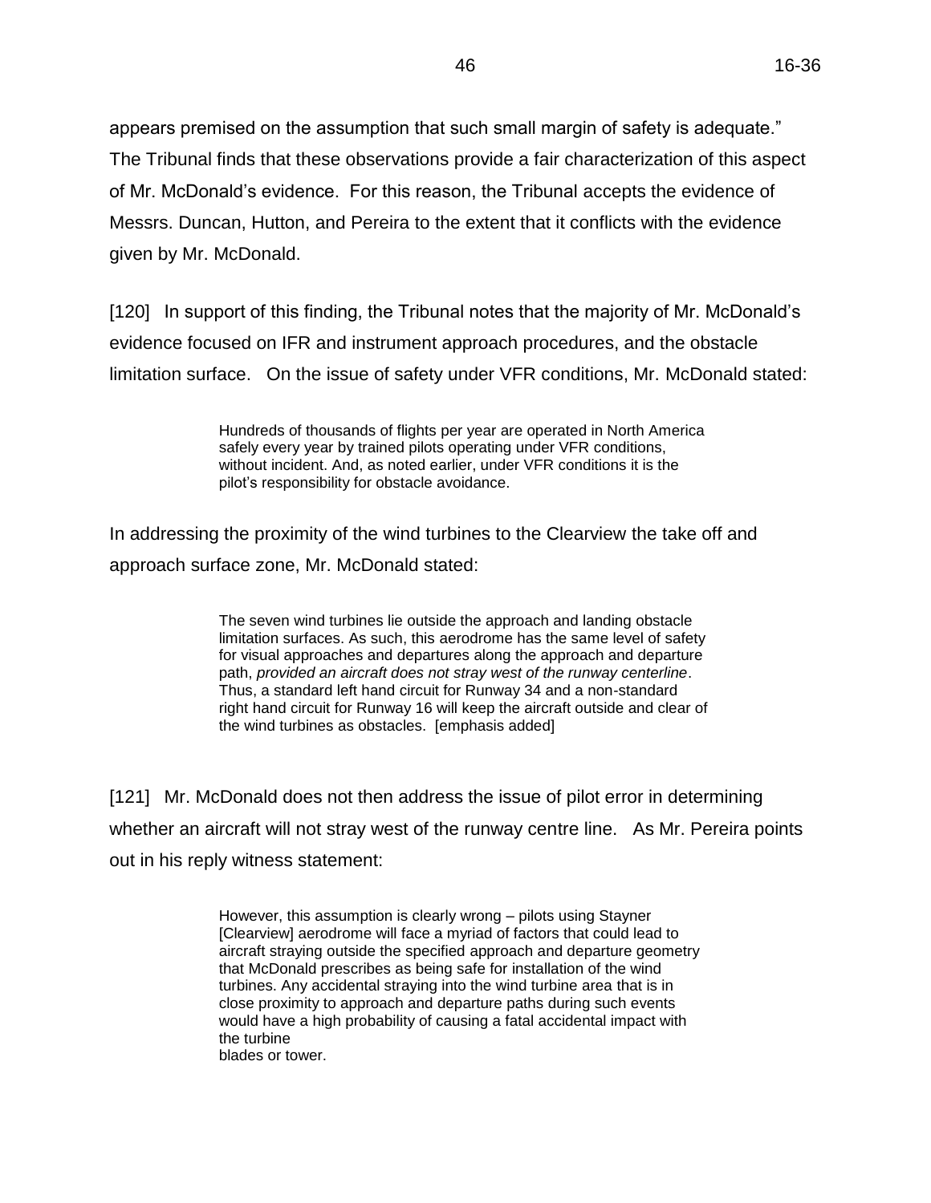appears premised on the assumption that such small margin of safety is adequate." The Tribunal finds that these observations provide a fair characterization of this aspect of Mr. McDonald's evidence. For this reason, the Tribunal accepts the evidence of Messrs. Duncan, Hutton, and Pereira to the extent that it conflicts with the evidence given by Mr. McDonald.

[120] In support of this finding, the Tribunal notes that the majority of Mr. McDonald's evidence focused on IFR and instrument approach procedures, and the obstacle limitation surface. On the issue of safety under VFR conditions, Mr. McDonald stated:

> Hundreds of thousands of flights per year are operated in North America safely every year by trained pilots operating under VFR conditions, without incident. And, as noted earlier, under VFR conditions it is the pilot's responsibility for obstacle avoidance.

In addressing the proximity of the wind turbines to the Clearview the take off and approach surface zone, Mr. McDonald stated:

> The seven wind turbines lie outside the approach and landing obstacle limitation surfaces. As such, this aerodrome has the same level of safety for visual approaches and departures along the approach and departure path, *provided an aircraft does not stray west of the runway centerline*. Thus, a standard left hand circuit for Runway 34 and a non-standard right hand circuit for Runway 16 will keep the aircraft outside and clear of the wind turbines as obstacles. [emphasis added]

[121] Mr. McDonald does not then address the issue of pilot error in determining whether an aircraft will not stray west of the runway centre line. As Mr. Pereira points out in his reply witness statement:

> However, this assumption is clearly wrong – pilots using Stayner [Clearview] aerodrome will face a myriad of factors that could lead to aircraft straying outside the specified approach and departure geometry that McDonald prescribes as being safe for installation of the wind turbines. Any accidental straying into the wind turbine area that is in close proximity to approach and departure paths during such events would have a high probability of causing a fatal accidental impact with the turbine blades or tower.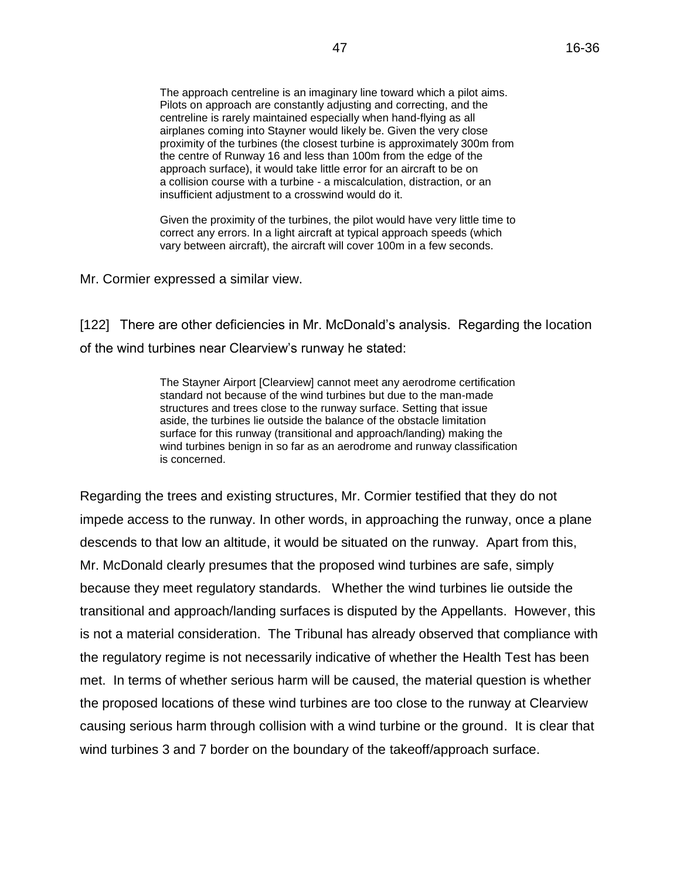> The approach centreline is an imaginary line toward which a pilot aims. Pilots on approach are constantly adjusting and correcting, and the centreline is rarely maintained especially when hand-flying as all airplanes coming into Stayner would likely be. Given the very close proximity of the turbines (the closest turbine is approximately 300m from the centre of Runway 16 and less than 100m from the edge of the approach surface), it would take little error for an aircraft to be on a collision course with a turbine - a miscalculation, distraction, or an insufficient adjustment to a crosswind would do it.
>
> Given the proximity of the turbines, the pilot would have very little time to correct any errors. In a light aircraft at typical approach speeds (which vary between aircraft), the aircraft will cover 100m in a few seconds.

Mr. Cormier expressed a similar view.

[122] There are other deficiencies in Mr. McDonald's analysis. Regarding the location of the wind turbines near Clearview's runway he stated:

> The Stayner Airport [Clearview] cannot meet any aerodrome certification standard not because of the wind turbines but due to the man-made structures and trees close to the runway surface. Setting that issue aside, the turbines lie outside the balance of the obstacle limitation surface for this runway (transitional and approach/landing) making the wind turbines benign in so far as an aerodrome and runway classification is concerned.

Regarding the trees and existing structures, Mr. Cormier testified that they do not impede access to the runway. In other words, in approaching the runway, once a plane descends to that low an altitude, it would be situated on the runway. Apart from this, Mr. McDonald clearly presumes that the proposed wind turbines are safe, simply because they meet regulatory standards. Whether the wind turbines lie outside the transitional and approach/landing surfaces is disputed by the Appellants. However, this is not a material consideration. The Tribunal has already observed that compliance with the regulatory regime is not necessarily indicative of whether the Health Test has been met. In terms of whether serious harm will be caused, the material question is whether the proposed locations of these wind turbines are too close to the runway at Clearview causing serious harm through collision with a wind turbine or the ground. It is clear that wind turbines 3 and 7 border on the boundary of the takeoff/approach surface.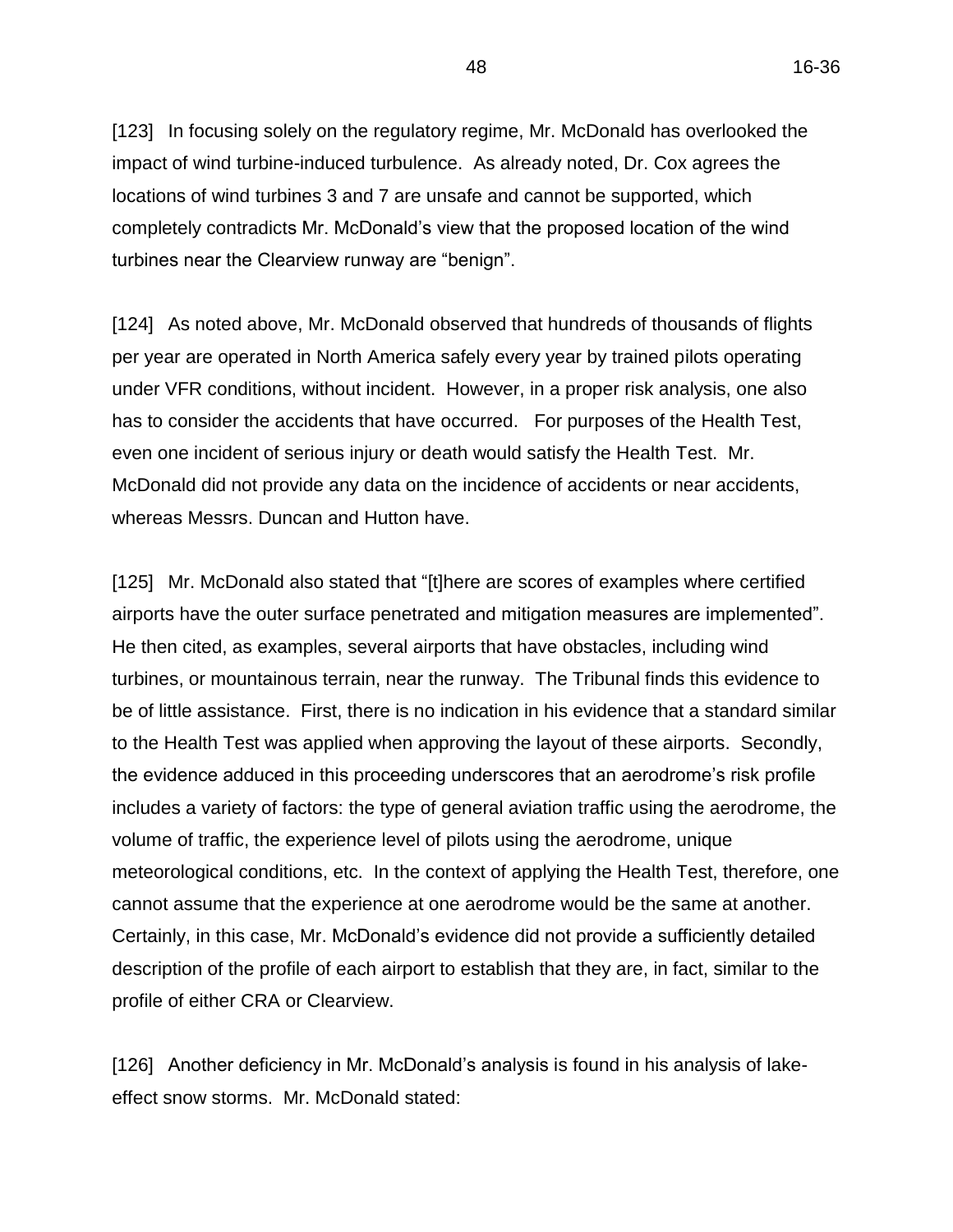[123] In focusing solely on the regulatory regime, Mr. McDonald has overlooked the impact of wind turbine-induced turbulence. As already noted, Dr. Cox agrees the locations of wind turbines 3 and 7 are unsafe and cannot be supported, which completely contradicts Mr. McDonald's view that the proposed location of the wind turbines near the Clearview runway are "benign".

[124] As noted above, Mr. McDonald observed that hundreds of thousands of flights per year are operated in North America safely every year by trained pilots operating under VFR conditions, without incident. However, in a proper risk analysis, one also has to consider the accidents that have occurred. For purposes of the Health Test, even one incident of serious injury or death would satisfy the Health Test. Mr. McDonald did not provide any data on the incidence of accidents or near accidents, whereas Messrs. Duncan and Hutton have.

[125] Mr. McDonald also stated that "[t]here are scores of examples where certified airports have the outer surface penetrated and mitigation measures are implemented". He then cited, as examples, several airports that have obstacles, including wind turbines, or mountainous terrain, near the runway. The Tribunal finds this evidence to be of little assistance. First, there is no indication in his evidence that a standard similar to the Health Test was applied when approving the layout of these airports. Secondly, the evidence adduced in this proceeding underscores that an aerodrome's risk profile includes a variety of factors: the type of general aviation traffic using the aerodrome, the volume of traffic, the experience level of pilots using the aerodrome, unique meteorological conditions, etc. In the context of applying the Health Test, therefore, one cannot assume that the experience at one aerodrome would be the same at another. Certainly, in this case, Mr. McDonald's evidence did not provide a sufficiently detailed description of the profile of each airport to establish that they are, in fact, similar to the profile of either CRA or Clearview.

[126] Another deficiency in Mr. McDonald's analysis is found in his analysis of lake-effect snow storms. Mr. McDonald stated: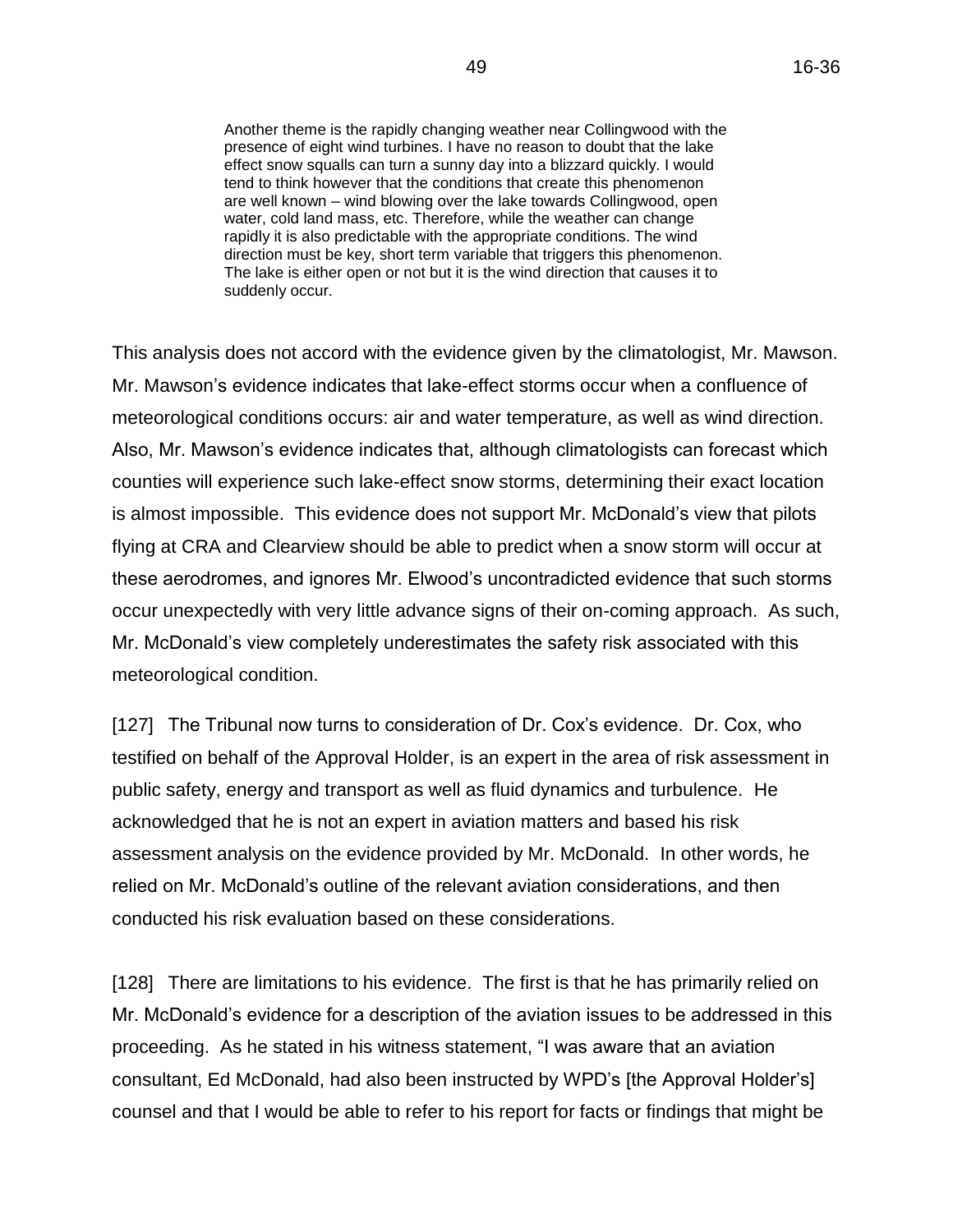> Another theme is the rapidly changing weather near Collingwood with the presence of eight wind turbines. I have no reason to doubt that the lake effect snow squalls can turn a sunny day into a blizzard quickly. I would tend to think however that the conditions that create this phenomenon are well known – wind blowing over the lake towards Collingwood, open water, cold land mass, etc. Therefore, while the weather can change rapidly it is also predictable with the appropriate conditions. The wind direction must be key, short term variable that triggers this phenomenon. The lake is either open or not but it is the wind direction that causes it to suddenly occur.

This analysis does not accord with the evidence given by the climatologist, Mr. Mawson. Mr. Mawson's evidence indicates that lake-effect storms occur when a confluence of meteorological conditions occurs: air and water temperature, as well as wind direction. Also, Mr. Mawson's evidence indicates that, although climatologists can forecast which counties will experience such lake-effect snow storms, determining their exact location is almost impossible. This evidence does not support Mr. McDonald's view that pilots flying at CRA and Clearview should be able to predict when a snow storm will occur at these aerodromes, and ignores Mr. Elwood's uncontradicted evidence that such storms occur unexpectedly with very little advance signs of their on-coming approach. As such, Mr. McDonald's view completely underestimates the safety risk associated with this meteorological condition.

[127] The Tribunal now turns to consideration of Dr. Cox's evidence. Dr. Cox, who testified on behalf of the Approval Holder, is an expert in the area of risk assessment in public safety, energy and transport as well as fluid dynamics and turbulence. He acknowledged that he is not an expert in aviation matters and based his risk assessment analysis on the evidence provided by Mr. McDonald. In other words, he relied on Mr. McDonald's outline of the relevant aviation considerations, and then conducted his risk evaluation based on these considerations.

[128] There are limitations to his evidence. The first is that he has primarily relied on Mr. McDonald's evidence for a description of the aviation issues to be addressed in this proceeding. As he stated in his witness statement, "I was aware that an aviation consultant, Ed McDonald, had also been instructed by WPD's [the Approval Holder's] counsel and that I would be able to refer to his report for facts or findings that might be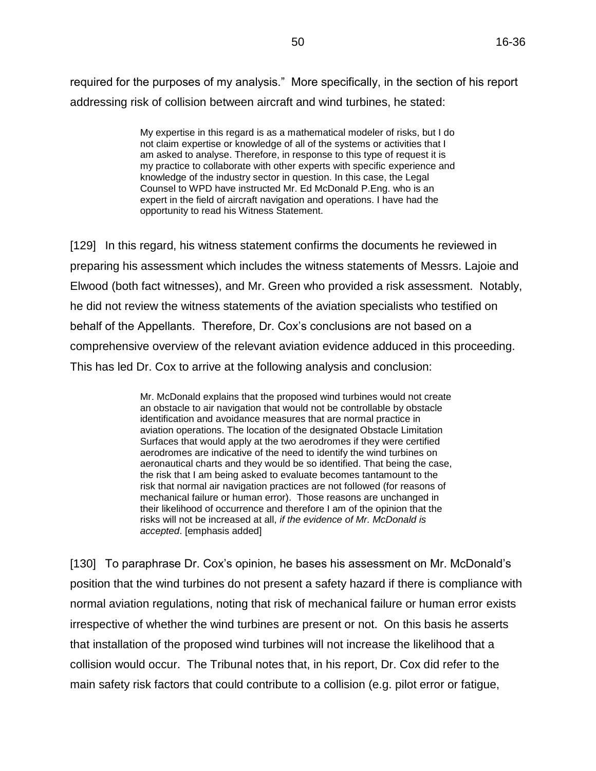required for the purposes of my analysis." More specifically, in the section of his report addressing risk of collision between aircraft and wind turbines, he stated:

> My expertise in this regard is as a mathematical modeler of risks, but I do not claim expertise or knowledge of all of the systems or activities that I am asked to analyse. Therefore, in response to this type of request it is my practice to collaborate with other experts with specific experience and knowledge of the industry sector in question. In this case, the Legal Counsel to WPD have instructed Mr. Ed McDonald P.Eng. who is an expert in the field of aircraft navigation and operations. I have had the opportunity to read his Witness Statement.

[129] In this regard, his witness statement confirms the documents he reviewed in preparing his assessment which includes the witness statements of Messrs. Lajoie and Elwood (both fact witnesses), and Mr. Green who provided a risk assessment. Notably, he did not review the witness statements of the aviation specialists who testified on behalf of the Appellants. Therefore, Dr. Cox's conclusions are not based on a comprehensive overview of the relevant aviation evidence adduced in this proceeding. This has led Dr. Cox to arrive at the following analysis and conclusion:

> Mr. McDonald explains that the proposed wind turbines would not create an obstacle to air navigation that would not be controllable by obstacle identification and avoidance measures that are normal practice in aviation operations. The location of the designated Obstacle Limitation Surfaces that would apply at the two aerodromes if they were certified aerodromes are indicative of the need to identify the wind turbines on aeronautical charts and they would be so identified. That being the case, the risk that I am being asked to evaluate becomes tantamount to the risk that normal air navigation practices are not followed (for reasons of mechanical failure or human error). Those reasons are unchanged in their likelihood of occurrence and therefore I am of the opinion that the risks will not be increased at all, *if the evidence of Mr. McDonald is accepted*. [emphasis added]

[130] To paraphrase Dr. Cox's opinion, he bases his assessment on Mr. McDonald's position that the wind turbines do not present a safety hazard if there is compliance with normal aviation regulations, noting that risk of mechanical failure or human error exists irrespective of whether the wind turbines are present or not. On this basis he asserts that installation of the proposed wind turbines will not increase the likelihood that a collision would occur. The Tribunal notes that, in his report, Dr. Cox did refer to the main safety risk factors that could contribute to a collision (e.g. pilot error or fatigue,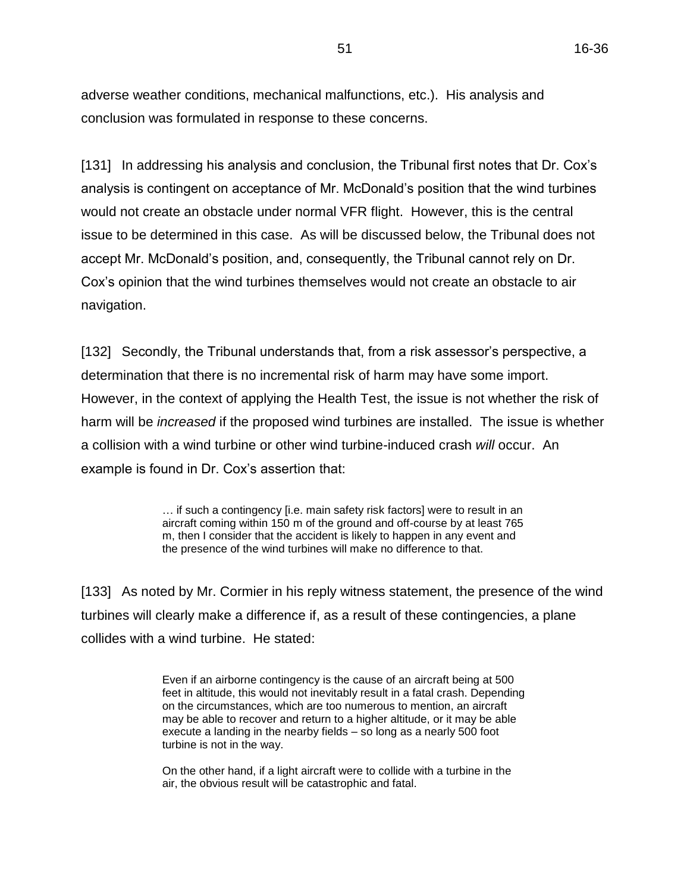adverse weather conditions, mechanical malfunctions, etc.). His analysis and conclusion was formulated in response to these concerns.

[131] In addressing his analysis and conclusion, the Tribunal first notes that Dr. Cox's analysis is contingent on acceptance of Mr. McDonald's position that the wind turbines would not create an obstacle under normal VFR flight. However, this is the central issue to be determined in this case. As will be discussed below, the Tribunal does not accept Mr. McDonald's position, and, consequently, the Tribunal cannot rely on Dr. Cox's opinion that the wind turbines themselves would not create an obstacle to air navigation.

[132] Secondly, the Tribunal understands that, from a risk assessor's perspective, a determination that there is no incremental risk of harm may have some import. However, in the context of applying the Health Test, the issue is not whether the risk of harm will be *increased* if the proposed wind turbines are installed. The issue is whether a collision with a wind turbine or other wind turbine-induced crash *will* occur. An example is found in Dr. Cox's assertion that:

> … if such a contingency [i.e. main safety risk factors] were to result in an aircraft coming within 150 m of the ground and off-course by at least 765 m, then I consider that the accident is likely to happen in any event and the presence of the wind turbines will make no difference to that.

[133] As noted by Mr. Cormier in his reply witness statement, the presence of the wind turbines will clearly make a difference if, as a result of these contingencies, a plane collides with a wind turbine. He stated:

> Even if an airborne contingency is the cause of an aircraft being at 500 feet in altitude, this would not inevitably result in a fatal crash. Depending on the circumstances, which are too numerous to mention, an aircraft may be able to recover and return to a higher altitude, or it may be able execute a landing in the nearby fields – so long as a nearly 500 foot turbine is not in the way.
>
> On the other hand, if a light aircraft were to collide with a turbine in the air, the obvious result will be catastrophic and fatal.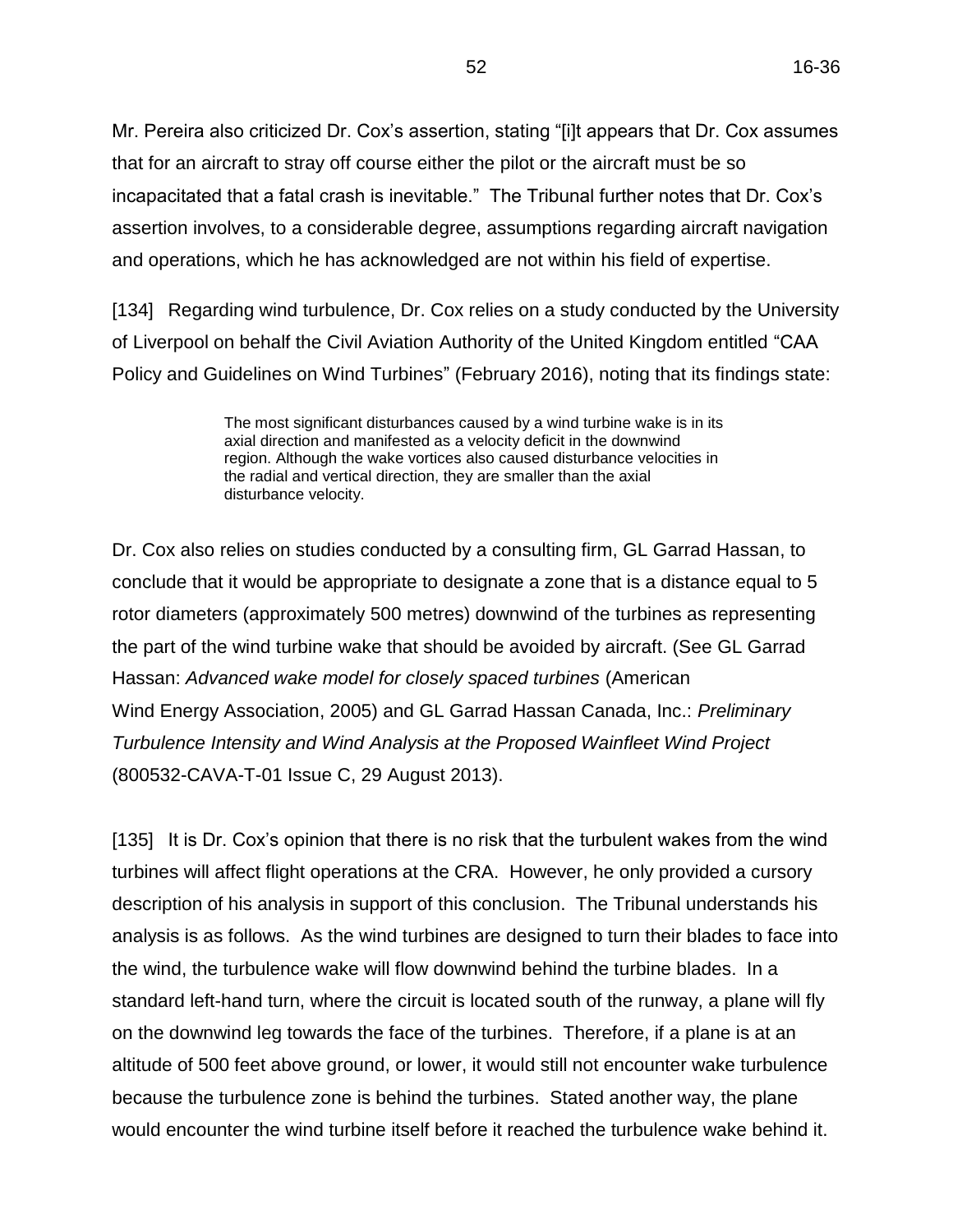Mr. Pereira also criticized Dr. Cox's assertion, stating "[i]t appears that Dr. Cox assumes that for an aircraft to stray off course either the pilot or the aircraft must be so incapacitated that a fatal crash is inevitable." The Tribunal further notes that Dr. Cox's assertion involves, to a considerable degree, assumptions regarding aircraft navigation and operations, which he has acknowledged are not within his field of expertise.

[134] Regarding wind turbulence, Dr. Cox relies on a study conducted by the University of Liverpool on behalf the Civil Aviation Authority of the United Kingdom entitled "CAA Policy and Guidelines on Wind Turbines" (February 2016), noting that its findings state:

> The most significant disturbances caused by a wind turbine wake is in its axial direction and manifested as a velocity deficit in the downwind region. Although the wake vortices also caused disturbance velocities in the radial and vertical direction, they are smaller than the axial disturbance velocity.

Dr. Cox also relies on studies conducted by a consulting firm, GL Garrad Hassan, to conclude that it would be appropriate to designate a zone that is a distance equal to 5 rotor diameters (approximately 500 metres) downwind of the turbines as representing the part of the wind turbine wake that should be avoided by aircraft. (See GL Garrad Hassan: *Advanced wake model for closely spaced turbines* (American Wind Energy Association, 2005) and GL Garrad Hassan Canada, Inc.: *Preliminary Turbulence Intensity and Wind Analysis at the Proposed Wainfleet Wind Project* (800532-CAVA-T-01 Issue C, 29 August 2013).

[135] It is Dr. Cox's opinion that there is no risk that the turbulent wakes from the wind turbines will affect flight operations at the CRA. However, he only provided a cursory description of his analysis in support of this conclusion. The Tribunal understands his analysis is as follows. As the wind turbines are designed to turn their blades to face into the wind, the turbulence wake will flow downwind behind the turbine blades. In a standard left-hand turn, where the circuit is located south of the runway, a plane will fly on the downwind leg towards the face of the turbines. Therefore, if a plane is at an altitude of 500 feet above ground, or lower, it would still not encounter wake turbulence because the turbulence zone is behind the turbines. Stated another way, the plane would encounter the wind turbine itself before it reached the turbulence wake behind it.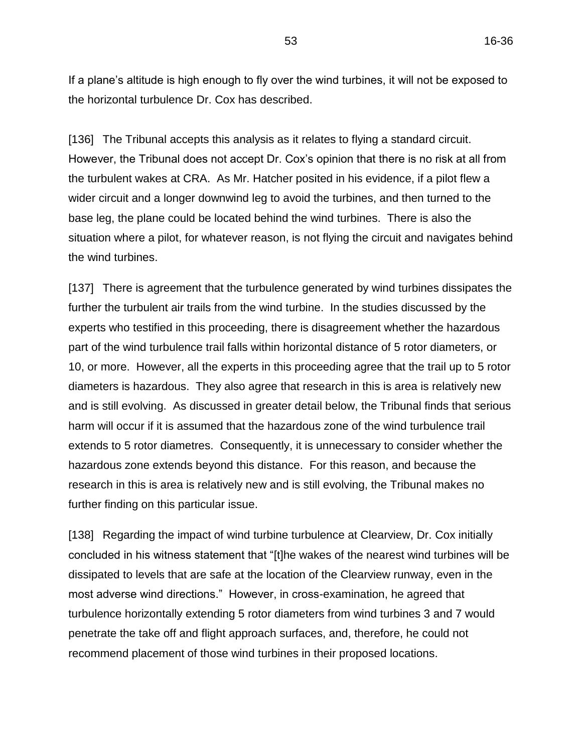If a plane's altitude is high enough to fly over the wind turbines, it will not be exposed to the horizontal turbulence Dr. Cox has described.

[136] The Tribunal accepts this analysis as it relates to flying a standard circuit. However, the Tribunal does not accept Dr. Cox's opinion that there is no risk at all from the turbulent wakes at CRA. As Mr. Hatcher posited in his evidence, if a pilot flew a wider circuit and a longer downwind leg to avoid the turbines, and then turned to the base leg, the plane could be located behind the wind turbines. There is also the situation where a pilot, for whatever reason, is not flying the circuit and navigates behind the wind turbines.

[137] There is agreement that the turbulence generated by wind turbines dissipates the further the turbulent air trails from the wind turbine. In the studies discussed by the experts who testified in this proceeding, there is disagreement whether the hazardous part of the wind turbulence trail falls within horizontal distance of 5 rotor diameters, or 10, or more. However, all the experts in this proceeding agree that the trail up to 5 rotor diameters is hazardous. They also agree that research in this is area is relatively new and is still evolving. As discussed in greater detail below, the Tribunal finds that serious harm will occur if it is assumed that the hazardous zone of the wind turbulence trail extends to 5 rotor diametres. Consequently, it is unnecessary to consider whether the hazardous zone extends beyond this distance. For this reason, and because the research in this is area is relatively new and is still evolving, the Tribunal makes no further finding on this particular issue.

[138] Regarding the impact of wind turbine turbulence at Clearview, Dr. Cox initially concluded in his witness statement that "[t]he wakes of the nearest wind turbines will be dissipated to levels that are safe at the location of the Clearview runway, even in the most adverse wind directions." However, in cross-examination, he agreed that turbulence horizontally extending 5 rotor diameters from wind turbines 3 and 7 would penetrate the take off and flight approach surfaces, and, therefore, he could not recommend placement of those wind turbines in their proposed locations.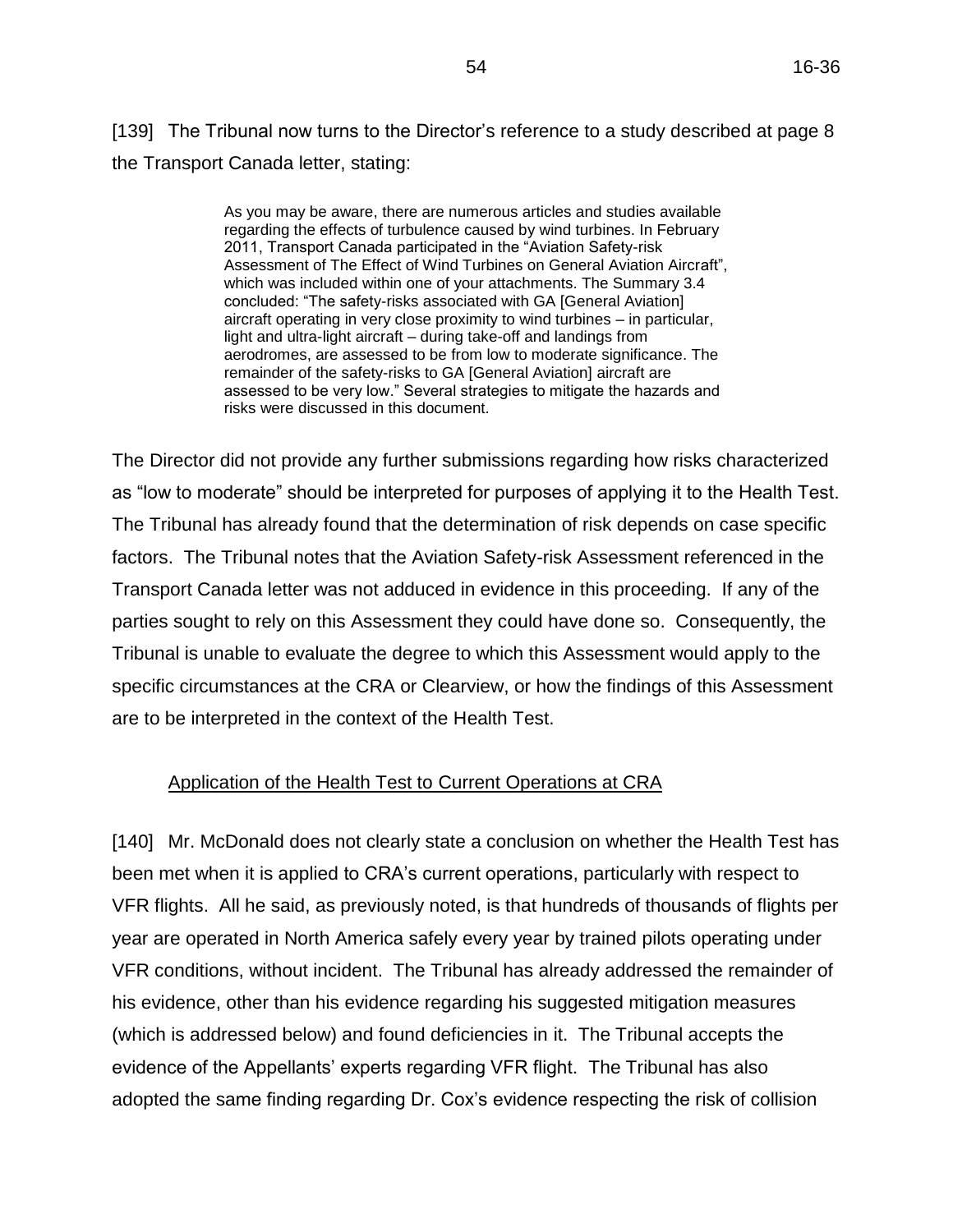[139] The Tribunal now turns to the Director's reference to a study described at page 8 the Transport Canada letter, stating:

> As you may be aware, there are numerous articles and studies available regarding the effects of turbulence caused by wind turbines. In February 2011, Transport Canada participated in the "Aviation Safety-risk Assessment of The Effect of Wind Turbines on General Aviation Aircraft", which was included within one of your attachments. The Summary 3.4 concluded: "The safety-risks associated with GA [General Aviation] aircraft operating in very close proximity to wind turbines – in particular, light and ultra-light aircraft – during take-off and landings from aerodromes, are assessed to be from low to moderate significance. The remainder of the safety-risks to GA [General Aviation] aircraft are assessed to be very low." Several strategies to mitigate the hazards and risks were discussed in this document.

The Director did not provide any further submissions regarding how risks characterized as "low to moderate" should be interpreted for purposes of applying it to the Health Test. The Tribunal has already found that the determination of risk depends on case specific factors. The Tribunal notes that the Aviation Safety-risk Assessment referenced in the Transport Canada letter was not adduced in evidence in this proceeding. If any of the parties sought to rely on this Assessment they could have done so. Consequently, the Tribunal is unable to evaluate the degree to which this Assessment would apply to the specific circumstances at the CRA or Clearview, or how the findings of this Assessment are to be interpreted in the context of the Health Test.

<u>Application of the Health Test to Current Operations at CRA</u>

[140] Mr. McDonald does not clearly state a conclusion on whether the Health Test has been met when it is applied to CRA's current operations, particularly with respect to VFR flights. All he said, as previously noted, is that hundreds of thousands of flights per year are operated in North America safely every year by trained pilots operating under VFR conditions, without incident. The Tribunal has already addressed the remainder of his evidence, other than his evidence regarding his suggested mitigation measures (which is addressed below) and found deficiencies in it. The Tribunal accepts the evidence of the Appellants' experts regarding VFR flight. The Tribunal has also adopted the same finding regarding Dr. Cox's evidence respecting the risk of collision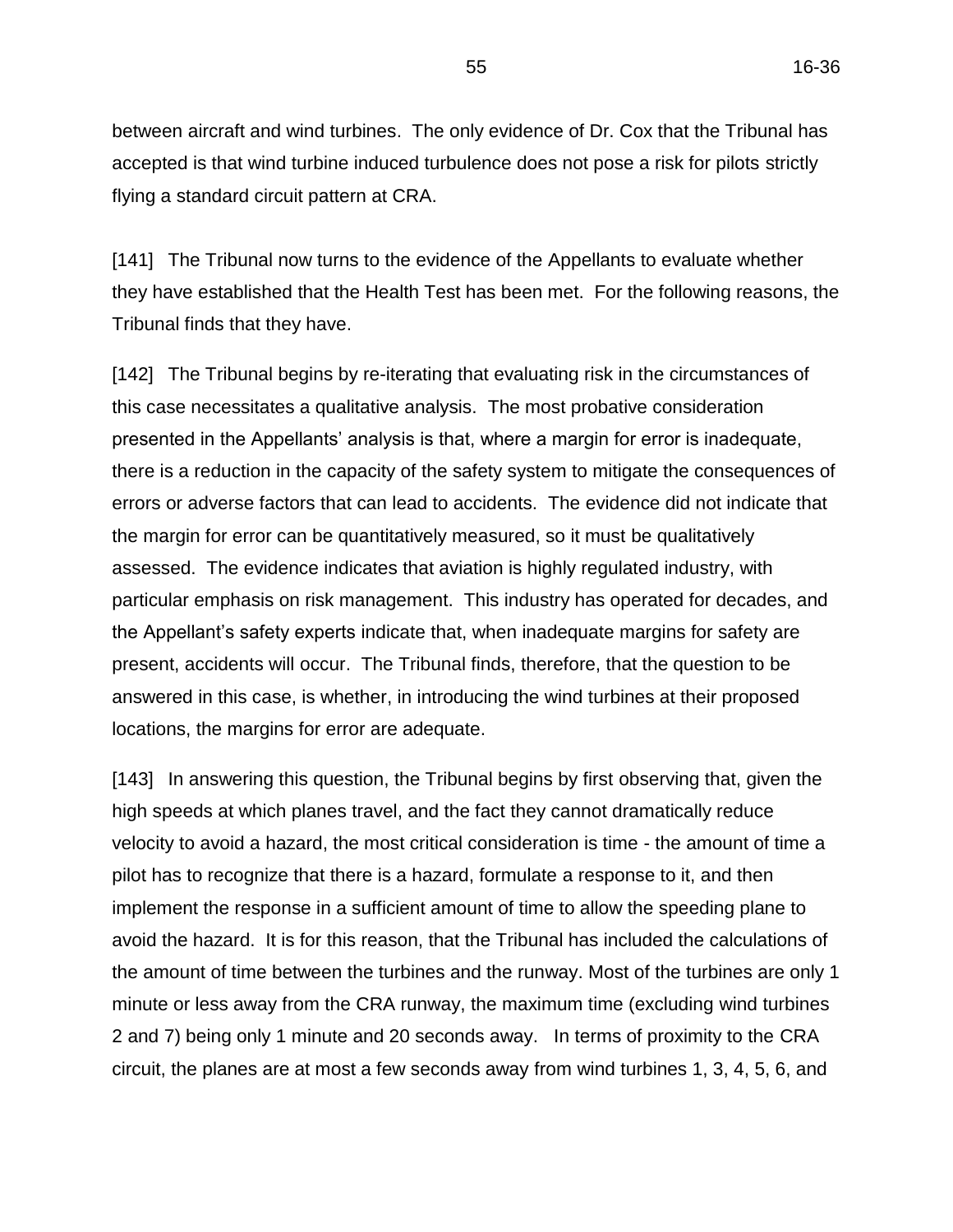between aircraft and wind turbines. The only evidence of Dr. Cox that the Tribunal has accepted is that wind turbine induced turbulence does not pose a risk for pilots strictly flying a standard circuit pattern at CRA.

[141] The Tribunal now turns to the evidence of the Appellants to evaluate whether they have established that the Health Test has been met. For the following reasons, the Tribunal finds that they have.

[142] The Tribunal begins by re-iterating that evaluating risk in the circumstances of this case necessitates a qualitative analysis. The most probative consideration presented in the Appellants' analysis is that, where a margin for error is inadequate, there is a reduction in the capacity of the safety system to mitigate the consequences of errors or adverse factors that can lead to accidents. The evidence did not indicate that the margin for error can be quantitatively measured, so it must be qualitatively assessed. The evidence indicates that aviation is highly regulated industry, with particular emphasis on risk management. This industry has operated for decades, and the Appellant's safety experts indicate that, when inadequate margins for safety are present, accidents will occur. The Tribunal finds, therefore, that the question to be answered in this case, is whether, in introducing the wind turbines at their proposed locations, the margins for error are adequate.

[143] In answering this question, the Tribunal begins by first observing that, given the high speeds at which planes travel, and the fact they cannot dramatically reduce velocity to avoid a hazard, the most critical consideration is time - the amount of time a pilot has to recognize that there is a hazard, formulate a response to it, and then implement the response in a sufficient amount of time to allow the speeding plane to avoid the hazard. It is for this reason, that the Tribunal has included the calculations of the amount of time between the turbines and the runway. Most of the turbines are only 1 minute or less away from the CRA runway, the maximum time (excluding wind turbines 2 and 7) being only 1 minute and 20 seconds away. In terms of proximity to the CRA circuit, the planes are at most a few seconds away from wind turbines 1, 3, 4, 5, 6, and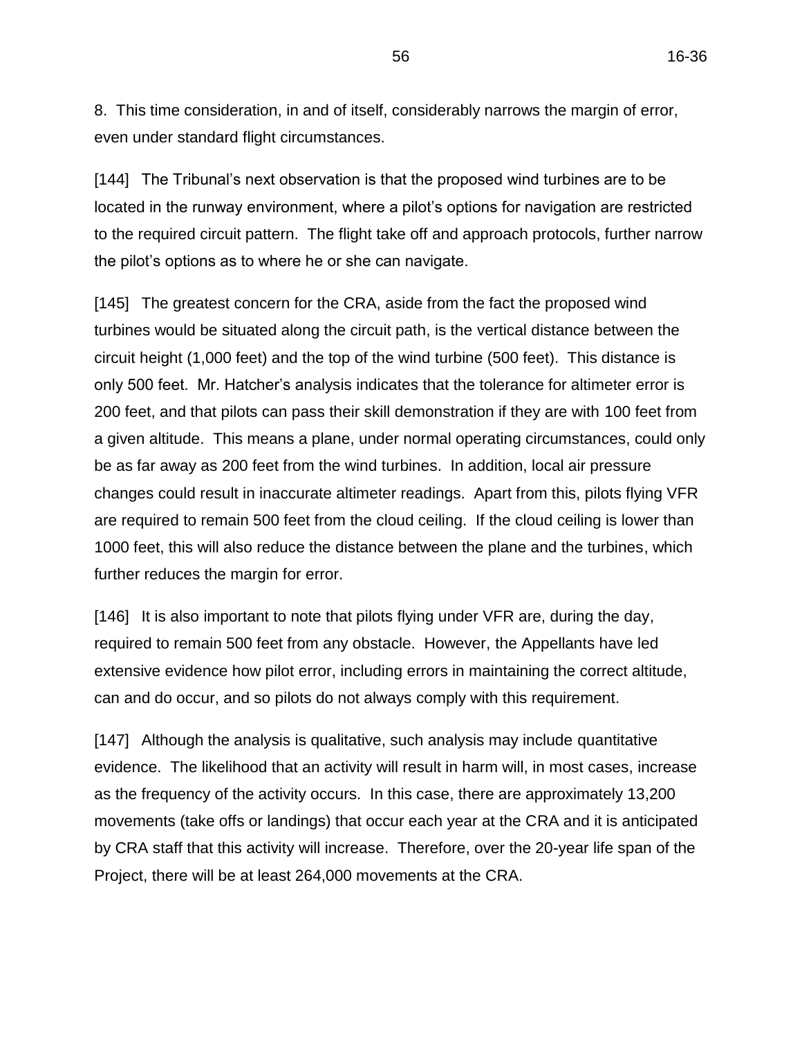8. This time consideration, in and of itself, considerably narrows the margin of error, even under standard flight circumstances.

[144] The Tribunal's next observation is that the proposed wind turbines are to be located in the runway environment, where a pilot's options for navigation are restricted to the required circuit pattern. The flight take off and approach protocols, further narrow the pilot's options as to where he or she can navigate.

[145] The greatest concern for the CRA, aside from the fact the proposed wind turbines would be situated along the circuit path, is the vertical distance between the circuit height (1,000 feet) and the top of the wind turbine (500 feet). This distance is only 500 feet. Mr. Hatcher's analysis indicates that the tolerance for altimeter error is 200 feet, and that pilots can pass their skill demonstration if they are with 100 feet from a given altitude. This means a plane, under normal operating circumstances, could only be as far away as 200 feet from the wind turbines. In addition, local air pressure changes could result in inaccurate altimeter readings. Apart from this, pilots flying VFR are required to remain 500 feet from the cloud ceiling. If the cloud ceiling is lower than 1000 feet, this will also reduce the distance between the plane and the turbines, which further reduces the margin for error.

[146] It is also important to note that pilots flying under VFR are, during the day, required to remain 500 feet from any obstacle. However, the Appellants have led extensive evidence how pilot error, including errors in maintaining the correct altitude, can and do occur, and so pilots do not always comply with this requirement.

[147] Although the analysis is qualitative, such analysis may include quantitative evidence. The likelihood that an activity will result in harm will, in most cases, increase as the frequency of the activity occurs. In this case, there are approximately 13,200 movements (take offs or landings) that occur each year at the CRA and it is anticipated by CRA staff that this activity will increase. Therefore, over the 20-year life span of the Project, there will be at least 264,000 movements at the CRA.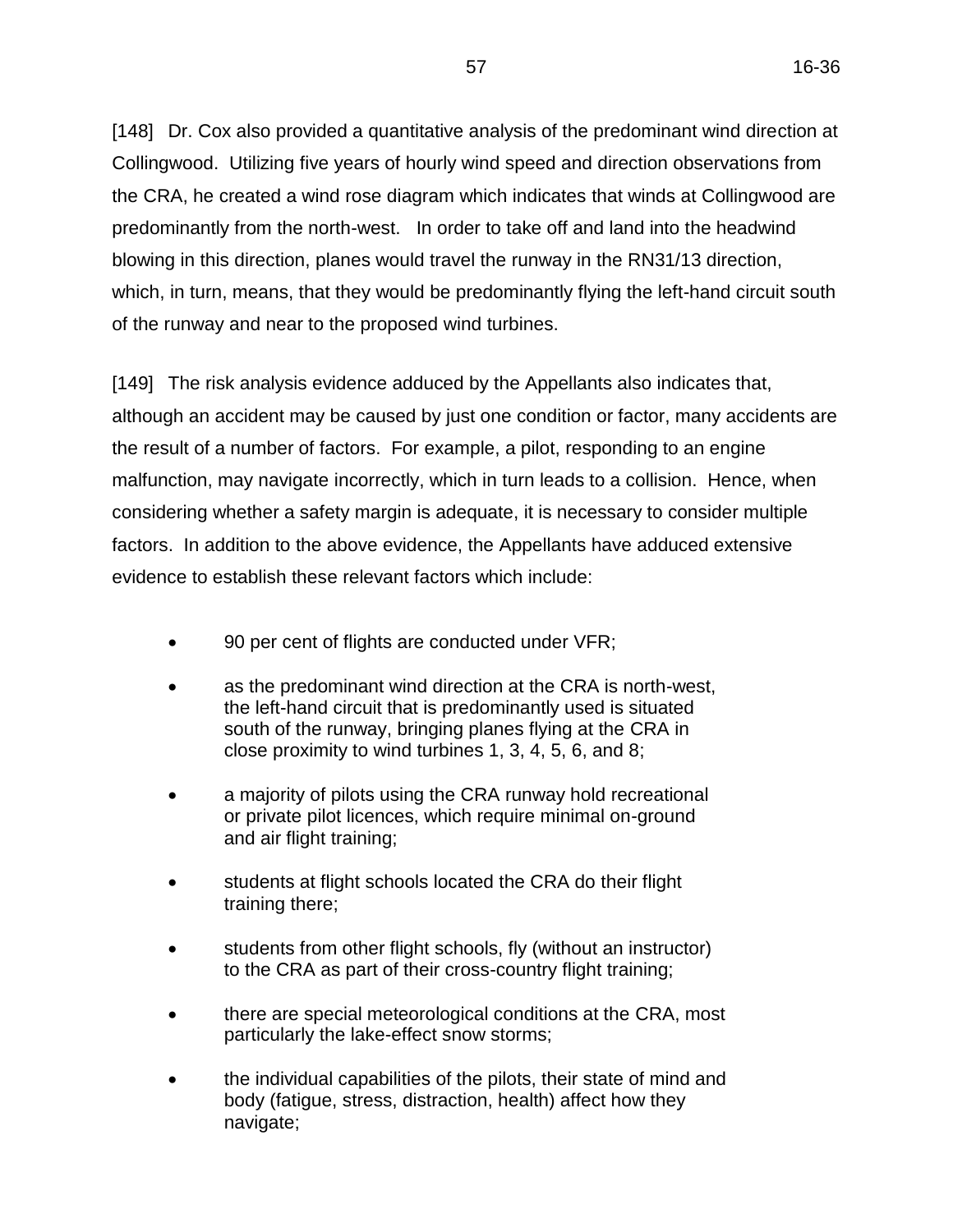[148] Dr. Cox also provided a quantitative analysis of the predominant wind direction at Collingwood. Utilizing five years of hourly wind speed and direction observations from the CRA, he created a wind rose diagram which indicates that winds at Collingwood are predominantly from the north-west. In order to take off and land into the headwind blowing in this direction, planes would travel the runway in the RN31/13 direction, which, in turn, means, that they would be predominantly flying the left-hand circuit south of the runway and near to the proposed wind turbines.

[149] The risk analysis evidence adduced by the Appellants also indicates that, although an accident may be caused by just one condition or factor, many accidents are the result of a number of factors. For example, a pilot, responding to an engine malfunction, may navigate incorrectly, which in turn leads to a collision. Hence, when considering whether a safety margin is adequate, it is necessary to consider multiple factors. In addition to the above evidence, the Appellants have adduced extensive evidence to establish these relevant factors which include:

- 90 per cent of flights are conducted under VFR;
- as the predominant wind direction at the CRA is north-west, the left-hand circuit that is predominantly used is situated south of the runway, bringing planes flying at the CRA in close proximity to wind turbines 1, 3, 4, 5, 6, and 8;
- a majority of pilots using the CRA runway hold recreational or private pilot licences, which require minimal on-ground and air flight training;
- students at flight schools located the CRA do their flight training there;
- students from other flight schools, fly (without an instructor) to the CRA as part of their cross-country flight training;
- there are special meteorological conditions at the CRA, most particularly the lake-effect snow storms;
- the individual capabilities of the pilots, their state of mind and body (fatigue, stress, distraction, health) affect how they navigate;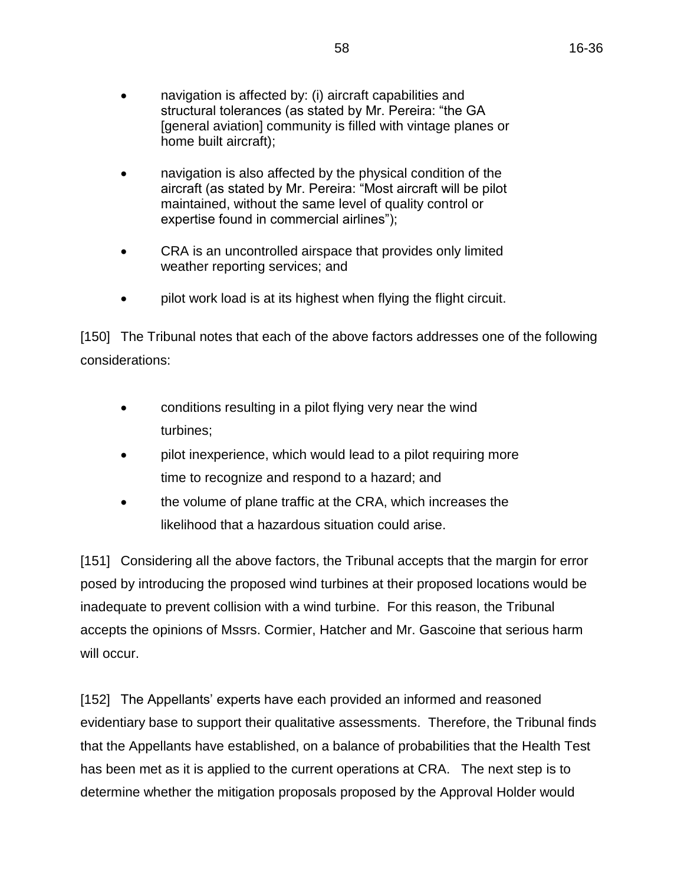- navigation is affected by: (i) aircraft capabilities and structural tolerances (as stated by Mr. Pereira: "the GA [general aviation] community is filled with vintage planes or home built aircraft);
- navigation is also affected by the physical condition of the aircraft (as stated by Mr. Pereira: "Most aircraft will be pilot maintained, without the same level of quality control or expertise found in commercial airlines");
- CRA is an uncontrolled airspace that provides only limited weather reporting services; and
- pilot work load is at its highest when flying the flight circuit.

[150] The Tribunal notes that each of the above factors addresses one of the following considerations:

- conditions resulting in a pilot flying very near the wind turbines;
- pilot inexperience, which would lead to a pilot requiring more time to recognize and respond to a hazard; and
- the volume of plane traffic at the CRA, which increases the likelihood that a hazardous situation could arise.

[151] Considering all the above factors, the Tribunal accepts that the margin for error posed by introducing the proposed wind turbines at their proposed locations would be inadequate to prevent collision with a wind turbine. For this reason, the Tribunal accepts the opinions of Mssrs. Cormier, Hatcher and Mr. Gascoine that serious harm will occur.

[152] The Appellants' experts have each provided an informed and reasoned evidentiary base to support their qualitative assessments. Therefore, the Tribunal finds that the Appellants have established, on a balance of probabilities that the Health Test has been met as it is applied to the current operations at CRA. The next step is to determine whether the mitigation proposals proposed by the Approval Holder would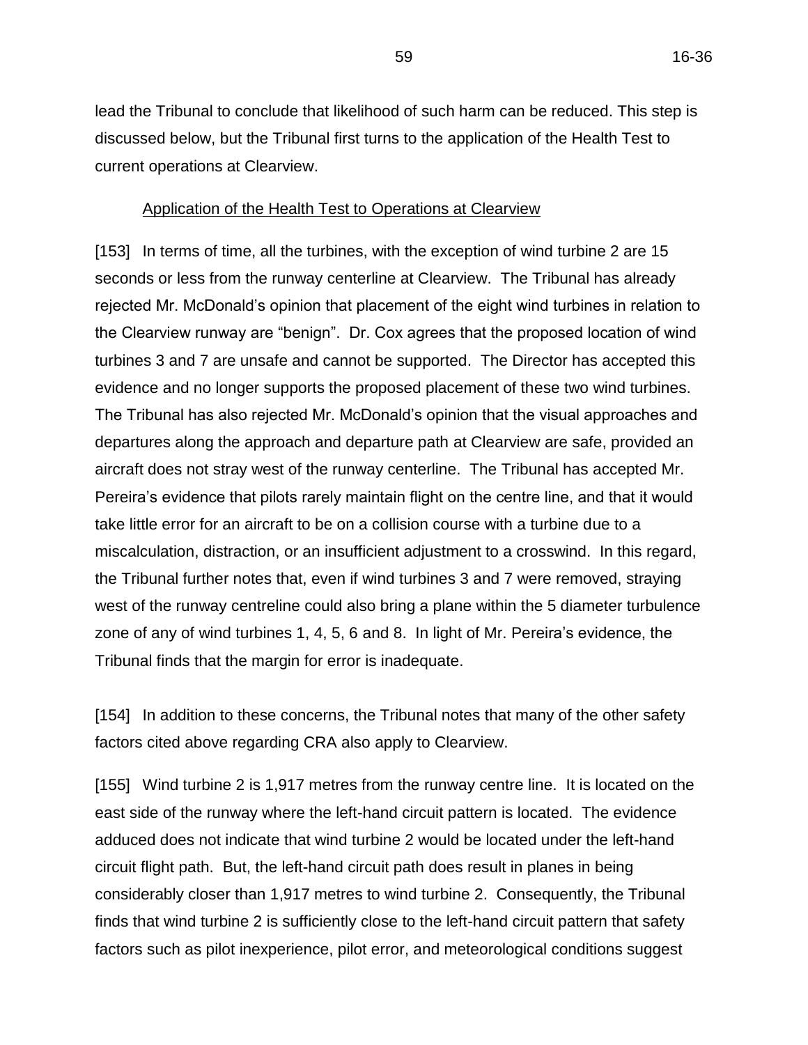lead the Tribunal to conclude that likelihood of such harm can be reduced. This step is discussed below, but the Tribunal first turns to the application of the Health Test to current operations at Clearview.

Application of the Health Test to Operations at Clearview

[153] In terms of time, all the turbines, with the exception of wind turbine 2 are 15 seconds or less from the runway centerline at Clearview. The Tribunal has already rejected Mr. McDonald's opinion that placement of the eight wind turbines in relation to the Clearview runway are "benign". Dr. Cox agrees that the proposed location of wind turbines 3 and 7 are unsafe and cannot be supported. The Director has accepted this evidence and no longer supports the proposed placement of these two wind turbines. The Tribunal has also rejected Mr. McDonald's opinion that the visual approaches and departures along the approach and departure path at Clearview are safe, provided an aircraft does not stray west of the runway centerline. The Tribunal has accepted Mr. Pereira's evidence that pilots rarely maintain flight on the centre line, and that it would take little error for an aircraft to be on a collision course with a turbine due to a miscalculation, distraction, or an insufficient adjustment to a crosswind. In this regard, the Tribunal further notes that, even if wind turbines 3 and 7 were removed, straying west of the runway centreline could also bring a plane within the 5 diameter turbulence zone of any of wind turbines 1, 4, 5, 6 and 8. In light of Mr. Pereira's evidence, the Tribunal finds that the margin for error is inadequate.

[154] In addition to these concerns, the Tribunal notes that many of the other safety factors cited above regarding CRA also apply to Clearview.

[155] Wind turbine 2 is 1,917 metres from the runway centre line. It is located on the east side of the runway where the left-hand circuit pattern is located. The evidence adduced does not indicate that wind turbine 2 would be located under the left-hand circuit flight path. But, the left-hand circuit path does result in planes in being considerably closer than 1,917 metres to wind turbine 2. Consequently, the Tribunal finds that wind turbine 2 is sufficiently close to the left-hand circuit pattern that safety factors such as pilot inexperience, pilot error, and meteorological conditions suggest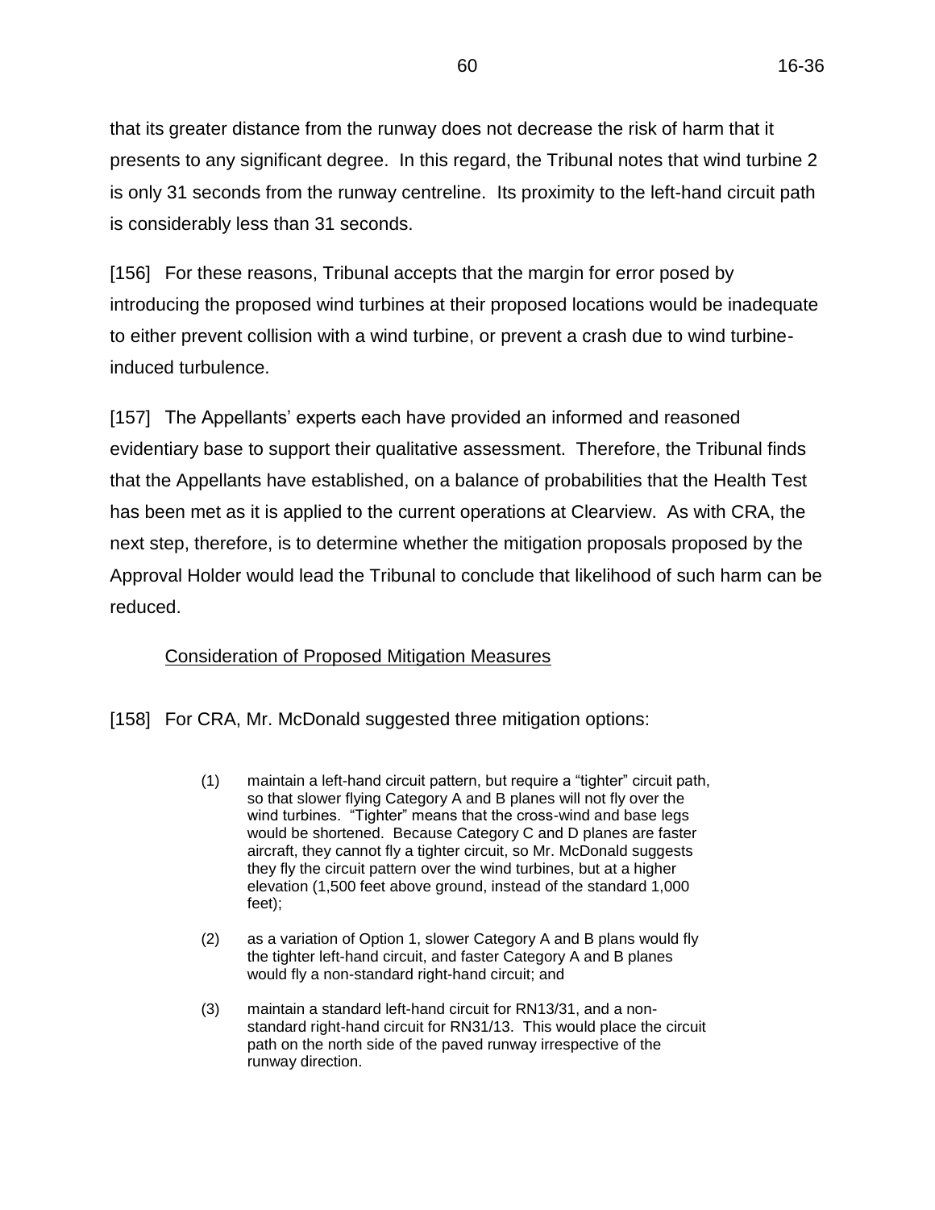that its greater distance from the runway does not decrease the risk of harm that it presents to any significant degree. In this regard, the Tribunal notes that wind turbine 2 is only 31 seconds from the runway centreline. Its proximity to the left-hand circuit path is considerably less than 31 seconds.

[156] For these reasons, Tribunal accepts that the margin for error posed by introducing the proposed wind turbines at their proposed locations would be inadequate to either prevent collision with a wind turbine, or prevent a crash due to wind turbine-induced turbulence.

[157] The Appellants' experts each have provided an informed and reasoned evidentiary base to support their qualitative assessment. Therefore, the Tribunal finds that the Appellants have established, on a balance of probabilities that the Health Test has been met as it is applied to the current operations at Clearview. As with CRA, the next step, therefore, is to determine whether the mitigation proposals proposed by the Approval Holder would lead the Tribunal to conclude that likelihood of such harm can be reduced.

<u>Consideration of Proposed Mitigation Measures</u>

[158] For CRA, Mr. McDonald suggested three mitigation options:

> (1) maintain a left-hand circuit pattern, but require a "tighter" circuit path, so that slower flying Category A and B planes will not fly over the wind turbines. "Tighter" means that the cross-wind and base legs would be shortened. Because Category C and D planes are faster aircraft, they cannot fly a tighter circuit, so Mr. McDonald suggests they fly the circuit pattern over the wind turbines, but at a higher elevation (1,500 feet above ground, instead of the standard 1,000 feet);
>
> (2) as a variation of Option 1, slower Category A and B plans would fly the tighter left-hand circuit, and faster Category A and B planes would fly a non-standard right-hand circuit; and
>
> (3) maintain a standard left-hand circuit for RN13/31, and a non-standard right-hand circuit for RN31/13. This would place the circuit path on the north side of the paved runway irrespective of the runway direction.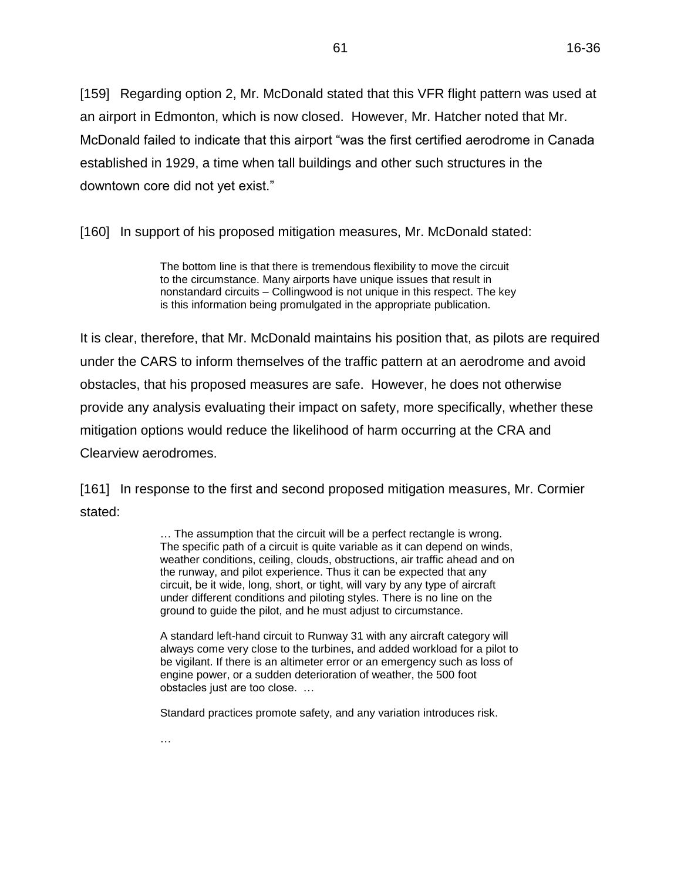[159] Regarding option 2, Mr. McDonald stated that this VFR flight pattern was used at an airport in Edmonton, which is now closed. However, Mr. Hatcher noted that Mr. McDonald failed to indicate that this airport "was the first certified aerodrome in Canada established in 1929, a time when tall buildings and other such structures in the downtown core did not yet exist."

[160] In support of his proposed mitigation measures, Mr. McDonald stated:

> The bottom line is that there is tremendous flexibility to move the circuit to the circumstance. Many airports have unique issues that result in nonstandard circuits – Collingwood is not unique in this respect. The key is this information being promulgated in the appropriate publication.

It is clear, therefore, that Mr. McDonald maintains his position that, as pilots are required under the CARS to inform themselves of the traffic pattern at an aerodrome and avoid obstacles, that his proposed measures are safe. However, he does not otherwise provide any analysis evaluating their impact on safety, more specifically, whether these mitigation options would reduce the likelihood of harm occurring at the CRA and Clearview aerodromes.

[161] In response to the first and second proposed mitigation measures, Mr. Cormier stated:

> … The assumption that the circuit will be a perfect rectangle is wrong. The specific path of a circuit is quite variable as it can depend on winds, weather conditions, ceiling, clouds, obstructions, air traffic ahead and on the runway, and pilot experience. Thus it can be expected that any circuit, be it wide, long, short, or tight, will vary by any type of aircraft under different conditions and piloting styles. There is no line on the ground to guide the pilot, and he must adjust to circumstance.
>
> A standard left-hand circuit to Runway 31 with any aircraft category will always come very close to the turbines, and added workload for a pilot to be vigilant. If there is an altimeter error or an emergency such as loss of engine power, or a sudden deterioration of weather, the 500 foot obstacles just are too close. …
>
> Standard practices promote safety, and any variation introduces risk.
>
> …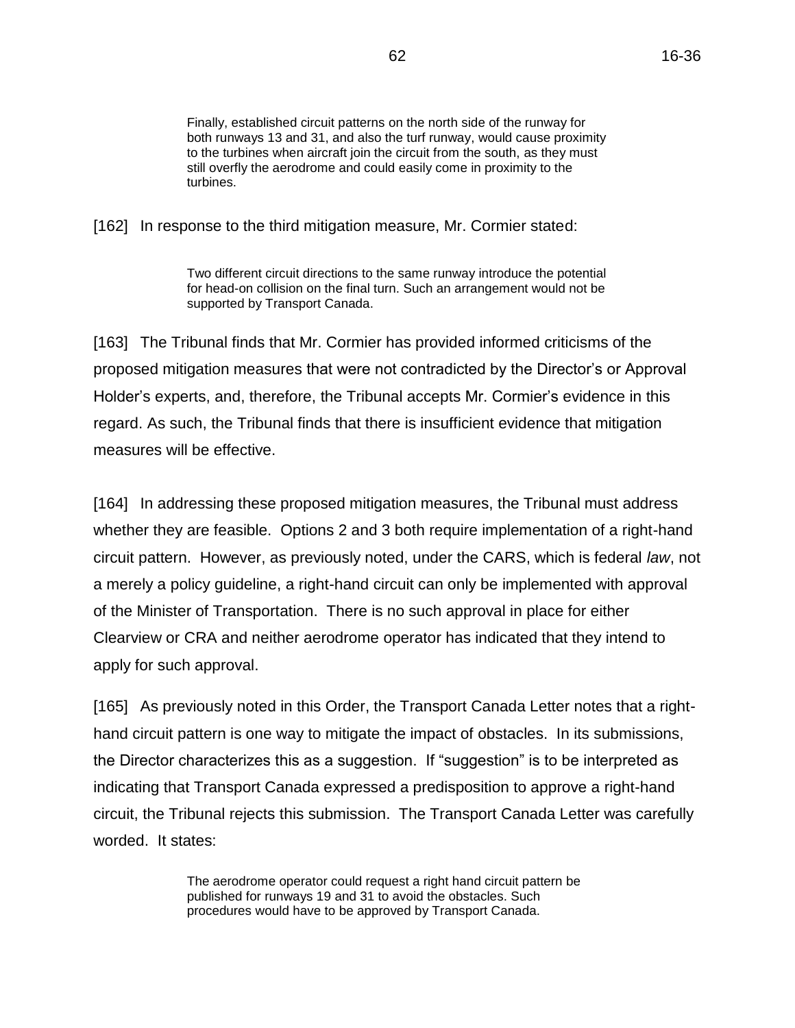> Finally, established circuit patterns on the north side of the runway for both runways 13 and 31, and also the turf runway, would cause proximity to the turbines when aircraft join the circuit from the south, as they must still overfly the aerodrome and could easily come in proximity to the turbines.

[162] In response to the third mitigation measure, Mr. Cormier stated:

> Two different circuit directions to the same runway introduce the potential for head-on collision on the final turn. Such an arrangement would not be supported by Transport Canada.

[163] The Tribunal finds that Mr. Cormier has provided informed criticisms of the proposed mitigation measures that were not contradicted by the Director's or Approval Holder's experts, and, therefore, the Tribunal accepts Mr. Cormier's evidence in this regard. As such, the Tribunal finds that there is insufficient evidence that mitigation measures will be effective.

[164] In addressing these proposed mitigation measures, the Tribunal must address whether they are feasible. Options 2 and 3 both require implementation of a right-hand circuit pattern. However, as previously noted, under the CARS, which is federal *law*, not a merely a policy guideline, a right-hand circuit can only be implemented with approval of the Minister of Transportation. There is no such approval in place for either Clearview or CRA and neither aerodrome operator has indicated that they intend to apply for such approval.

[165] As previously noted in this Order, the Transport Canada Letter notes that a right-hand circuit pattern is one way to mitigate the impact of obstacles. In its submissions, the Director characterizes this as a suggestion. If "suggestion" is to be interpreted as indicating that Transport Canada expressed a predisposition to approve a right-hand circuit, the Tribunal rejects this submission. The Transport Canada Letter was carefully worded. It states:

> The aerodrome operator could request a right hand circuit pattern be published for runways 19 and 31 to avoid the obstacles. Such procedures would have to be approved by Transport Canada.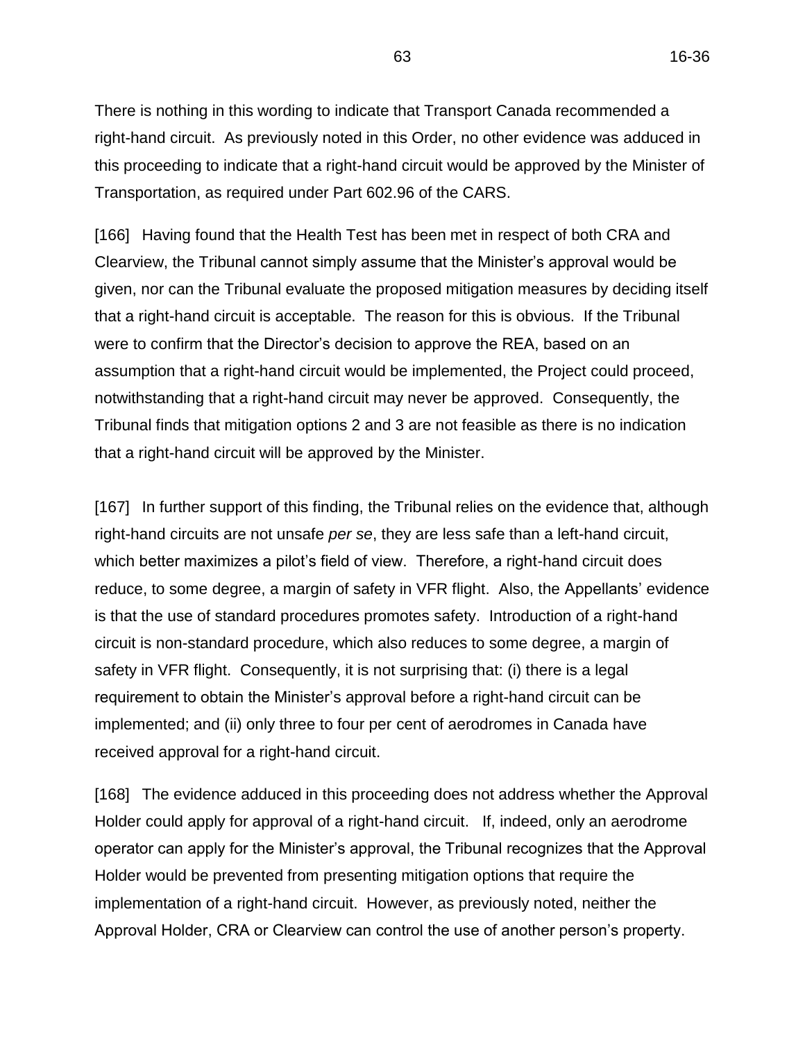There is nothing in this wording to indicate that Transport Canada recommended a right-hand circuit. As previously noted in this Order, no other evidence was adduced in this proceeding to indicate that a right-hand circuit would be approved by the Minister of Transportation, as required under Part 602.96 of the CARS.

[166] Having found that the Health Test has been met in respect of both CRA and Clearview, the Tribunal cannot simply assume that the Minister's approval would be given, nor can the Tribunal evaluate the proposed mitigation measures by deciding itself that a right-hand circuit is acceptable. The reason for this is obvious. If the Tribunal were to confirm that the Director's decision to approve the REA, based on an assumption that a right-hand circuit would be implemented, the Project could proceed, notwithstanding that a right-hand circuit may never be approved. Consequently, the Tribunal finds that mitigation options 2 and 3 are not feasible as there is no indication that a right-hand circuit will be approved by the Minister.

[167] In further support of this finding, the Tribunal relies on the evidence that, although right-hand circuits are not unsafe *per se*, they are less safe than a left-hand circuit, which better maximizes a pilot's field of view. Therefore, a right-hand circuit does reduce, to some degree, a margin of safety in VFR flight. Also, the Appellants' evidence is that the use of standard procedures promotes safety. Introduction of a right-hand circuit is non-standard procedure, which also reduces to some degree, a margin of safety in VFR flight. Consequently, it is not surprising that: (i) there is a legal requirement to obtain the Minister's approval before a right-hand circuit can be implemented; and (ii) only three to four per cent of aerodromes in Canada have received approval for a right-hand circuit.

[168] The evidence adduced in this proceeding does not address whether the Approval Holder could apply for approval of a right-hand circuit. If, indeed, only an aerodrome operator can apply for the Minister's approval, the Tribunal recognizes that the Approval Holder would be prevented from presenting mitigation options that require the implementation of a right-hand circuit. However, as previously noted, neither the Approval Holder, CRA or Clearview can control the use of another person's property.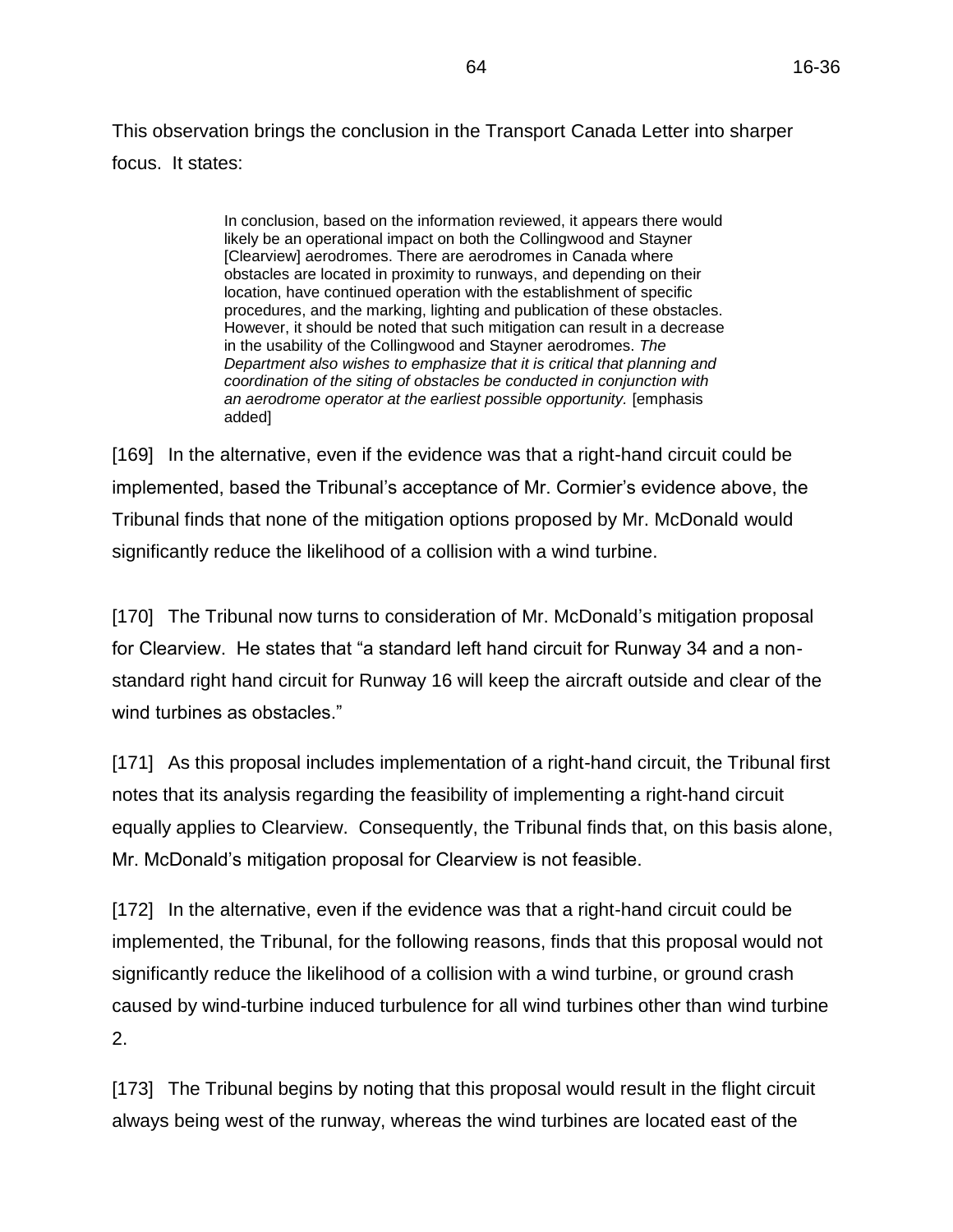This observation brings the conclusion in the Transport Canada Letter into sharper focus. It states:

> In conclusion, based on the information reviewed, it appears there would likely be an operational impact on both the Collingwood and Stayner [Clearview] aerodromes. There are aerodromes in Canada where obstacles are located in proximity to runways, and depending on their location, have continued operation with the establishment of specific procedures, and the marking, lighting and publication of these obstacles. However, it should be noted that such mitigation can result in a decrease in the usability of the Collingwood and Stayner aerodromes. *The Department also wishes to emphasize that it is critical that planning and coordination of the siting of obstacles be conducted in conjunction with an aerodrome operator at the earliest possible opportunity.* [emphasis added]

[169] In the alternative, even if the evidence was that a right-hand circuit could be implemented, based the Tribunal's acceptance of Mr. Cormier's evidence above, the Tribunal finds that none of the mitigation options proposed by Mr. McDonald would significantly reduce the likelihood of a collision with a wind turbine.

[170] The Tribunal now turns to consideration of Mr. McDonald's mitigation proposal for Clearview. He states that "a standard left hand circuit for Runway 34 and a non-standard right hand circuit for Runway 16 will keep the aircraft outside and clear of the wind turbines as obstacles."

[171] As this proposal includes implementation of a right-hand circuit, the Tribunal first notes that its analysis regarding the feasibility of implementing a right-hand circuit equally applies to Clearview. Consequently, the Tribunal finds that, on this basis alone, Mr. McDonald's mitigation proposal for Clearview is not feasible.

[172] In the alternative, even if the evidence was that a right-hand circuit could be implemented, the Tribunal, for the following reasons, finds that this proposal would not significantly reduce the likelihood of a collision with a wind turbine, or ground crash caused by wind-turbine induced turbulence for all wind turbines other than wind turbine 2.

[173] The Tribunal begins by noting that this proposal would result in the flight circuit always being west of the runway, whereas the wind turbines are located east of the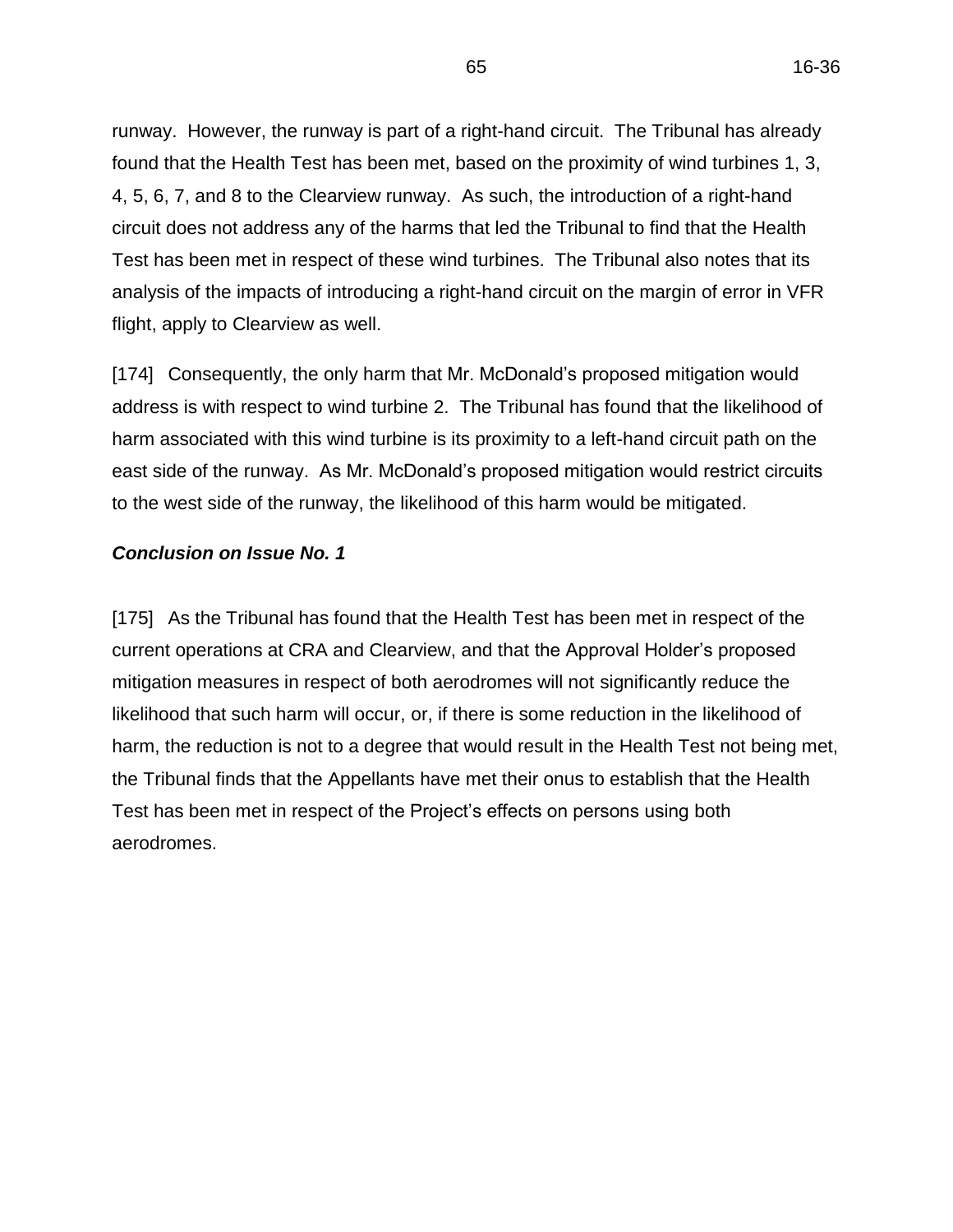runway. However, the runway is part of a right-hand circuit. The Tribunal has already found that the Health Test has been met, based on the proximity of wind turbines 1, 3, 4, 5, 6, 7, and 8 to the Clearview runway. As such, the introduction of a right-hand circuit does not address any of the harms that led the Tribunal to find that the Health Test has been met in respect of these wind turbines. The Tribunal also notes that its analysis of the impacts of introducing a right-hand circuit on the margin of error in VFR flight, apply to Clearview as well.

[174] Consequently, the only harm that Mr. McDonald's proposed mitigation would address is with respect to wind turbine 2. The Tribunal has found that the likelihood of harm associated with this wind turbine is its proximity to a left-hand circuit path on the east side of the runway. As Mr. McDonald's proposed mitigation would restrict circuits to the west side of the runway, the likelihood of this harm would be mitigated.

***Conclusion on Issue No. 1***

[175] As the Tribunal has found that the Health Test has been met in respect of the current operations at CRA and Clearview, and that the Approval Holder's proposed mitigation measures in respect of both aerodromes will not significantly reduce the likelihood that such harm will occur, or, if there is some reduction in the likelihood of harm, the reduction is not to a degree that would result in the Health Test not being met, the Tribunal finds that the Appellants have met their onus to establish that the Health Test has been met in respect of the Project's effects on persons using both aerodromes.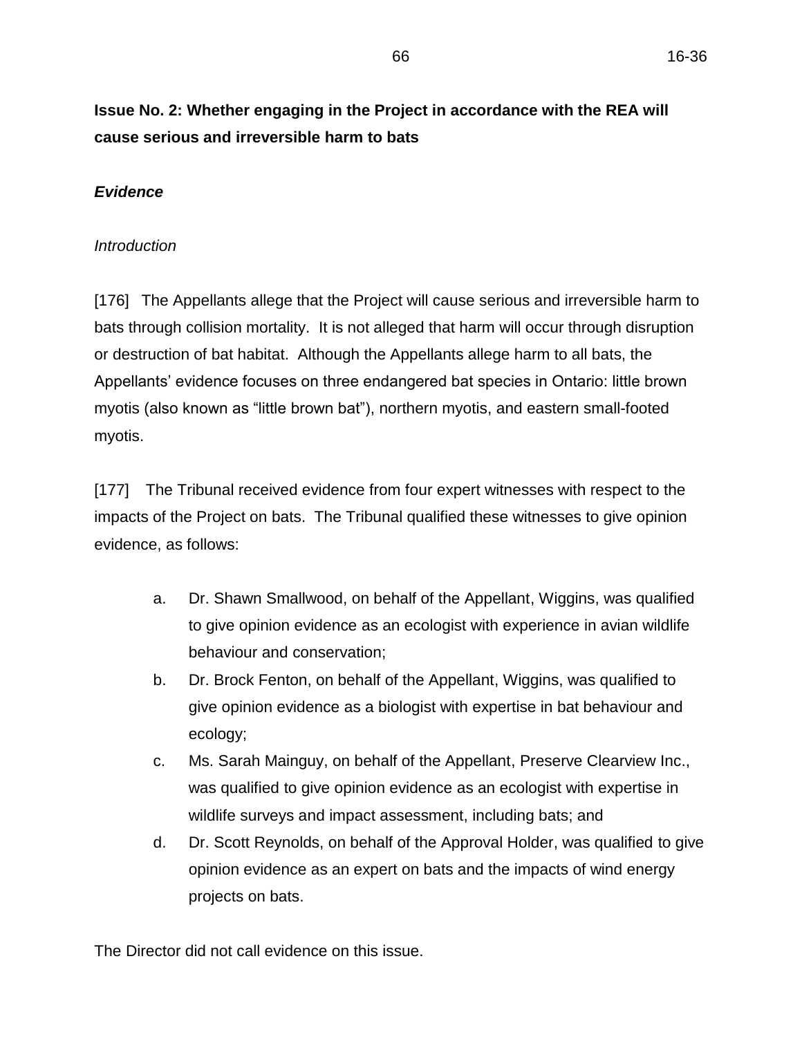**Issue No. 2: Whether engaging in the Project in accordance with the REA will cause serious and irreversible harm to bats**

***Evidence***

*Introduction*

[176] The Appellants allege that the Project will cause serious and irreversible harm to bats through collision mortality. It is not alleged that harm will occur through disruption or destruction of bat habitat. Although the Appellants allege harm to all bats, the Appellants' evidence focuses on three endangered bat species in Ontario: little brown myotis (also known as "little brown bat"), northern myotis, and eastern small-footed myotis.

[177] The Tribunal received evidence from four expert witnesses with respect to the impacts of the Project on bats. The Tribunal qualified these witnesses to give opinion evidence, as follows:

a. Dr. Shawn Smallwood, on behalf of the Appellant, Wiggins, was qualified to give opinion evidence as an ecologist with experience in avian wildlife behaviour and conservation;
b. Dr. Brock Fenton, on behalf of the Appellant, Wiggins, was qualified to give opinion evidence as a biologist with expertise in bat behaviour and ecology;
c. Ms. Sarah Mainguy, on behalf of the Appellant, Preserve Clearview Inc., was qualified to give opinion evidence as an ecologist with expertise in wildlife surveys and impact assessment, including bats; and
d. Dr. Scott Reynolds, on behalf of the Approval Holder, was qualified to give opinion evidence as an expert on bats and the impacts of wind energy projects on bats.

The Director did not call evidence on this issue.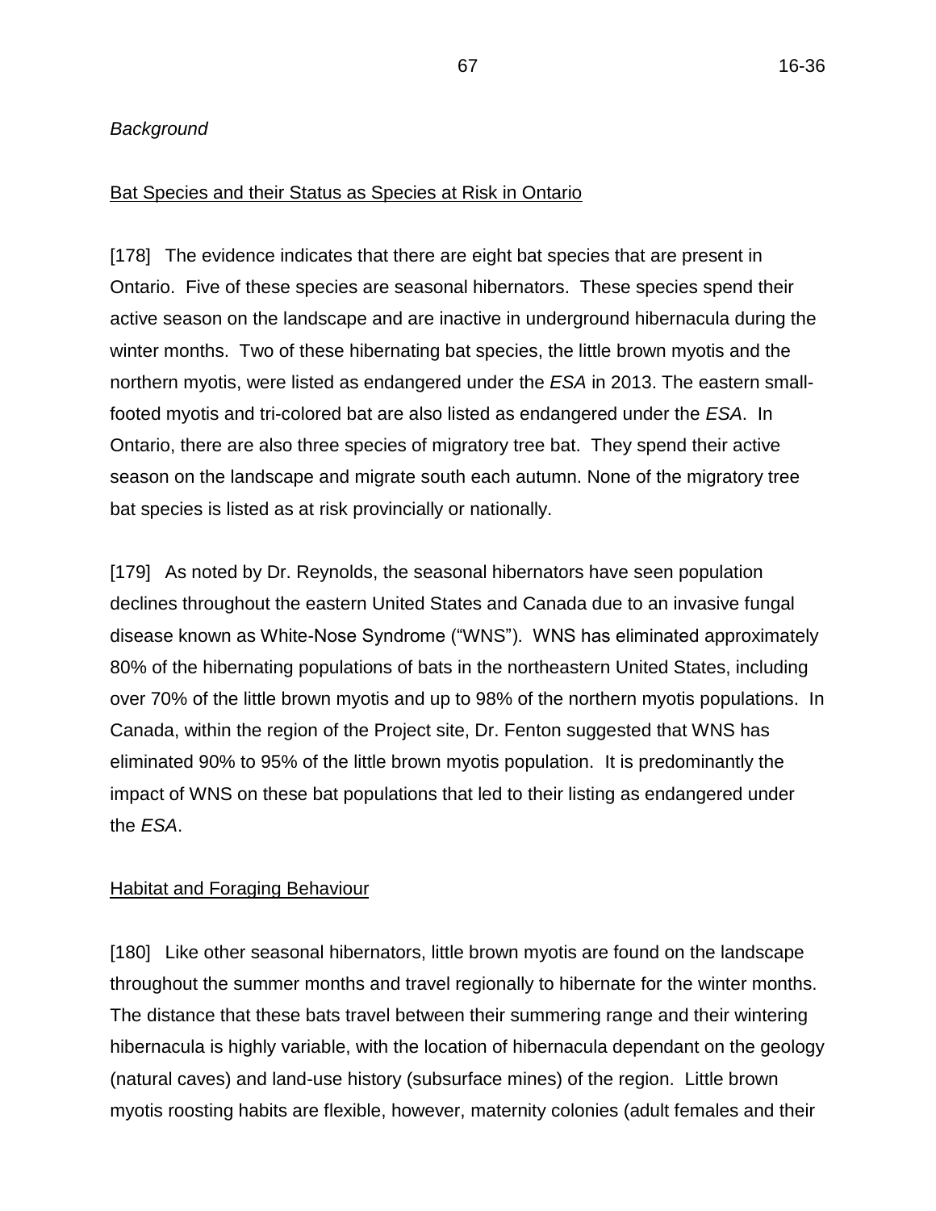*Background*

<u>Bat Species and their Status as Species at Risk in Ontario</u>

[178] The evidence indicates that there are eight bat species that are present in Ontario. Five of these species are seasonal hibernators. These species spend their active season on the landscape and are inactive in underground hibernacula during the winter months. Two of these hibernating bat species, the little brown myotis and the northern myotis, were listed as endangered under the *ESA* in 2013. The eastern small-footed myotis and tri-colored bat are also listed as endangered under the *ESA*. In Ontario, there are also three species of migratory tree bat. They spend their active season on the landscape and migrate south each autumn. None of the migratory tree bat species is listed as at risk provincially or nationally.

[179] As noted by Dr. Reynolds, the seasonal hibernators have seen population declines throughout the eastern United States and Canada due to an invasive fungal disease known as White-Nose Syndrome ("WNS"). WNS has eliminated approximately 80% of the hibernating populations of bats in the northeastern United States, including over 70% of the little brown myotis and up to 98% of the northern myotis populations. In Canada, within the region of the Project site, Dr. Fenton suggested that WNS has eliminated 90% to 95% of the little brown myotis population. It is predominantly the impact of WNS on these bat populations that led to their listing as endangered under the *ESA*.

<u>Habitat and Foraging Behaviour</u>

[180] Like other seasonal hibernators, little brown myotis are found on the landscape throughout the summer months and travel regionally to hibernate for the winter months. The distance that these bats travel between their summering range and their wintering hibernacula is highly variable, with the location of hibernacula dependant on the geology (natural caves) and land-use history (subsurface mines) of the region. Little brown myotis roosting habits are flexible, however, maternity colonies (adult females and their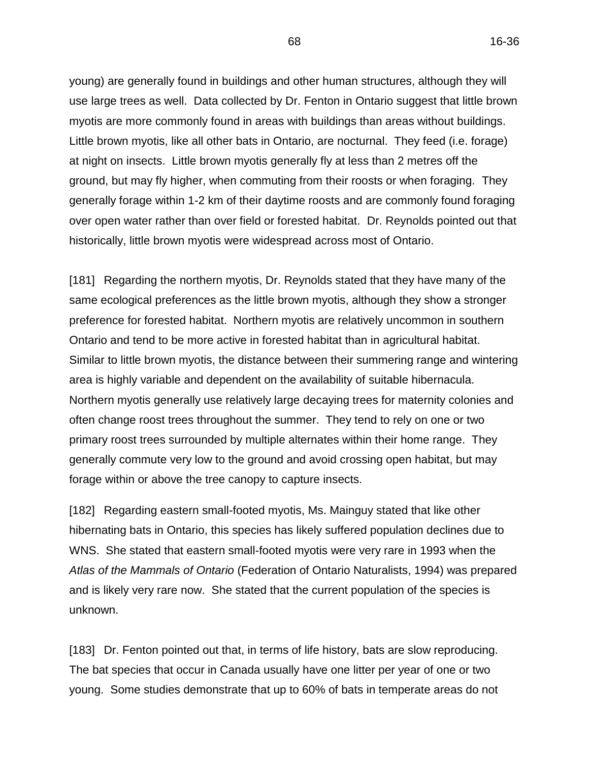young) are generally found in buildings and other human structures, although they will use large trees as well. Data collected by Dr. Fenton in Ontario suggest that little brown myotis are more commonly found in areas with buildings than areas without buildings. Little brown myotis, like all other bats in Ontario, are nocturnal. They feed (i.e. forage) at night on insects. Little brown myotis generally fly at less than 2 metres off the ground, but may fly higher, when commuting from their roosts or when foraging. They generally forage within 1-2 km of their daytime roosts and are commonly found foraging over open water rather than over field or forested habitat. Dr. Reynolds pointed out that historically, little brown myotis were widespread across most of Ontario.

[181] Regarding the northern myotis, Dr. Reynolds stated that they have many of the same ecological preferences as the little brown myotis, although they show a stronger preference for forested habitat. Northern myotis are relatively uncommon in southern Ontario and tend to be more active in forested habitat than in agricultural habitat. Similar to little brown myotis, the distance between their summering range and wintering area is highly variable and dependent on the availability of suitable hibernacula. Northern myotis generally use relatively large decaying trees for maternity colonies and often change roost trees throughout the summer. They tend to rely on one or two primary roost trees surrounded by multiple alternates within their home range. They generally commute very low to the ground and avoid crossing open habitat, but may forage within or above the tree canopy to capture insects.

[182] Regarding eastern small-footed myotis, Ms. Mainguy stated that like other hibernating bats in Ontario, this species has likely suffered population declines due to WNS. She stated that eastern small-footed myotis were very rare in 1993 when the *Atlas of the Mammals of Ontario* (Federation of Ontario Naturalists, 1994) was prepared and is likely very rare now. She stated that the current population of the species is unknown.

[183] Dr. Fenton pointed out that, in terms of life history, bats are slow reproducing. The bat species that occur in Canada usually have one litter per year of one or two young. Some studies demonstrate that up to 60% of bats in temperate areas do not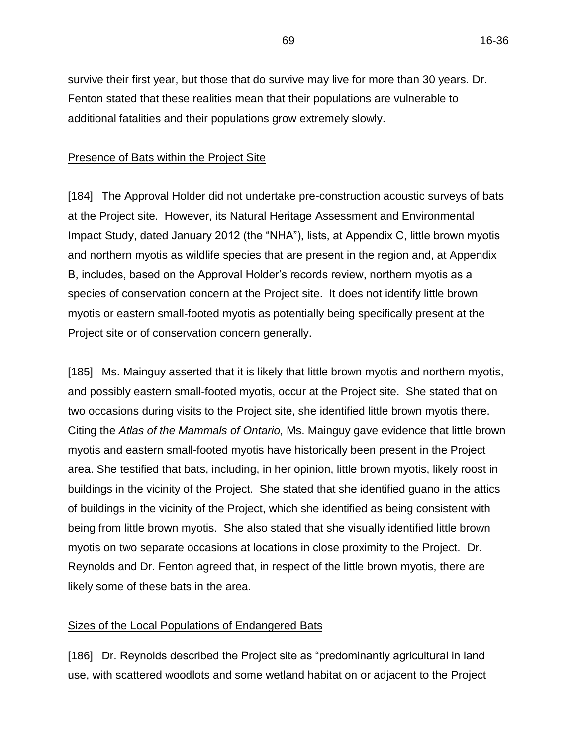survive their first year, but those that do survive may live for more than 30 years. Dr. Fenton stated that these realities mean that their populations are vulnerable to additional fatalities and their populations grow extremely slowly.

Presence of Bats within the Project Site

[184] The Approval Holder did not undertake pre-construction acoustic surveys of bats at the Project site. However, its Natural Heritage Assessment and Environmental Impact Study, dated January 2012 (the "NHA"), lists, at Appendix C, little brown myotis and northern myotis as wildlife species that are present in the region and, at Appendix B, includes, based on the Approval Holder's records review, northern myotis as a species of conservation concern at the Project site. It does not identify little brown myotis or eastern small-footed myotis as potentially being specifically present at the Project site or of conservation concern generally.

[185] Ms. Mainguy asserted that it is likely that little brown myotis and northern myotis, and possibly eastern small-footed myotis, occur at the Project site. She stated that on two occasions during visits to the Project site, she identified little brown myotis there. Citing the *Atlas of the Mammals of Ontario,* Ms. Mainguy gave evidence that little brown myotis and eastern small-footed myotis have historically been present in the Project area. She testified that bats, including, in her opinion, little brown myotis, likely roost in buildings in the vicinity of the Project. She stated that she identified guano in the attics of buildings in the vicinity of the Project, which she identified as being consistent with being from little brown myotis. She also stated that she visually identified little brown myotis on two separate occasions at locations in close proximity to the Project. Dr. Reynolds and Dr. Fenton agreed that, in respect of the little brown myotis, there are likely some of these bats in the area.

Sizes of the Local Populations of Endangered Bats

[186] Dr. Reynolds described the Project site as "predominantly agricultural in land use, with scattered woodlots and some wetland habitat on or adjacent to the Project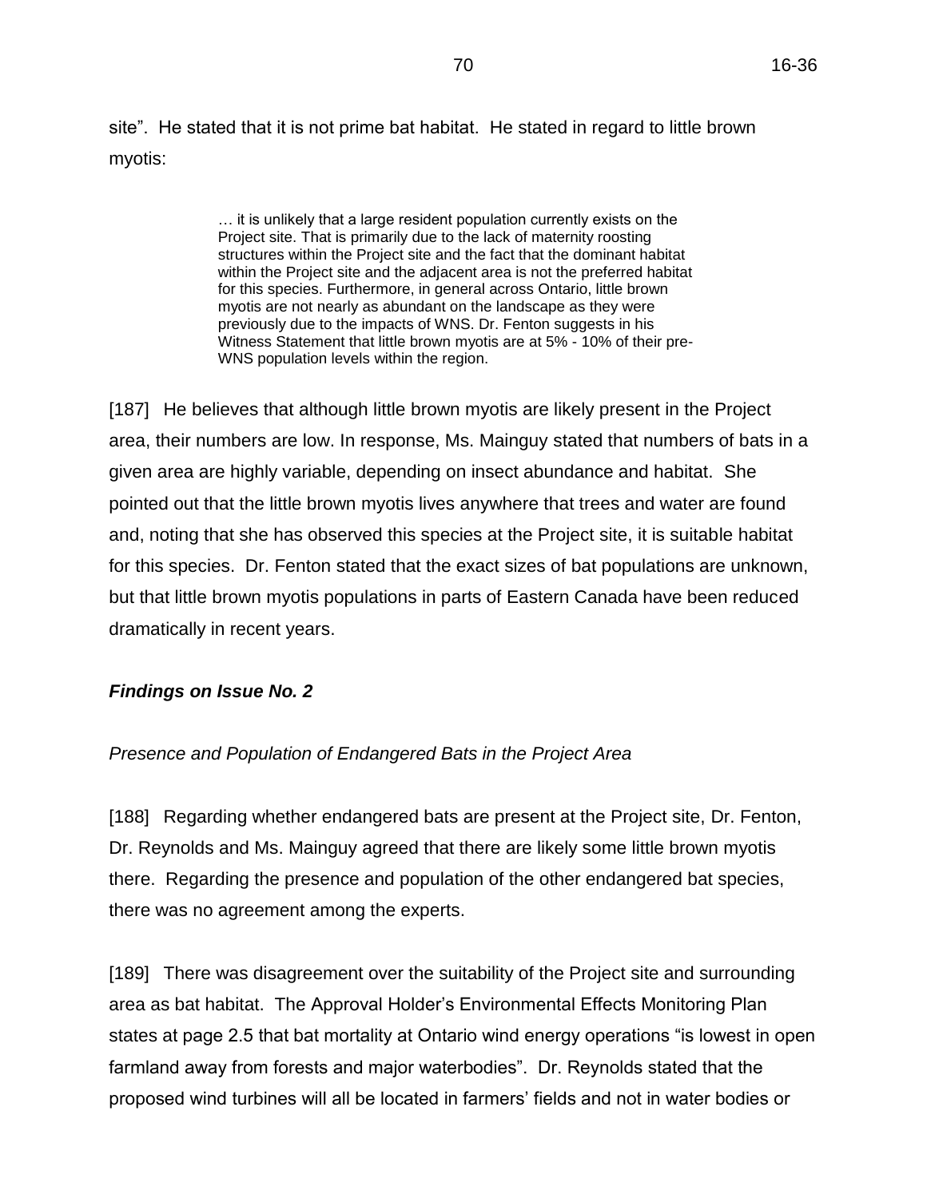site". He stated that it is not prime bat habitat. He stated in regard to little brown myotis:

> … it is unlikely that a large resident population currently exists on the Project site. That is primarily due to the lack of maternity roosting structures within the Project site and the fact that the dominant habitat within the Project site and the adjacent area is not the preferred habitat for this species. Furthermore, in general across Ontario, little brown myotis are not nearly as abundant on the landscape as they were previously due to the impacts of WNS. Dr. Fenton suggests in his Witness Statement that little brown myotis are at 5% - 10% of their pre-WNS population levels within the region.

[187] He believes that although little brown myotis are likely present in the Project area, their numbers are low. In response, Ms. Mainguy stated that numbers of bats in a given area are highly variable, depending on insect abundance and habitat. She pointed out that the little brown myotis lives anywhere that trees and water are found and, noting that she has observed this species at the Project site, it is suitable habitat for this species. Dr. Fenton stated that the exact sizes of bat populations are unknown, but that little brown myotis populations in parts of Eastern Canada have been reduced dramatically in recent years.

### *Findings on Issue No. 2*

*Presence and Population of Endangered Bats in the Project Area*

[188] Regarding whether endangered bats are present at the Project site, Dr. Fenton, Dr. Reynolds and Ms. Mainguy agreed that there are likely some little brown myotis there. Regarding the presence and population of the other endangered bat species, there was no agreement among the experts.

[189] There was disagreement over the suitability of the Project site and surrounding area as bat habitat. The Approval Holder's Environmental Effects Monitoring Plan states at page 2.5 that bat mortality at Ontario wind energy operations "is lowest in open farmland away from forests and major waterbodies". Dr. Reynolds stated that the proposed wind turbines will all be located in farmers' fields and not in water bodies or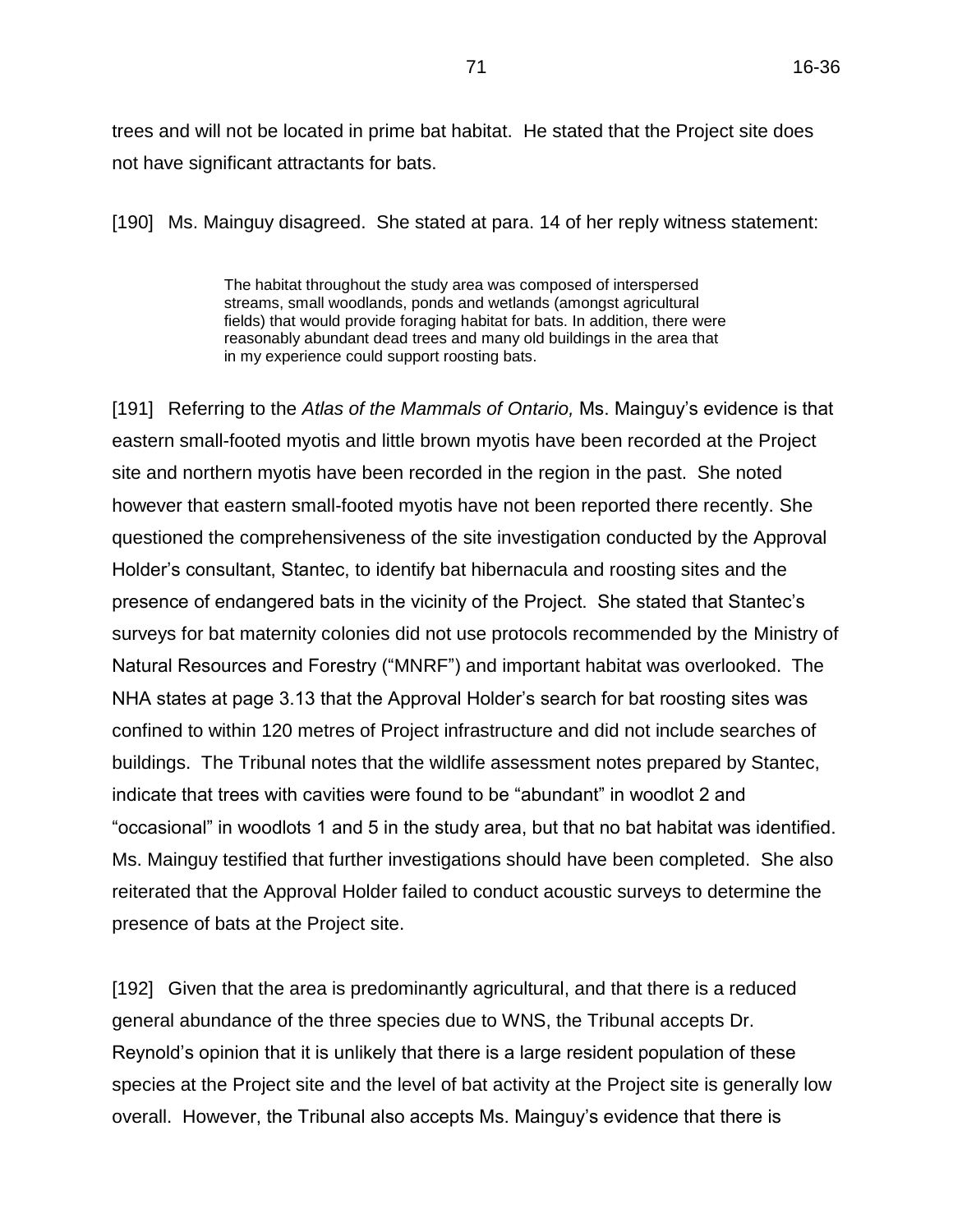trees and will not be located in prime bat habitat. He stated that the Project site does not have significant attractants for bats.

[190] Ms. Mainguy disagreed. She stated at para. 14 of her reply witness statement:

> The habitat throughout the study area was composed of interspersed streams, small woodlands, ponds and wetlands (amongst agricultural fields) that would provide foraging habitat for bats. In addition, there were reasonably abundant dead trees and many old buildings in the area that in my experience could support roosting bats.

[191] Referring to the *Atlas of the Mammals of Ontario,* Ms. Mainguy's evidence is that eastern small-footed myotis and little brown myotis have been recorded at the Project site and northern myotis have been recorded in the region in the past. She noted however that eastern small-footed myotis have not been reported there recently. She questioned the comprehensiveness of the site investigation conducted by the Approval Holder's consultant, Stantec, to identify bat hibernacula and roosting sites and the presence of endangered bats in the vicinity of the Project. She stated that Stantec's surveys for bat maternity colonies did not use protocols recommended by the Ministry of Natural Resources and Forestry ("MNRF") and important habitat was overlooked. The NHA states at page 3.13 that the Approval Holder's search for bat roosting sites was confined to within 120 metres of Project infrastructure and did not include searches of buildings. The Tribunal notes that the wildlife assessment notes prepared by Stantec, indicate that trees with cavities were found to be "abundant" in woodlot 2 and "occasional" in woodlots 1 and 5 in the study area, but that no bat habitat was identified. Ms. Mainguy testified that further investigations should have been completed. She also reiterated that the Approval Holder failed to conduct acoustic surveys to determine the presence of bats at the Project site.

[192] Given that the area is predominantly agricultural, and that there is a reduced general abundance of the three species due to WNS, the Tribunal accepts Dr. Reynold's opinion that it is unlikely that there is a large resident population of these species at the Project site and the level of bat activity at the Project site is generally low overall. However, the Tribunal also accepts Ms. Mainguy's evidence that there is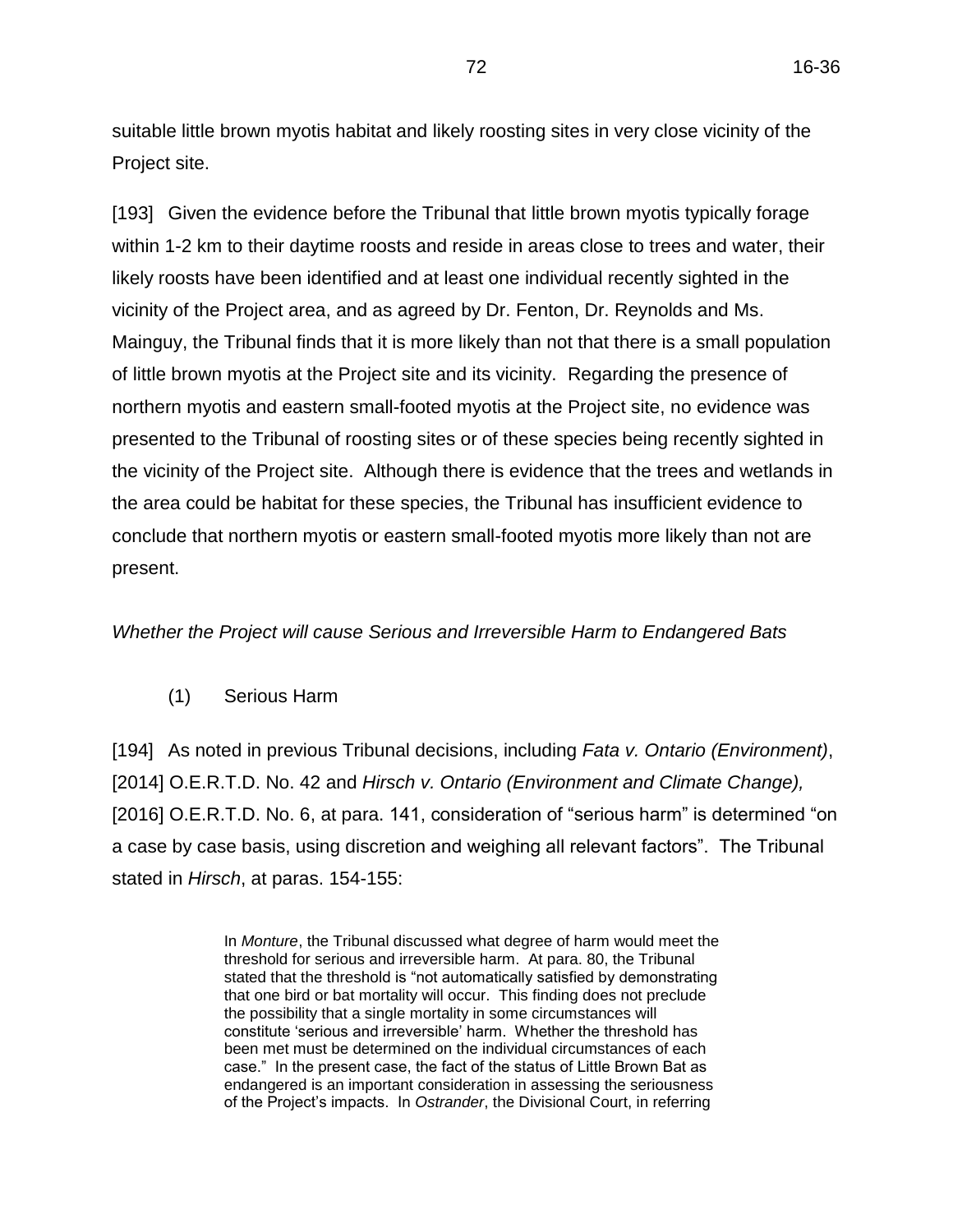suitable little brown myotis habitat and likely roosting sites in very close vicinity of the Project site.

[193] Given the evidence before the Tribunal that little brown myotis typically forage within 1-2 km to their daytime roosts and reside in areas close to trees and water, their likely roosts have been identified and at least one individual recently sighted in the vicinity of the Project area, and as agreed by Dr. Fenton, Dr. Reynolds and Ms. Mainguy, the Tribunal finds that it is more likely than not that there is a small population of little brown myotis at the Project site and its vicinity. Regarding the presence of northern myotis and eastern small-footed myotis at the Project site, no evidence was presented to the Tribunal of roosting sites or of these species being recently sighted in the vicinity of the Project site. Although there is evidence that the trees and wetlands in the area could be habitat for these species, the Tribunal has insufficient evidence to conclude that northern myotis or eastern small-footed myotis more likely than not are present.

*Whether the Project will cause Serious and Irreversible Harm to Endangered Bats*

(1) Serious Harm

[194] As noted in previous Tribunal decisions, including *Fata v. Ontario (Environment)*, [2014] O.E.R.T.D. No. 42 and *Hirsch v. Ontario (Environment and Climate Change),* [2016] O.E.R.T.D. No. 6, at para. 141, consideration of "serious harm" is determined "on a case by case basis, using discretion and weighing all relevant factors". The Tribunal stated in *Hirsch*, at paras. 154-155:

> In *Monture*, the Tribunal discussed what degree of harm would meet the threshold for serious and irreversible harm. At para. 80, the Tribunal stated that the threshold is "not automatically satisfied by demonstrating that one bird or bat mortality will occur. This finding does not preclude the possibility that a single mortality in some circumstances will constitute 'serious and irreversible' harm. Whether the threshold has been met must be determined on the individual circumstances of each case." In the present case, the fact of the status of Little Brown Bat as endangered is an important consideration in assessing the seriousness of the Project's impacts. In *Ostrander*, the Divisional Court, in referring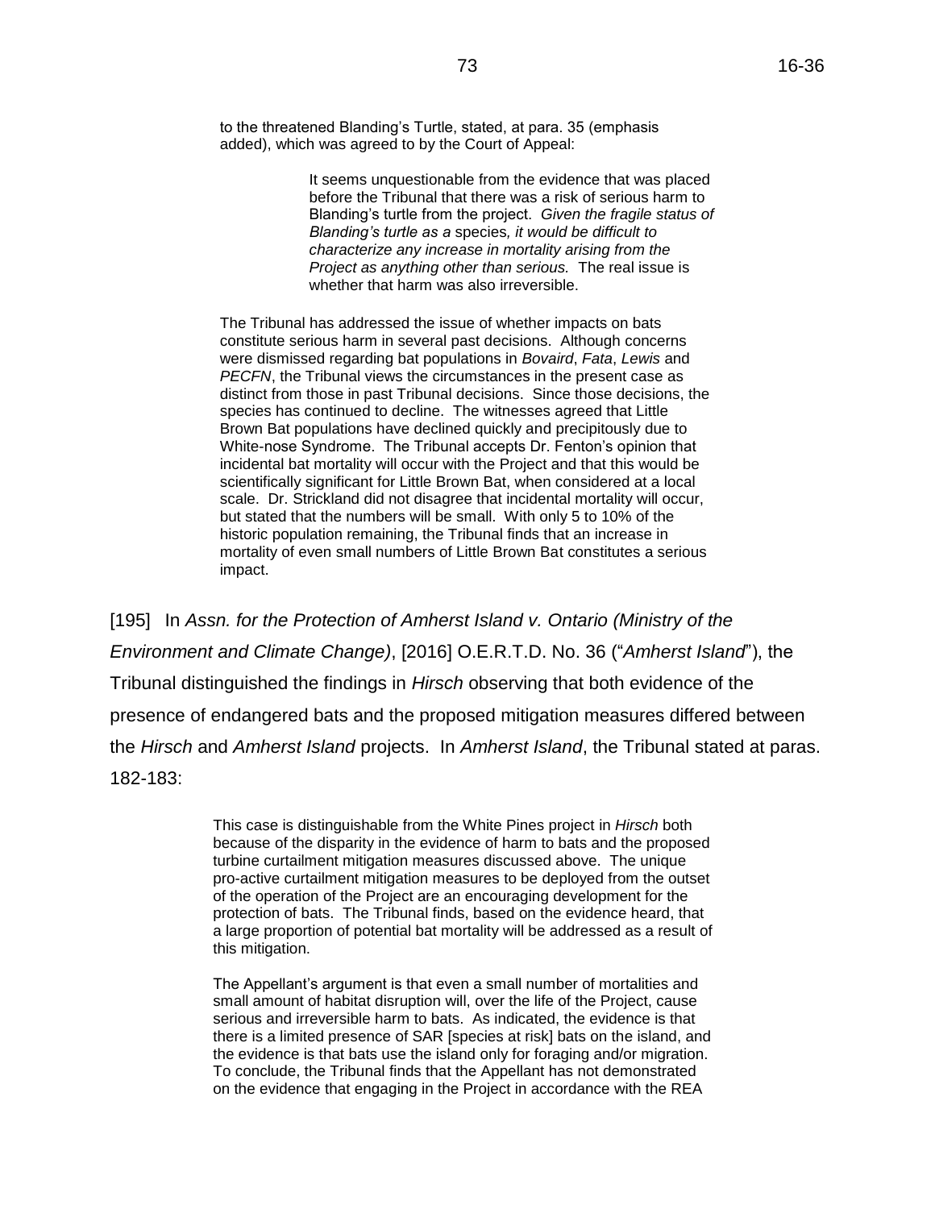to the threatened Blanding's Turtle, stated, at para. 35 (emphasis added), which was agreed to by the Court of Appeal:

> It seems unquestionable from the evidence that was placed before the Tribunal that there was a risk of serious harm to Blanding's turtle from the project. *Given the fragile status of Blanding's turtle as a* species*, it would be difficult to characterize any increase in mortality arising from the Project as anything other than serious.* The real issue is whether that harm was also irreversible.

The Tribunal has addressed the issue of whether impacts on bats constitute serious harm in several past decisions. Although concerns were dismissed regarding bat populations in *Bovaird*, *Fata*, *Lewis* and *PECFN*, the Tribunal views the circumstances in the present case as distinct from those in past Tribunal decisions. Since those decisions, the species has continued to decline. The witnesses agreed that Little Brown Bat populations have declined quickly and precipitously due to White-nose Syndrome. The Tribunal accepts Dr. Fenton's opinion that incidental bat mortality will occur with the Project and that this would be scientifically significant for Little Brown Bat, when considered at a local scale. Dr. Strickland did not disagree that incidental mortality will occur, but stated that the numbers will be small. With only 5 to 10% of the historic population remaining, the Tribunal finds that an increase in mortality of even small numbers of Little Brown Bat constitutes a serious impact.

[195] In *Assn. for the Protection of Amherst Island v. Ontario (Ministry of the Environment and Climate Change)*, [2016] O.E.R.T.D. No. 36 ("*Amherst Island*"), the Tribunal distinguished the findings in *Hirsch* observing that both evidence of the presence of endangered bats and the proposed mitigation measures differed between the *Hirsch* and *Amherst Island* projects. In *Amherst Island*, the Tribunal stated at paras. 182-183:

> This case is distinguishable from the White Pines project in *Hirsch* both because of the disparity in the evidence of harm to bats and the proposed turbine curtailment mitigation measures discussed above. The unique pro-active curtailment mitigation measures to be deployed from the outset of the operation of the Project are an encouraging development for the protection of bats. The Tribunal finds, based on the evidence heard, that a large proportion of potential bat mortality will be addressed as a result of this mitigation.
>
> The Appellant's argument is that even a small number of mortalities and small amount of habitat disruption will, over the life of the Project, cause serious and irreversible harm to bats. As indicated, the evidence is that there is a limited presence of SAR [species at risk] bats on the island, and the evidence is that bats use the island only for foraging and/or migration. To conclude, the Tribunal finds that the Appellant has not demonstrated on the evidence that engaging in the Project in accordance with the REA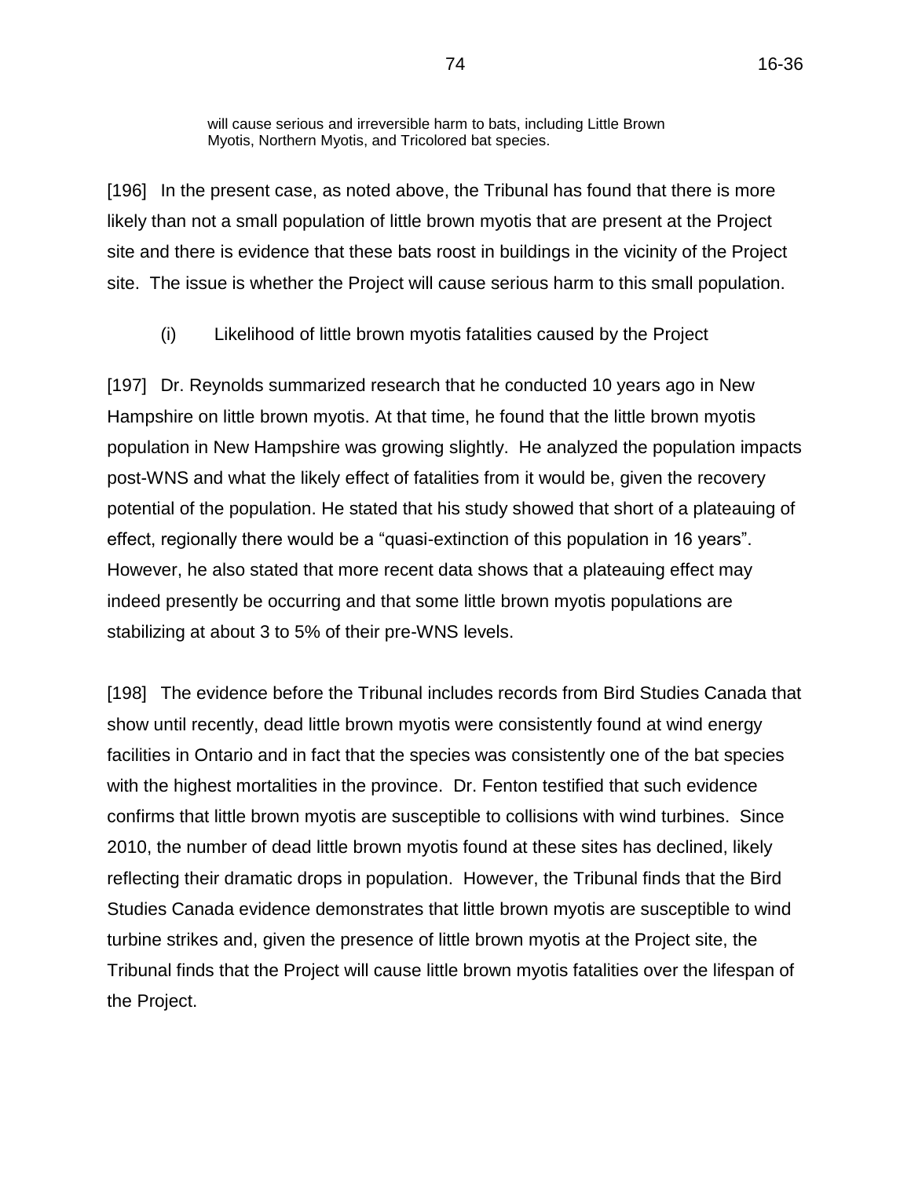> will cause serious and irreversible harm to bats, including Little Brown Myotis, Northern Myotis, and Tricolored bat species.

[196] In the present case, as noted above, the Tribunal has found that there is more likely than not a small population of little brown myotis that are present at the Project site and there is evidence that these bats roost in buildings in the vicinity of the Project site. The issue is whether the Project will cause serious harm to this small population.

(i) Likelihood of little brown myotis fatalities caused by the Project

[197] Dr. Reynolds summarized research that he conducted 10 years ago in New Hampshire on little brown myotis. At that time, he found that the little brown myotis population in New Hampshire was growing slightly. He analyzed the population impacts post-WNS and what the likely effect of fatalities from it would be, given the recovery potential of the population. He stated that his study showed that short of a plateauing of effect, regionally there would be a "quasi-extinction of this population in 16 years". However, he also stated that more recent data shows that a plateauing effect may indeed presently be occurring and that some little brown myotis populations are stabilizing at about 3 to 5% of their pre-WNS levels.

[198] The evidence before the Tribunal includes records from Bird Studies Canada that show until recently, dead little brown myotis were consistently found at wind energy facilities in Ontario and in fact that the species was consistently one of the bat species with the highest mortalities in the province. Dr. Fenton testified that such evidence confirms that little brown myotis are susceptible to collisions with wind turbines. Since 2010, the number of dead little brown myotis found at these sites has declined, likely reflecting their dramatic drops in population. However, the Tribunal finds that the Bird Studies Canada evidence demonstrates that little brown myotis are susceptible to wind turbine strikes and, given the presence of little brown myotis at the Project site, the Tribunal finds that the Project will cause little brown myotis fatalities over the lifespan of the Project.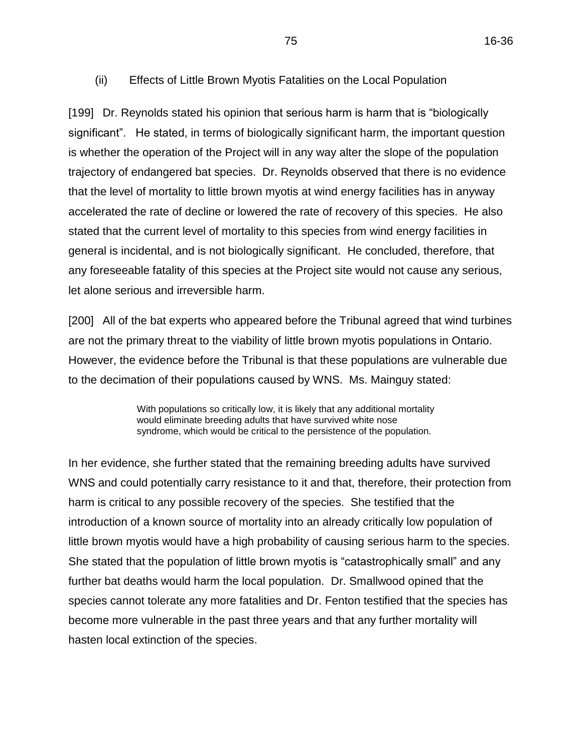(ii) Effects of Little Brown Myotis Fatalities on the Local Population

[199] Dr. Reynolds stated his opinion that serious harm is harm that is "biologically significant". He stated, in terms of biologically significant harm, the important question is whether the operation of the Project will in any way alter the slope of the population trajectory of endangered bat species. Dr. Reynolds observed that there is no evidence that the level of mortality to little brown myotis at wind energy facilities has in anyway accelerated the rate of decline or lowered the rate of recovery of this species. He also stated that the current level of mortality to this species from wind energy facilities in general is incidental, and is not biologically significant. He concluded, therefore, that any foreseeable fatality of this species at the Project site would not cause any serious, let alone serious and irreversible harm.

[200] All of the bat experts who appeared before the Tribunal agreed that wind turbines are not the primary threat to the viability of little brown myotis populations in Ontario. However, the evidence before the Tribunal is that these populations are vulnerable due to the decimation of their populations caused by WNS. Ms. Mainguy stated:

> With populations so critically low, it is likely that any additional mortality would eliminate breeding adults that have survived white nose syndrome, which would be critical to the persistence of the population.

In her evidence, she further stated that the remaining breeding adults have survived WNS and could potentially carry resistance to it and that, therefore, their protection from harm is critical to any possible recovery of the species. She testified that the introduction of a known source of mortality into an already critically low population of little brown myotis would have a high probability of causing serious harm to the species. She stated that the population of little brown myotis is "catastrophically small" and any further bat deaths would harm the local population. Dr. Smallwood opined that the species cannot tolerate any more fatalities and Dr. Fenton testified that the species has become more vulnerable in the past three years and that any further mortality will hasten local extinction of the species.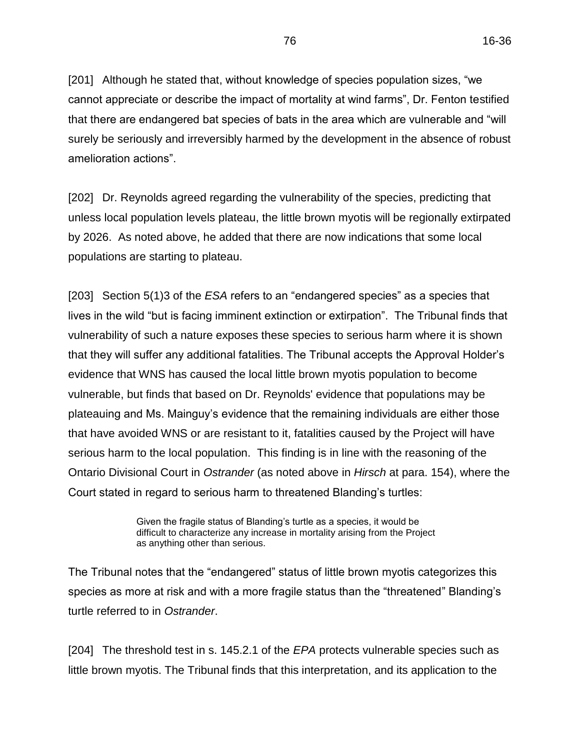[201] Although he stated that, without knowledge of species population sizes, “we cannot appreciate or describe the impact of mortality at wind farms”, Dr. Fenton testified that there are endangered bat species of bats in the area which are vulnerable and “will surely be seriously and irreversibly harmed by the development in the absence of robust amelioration actions”.

[202] Dr. Reynolds agreed regarding the vulnerability of the species, predicting that unless local population levels plateau, the little brown myotis will be regionally extirpated by 2026. As noted above, he added that there are now indications that some local populations are starting to plateau.

[203] Section 5(1)3 of the *ESA* refers to an “endangered species” as a species that lives in the wild “but is facing imminent extinction or extirpation”. The Tribunal finds that vulnerability of such a nature exposes these species to serious harm where it is shown that they will suffer any additional fatalities. The Tribunal accepts the Approval Holder’s evidence that WNS has caused the local little brown myotis population to become vulnerable, but finds that based on Dr. Reynolds' evidence that populations may be plateauing and Ms. Mainguy’s evidence that the remaining individuals are either those that have avoided WNS or are resistant to it, fatalities caused by the Project will have serious harm to the local population. This finding is in line with the reasoning of the Ontario Divisional Court in *Ostrander* (as noted above in *Hirsch* at para. 154), where the Court stated in regard to serious harm to threatened Blanding’s turtles:

> Given the fragile status of Blanding’s turtle as a species, it would be difficult to characterize any increase in mortality arising from the Project as anything other than serious.

The Tribunal notes that the “endangered” status of little brown myotis categorizes this species as more at risk and with a more fragile status than the “threatened” Blanding’s turtle referred to in *Ostrander*.

[204] The threshold test in s. 145.2.1 of the *EPA* protects vulnerable species such as little brown myotis. The Tribunal finds that this interpretation, and its application to the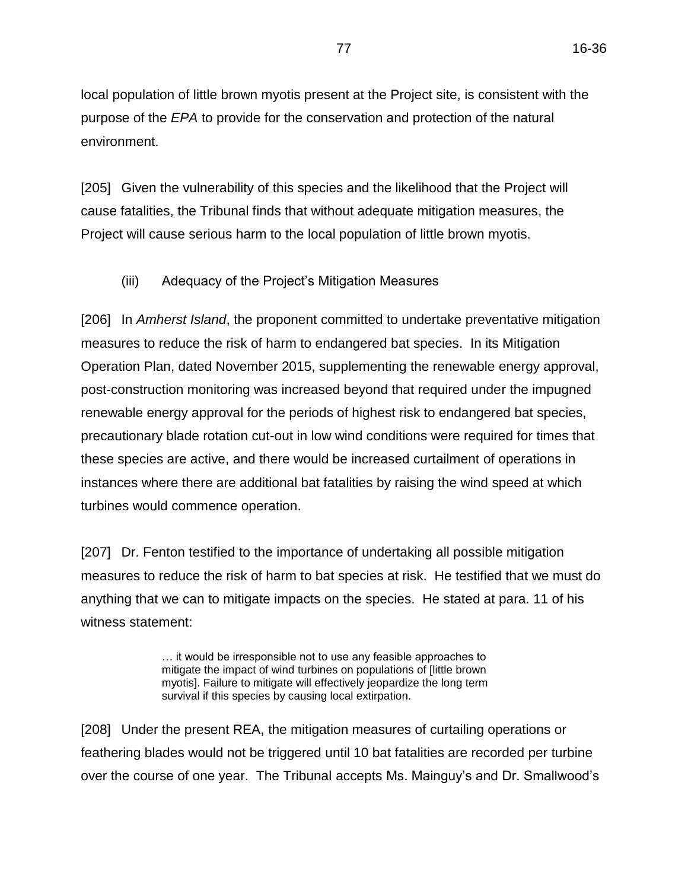local population of little brown myotis present at the Project site, is consistent with the purpose of the *EPA* to provide for the conservation and protection of the natural environment.

[205] Given the vulnerability of this species and the likelihood that the Project will cause fatalities, the Tribunal finds that without adequate mitigation measures, the Project will cause serious harm to the local population of little brown myotis.

(iii) Adequacy of the Project's Mitigation Measures

[206] In *Amherst Island*, the proponent committed to undertake preventative mitigation measures to reduce the risk of harm to endangered bat species. In its Mitigation Operation Plan, dated November 2015, supplementing the renewable energy approval, post-construction monitoring was increased beyond that required under the impugned renewable energy approval for the periods of highest risk to endangered bat species, precautionary blade rotation cut-out in low wind conditions were required for times that these species are active, and there would be increased curtailment of operations in instances where there are additional bat fatalities by raising the wind speed at which turbines would commence operation.

[207] Dr. Fenton testified to the importance of undertaking all possible mitigation measures to reduce the risk of harm to bat species at risk. He testified that we must do anything that we can to mitigate impacts on the species. He stated at para. 11 of his witness statement:

> … it would be irresponsible not to use any feasible approaches to mitigate the impact of wind turbines on populations of [little brown myotis]. Failure to mitigate will effectively jeopardize the long term survival if this species by causing local extirpation.

[208] Under the present REA, the mitigation measures of curtailing operations or feathering blades would not be triggered until 10 bat fatalities are recorded per turbine over the course of one year. The Tribunal accepts Ms. Mainguy's and Dr. Smallwood's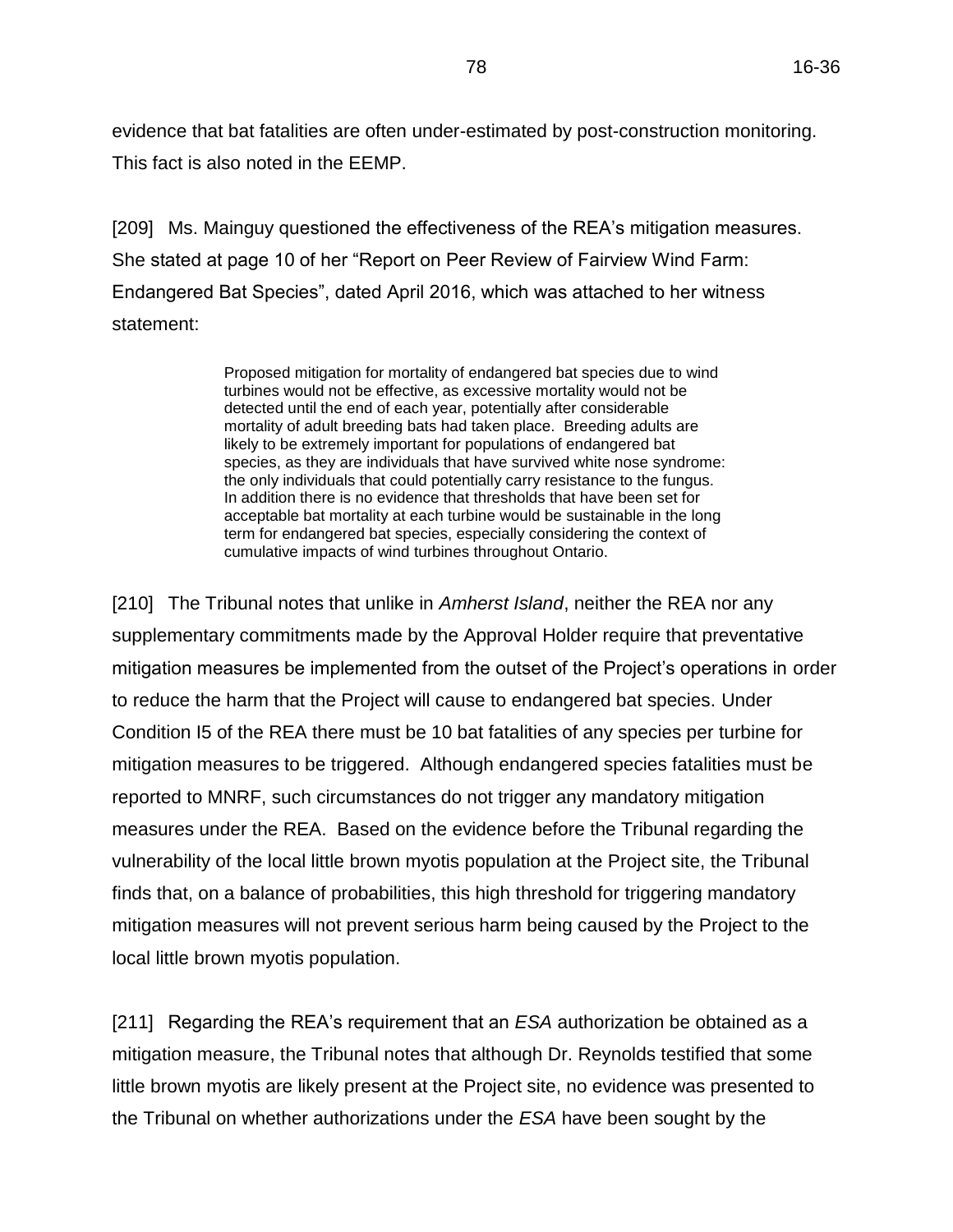evidence that bat fatalities are often under-estimated by post-construction monitoring. This fact is also noted in the EEMP.

[209] Ms. Mainguy questioned the effectiveness of the REA's mitigation measures. She stated at page 10 of her "Report on Peer Review of Fairview Wind Farm: Endangered Bat Species", dated April 2016, which was attached to her witness statement:

> Proposed mitigation for mortality of endangered bat species due to wind turbines would not be effective, as excessive mortality would not be detected until the end of each year, potentially after considerable mortality of adult breeding bats had taken place. Breeding adults are likely to be extremely important for populations of endangered bat species, as they are individuals that have survived white nose syndrome: the only individuals that could potentially carry resistance to the fungus. In addition there is no evidence that thresholds that have been set for acceptable bat mortality at each turbine would be sustainable in the long term for endangered bat species, especially considering the context of cumulative impacts of wind turbines throughout Ontario.

[210] The Tribunal notes that unlike in *Amherst Island*, neither the REA nor any supplementary commitments made by the Approval Holder require that preventative mitigation measures be implemented from the outset of the Project's operations in order to reduce the harm that the Project will cause to endangered bat species. Under Condition I5 of the REA there must be 10 bat fatalities of any species per turbine for mitigation measures to be triggered. Although endangered species fatalities must be reported to MNRF, such circumstances do not trigger any mandatory mitigation measures under the REA. Based on the evidence before the Tribunal regarding the vulnerability of the local little brown myotis population at the Project site, the Tribunal finds that, on a balance of probabilities, this high threshold for triggering mandatory mitigation measures will not prevent serious harm being caused by the Project to the local little brown myotis population.

[211] Regarding the REA's requirement that an *ESA* authorization be obtained as a mitigation measure, the Tribunal notes that although Dr. Reynolds testified that some little brown myotis are likely present at the Project site, no evidence was presented to the Tribunal on whether authorizations under the *ESA* have been sought by the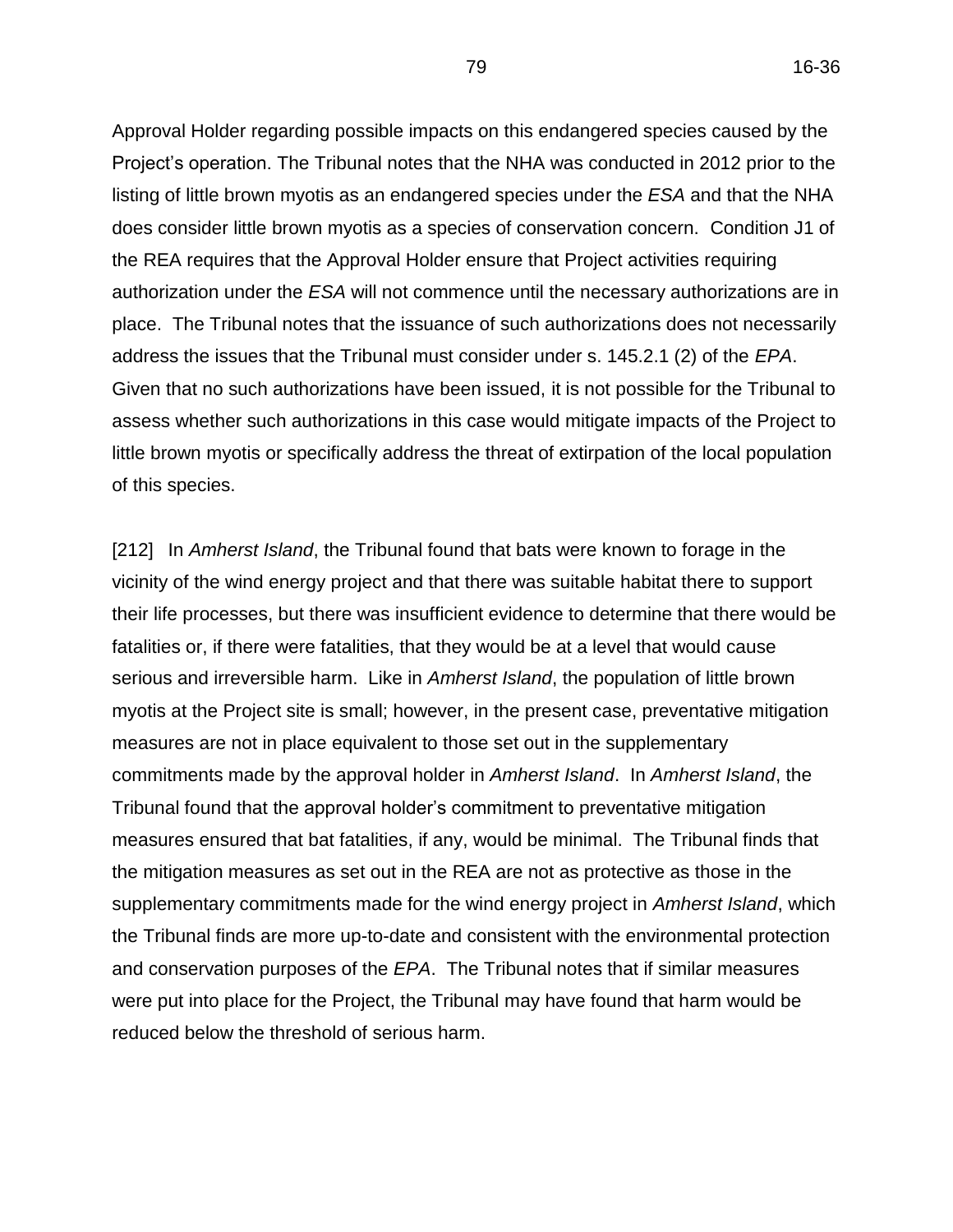Approval Holder regarding possible impacts on this endangered species caused by the Project's operation. The Tribunal notes that the NHA was conducted in 2012 prior to the listing of little brown myotis as an endangered species under the *ESA* and that the NHA does consider little brown myotis as a species of conservation concern. Condition J1 of the REA requires that the Approval Holder ensure that Project activities requiring authorization under the *ESA* will not commence until the necessary authorizations are in place. The Tribunal notes that the issuance of such authorizations does not necessarily address the issues that the Tribunal must consider under s. 145.2.1 (2) of the *EPA*. Given that no such authorizations have been issued, it is not possible for the Tribunal to assess whether such authorizations in this case would mitigate impacts of the Project to little brown myotis or specifically address the threat of extirpation of the local population of this species.

[212] In *Amherst Island*, the Tribunal found that bats were known to forage in the vicinity of the wind energy project and that there was suitable habitat there to support their life processes, but there was insufficient evidence to determine that there would be fatalities or, if there were fatalities, that they would be at a level that would cause serious and irreversible harm. Like in *Amherst Island*, the population of little brown myotis at the Project site is small; however, in the present case, preventative mitigation measures are not in place equivalent to those set out in the supplementary commitments made by the approval holder in *Amherst Island*. In *Amherst Island*, the Tribunal found that the approval holder's commitment to preventative mitigation measures ensured that bat fatalities, if any, would be minimal. The Tribunal finds that the mitigation measures as set out in the REA are not as protective as those in the supplementary commitments made for the wind energy project in *Amherst Island*, which the Tribunal finds are more up-to-date and consistent with the environmental protection and conservation purposes of the *EPA*. The Tribunal notes that if similar measures were put into place for the Project, the Tribunal may have found that harm would be reduced below the threshold of serious harm.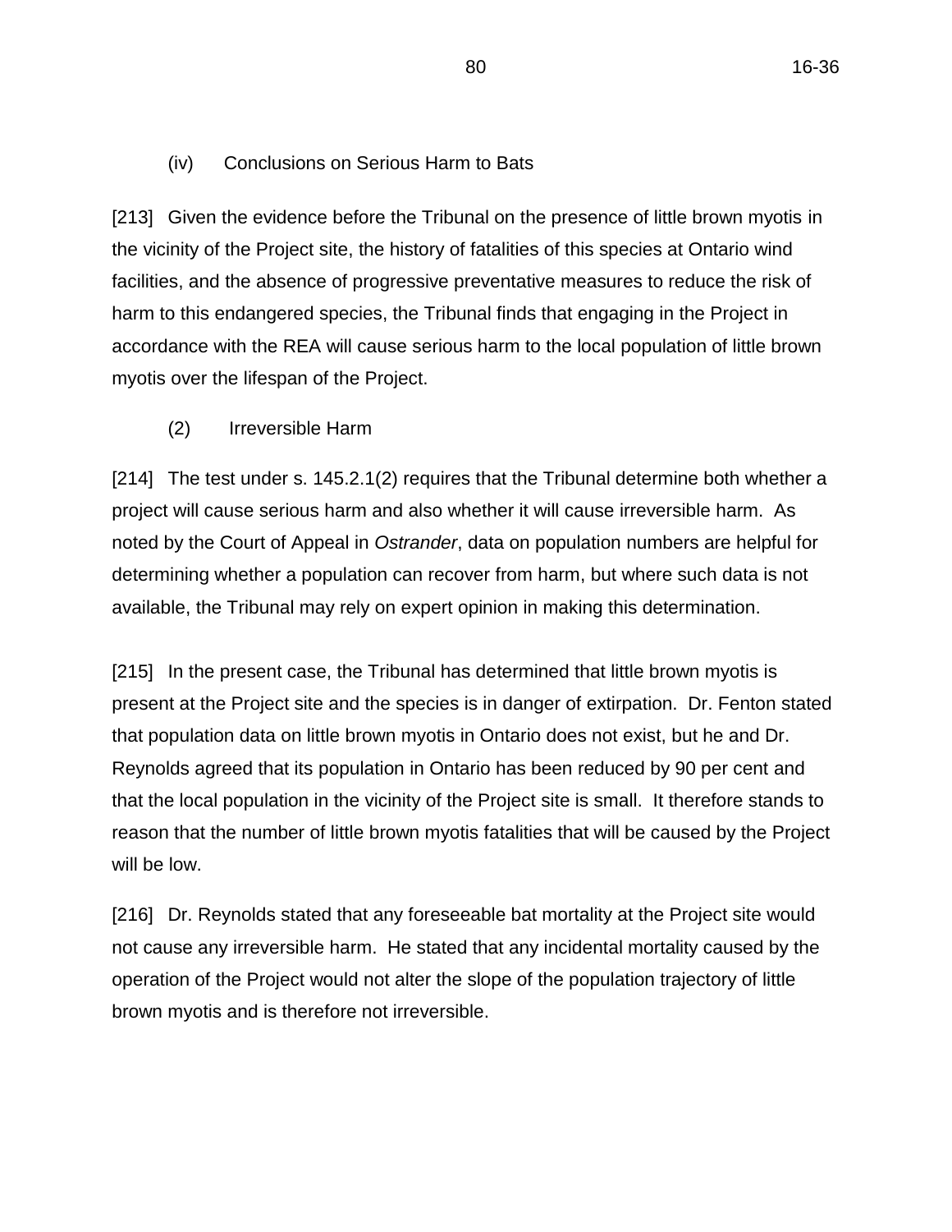(iv) Conclusions on Serious Harm to Bats

[213] Given the evidence before the Tribunal on the presence of little brown myotis in the vicinity of the Project site, the history of fatalities of this species at Ontario wind facilities, and the absence of progressive preventative measures to reduce the risk of harm to this endangered species, the Tribunal finds that engaging in the Project in accordance with the REA will cause serious harm to the local population of little brown myotis over the lifespan of the Project.

(2) Irreversible Harm

[214] The test under s. 145.2.1(2) requires that the Tribunal determine both whether a project will cause serious harm and also whether it will cause irreversible harm. As noted by the Court of Appeal in *Ostrander*, data on population numbers are helpful for determining whether a population can recover from harm, but where such data is not available, the Tribunal may rely on expert opinion in making this determination.

[215] In the present case, the Tribunal has determined that little brown myotis is present at the Project site and the species is in danger of extirpation. Dr. Fenton stated that population data on little brown myotis in Ontario does not exist, but he and Dr. Reynolds agreed that its population in Ontario has been reduced by 90 per cent and that the local population in the vicinity of the Project site is small. It therefore stands to reason that the number of little brown myotis fatalities that will be caused by the Project will be low.

[216] Dr. Reynolds stated that any foreseeable bat mortality at the Project site would not cause any irreversible harm. He stated that any incidental mortality caused by the operation of the Project would not alter the slope of the population trajectory of little brown myotis and is therefore not irreversible.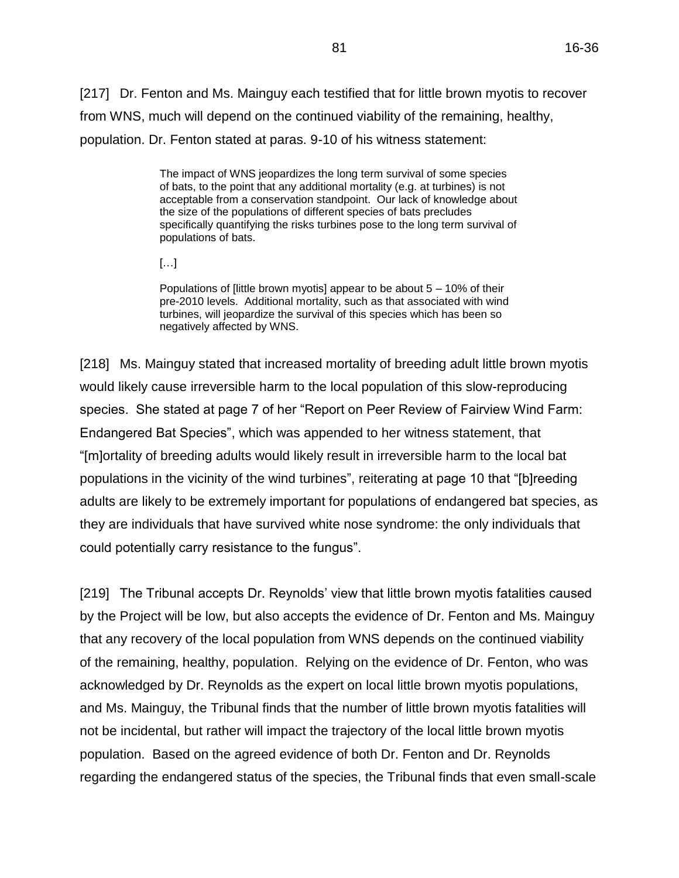[217] Dr. Fenton and Ms. Mainguy each testified that for little brown myotis to recover from WNS, much will depend on the continued viability of the remaining, healthy, population. Dr. Fenton stated at paras. 9-10 of his witness statement:

> The impact of WNS jeopardizes the long term survival of some species of bats, to the point that any additional mortality (e.g. at turbines) is not acceptable from a conservation standpoint. Our lack of knowledge about the size of the populations of different species of bats precludes specifically quantifying the risks turbines pose to the long term survival of populations of bats.
>
> […]
>
> Populations of [little brown myotis] appear to be about 5 – 10% of their pre-2010 levels. Additional mortality, such as that associated with wind turbines, will jeopardize the survival of this species which has been so negatively affected by WNS.

[218] Ms. Mainguy stated that increased mortality of breeding adult little brown myotis would likely cause irreversible harm to the local population of this slow-reproducing species. She stated at page 7 of her "Report on Peer Review of Fairview Wind Farm: Endangered Bat Species", which was appended to her witness statement, that "[m]ortality of breeding adults would likely result in irreversible harm to the local bat populations in the vicinity of the wind turbines", reiterating at page 10 that "[b]reeding adults are likely to be extremely important for populations of endangered bat species, as they are individuals that have survived white nose syndrome: the only individuals that could potentially carry resistance to the fungus".

[219] The Tribunal accepts Dr. Reynolds' view that little brown myotis fatalities caused by the Project will be low, but also accepts the evidence of Dr. Fenton and Ms. Mainguy that any recovery of the local population from WNS depends on the continued viability of the remaining, healthy, population. Relying on the evidence of Dr. Fenton, who was acknowledged by Dr. Reynolds as the expert on local little brown myotis populations, and Ms. Mainguy, the Tribunal finds that the number of little brown myotis fatalities will not be incidental, but rather will impact the trajectory of the local little brown myotis population. Based on the agreed evidence of both Dr. Fenton and Dr. Reynolds regarding the endangered status of the species, the Tribunal finds that even small-scale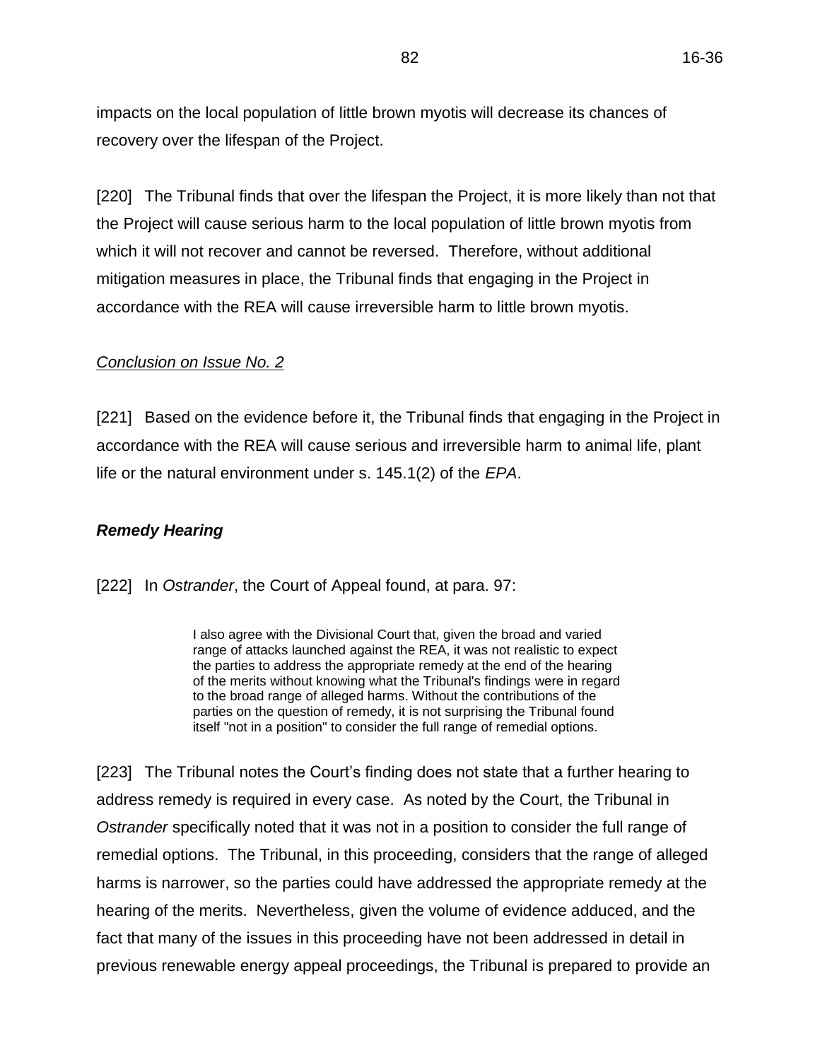impacts on the local population of little brown myotis will decrease its chances of recovery over the lifespan of the Project.

[220] The Tribunal finds that over the lifespan the Project, it is more likely than not that the Project will cause serious harm to the local population of little brown myotis from which it will not recover and cannot be reversed. Therefore, without additional mitigation measures in place, the Tribunal finds that engaging in the Project in accordance with the REA will cause irreversible harm to little brown myotis.

_Conclusion on Issue No. 2_

[221] Based on the evidence before it, the Tribunal finds that engaging in the Project in accordance with the REA will cause serious and irreversible harm to animal life, plant life or the natural environment under s. 145.1(2) of the *EPA*.

### ***Remedy Hearing***

[222] In *Ostrander*, the Court of Appeal found, at para. 97:

> I also agree with the Divisional Court that, given the broad and varied range of attacks launched against the REA, it was not realistic to expect the parties to address the appropriate remedy at the end of the hearing of the merits without knowing what the Tribunal's findings were in regard to the broad range of alleged harms. Without the contributions of the parties on the question of remedy, it is not surprising the Tribunal found itself "not in a position" to consider the full range of remedial options.

[223] The Tribunal notes the Court's finding does not state that a further hearing to address remedy is required in every case. As noted by the Court, the Tribunal in *Ostrander* specifically noted that it was not in a position to consider the full range of remedial options. The Tribunal, in this proceeding, considers that the range of alleged harms is narrower, so the parties could have addressed the appropriate remedy at the hearing of the merits. Nevertheless, given the volume of evidence adduced, and the fact that many of the issues in this proceeding have not been addressed in detail in previous renewable energy appeal proceedings, the Tribunal is prepared to provide an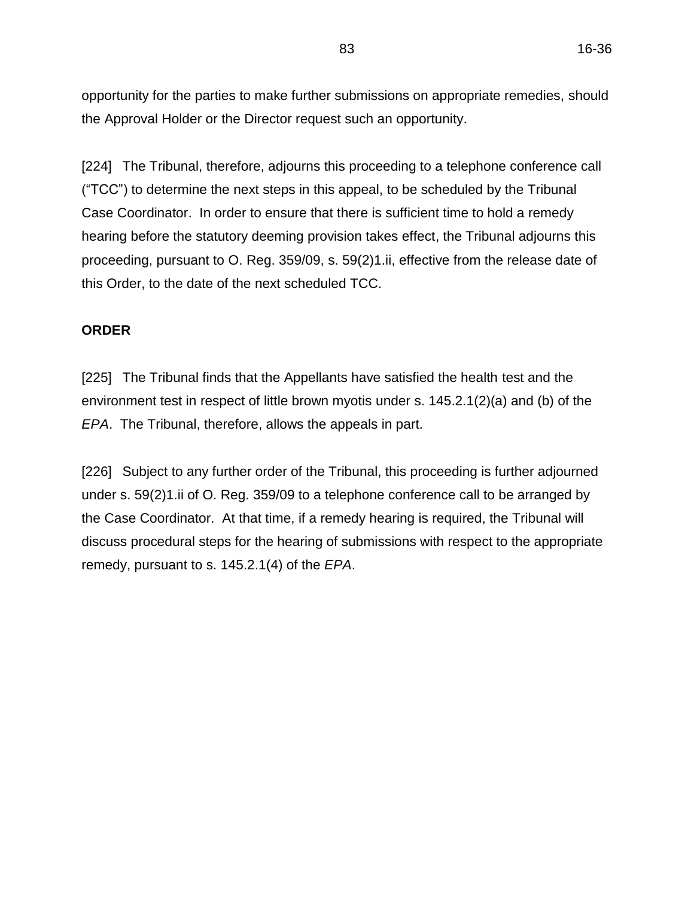opportunity for the parties to make further submissions on appropriate remedies, should the Approval Holder or the Director request such an opportunity.

[224] The Tribunal, therefore, adjourns this proceeding to a telephone conference call ("TCC") to determine the next steps in this appeal, to be scheduled by the Tribunal Case Coordinator. In order to ensure that there is sufficient time to hold a remedy hearing before the statutory deeming provision takes effect, the Tribunal adjourns this proceeding, pursuant to O. Reg. 359/09, s. 59(2)1.ii, effective from the release date of this Order, to the date of the next scheduled TCC.

**ORDER**

[225] The Tribunal finds that the Appellants have satisfied the health test and the environment test in respect of little brown myotis under s. 145.2.1(2)(a) and (b) of the *EPA*. The Tribunal, therefore, allows the appeals in part.

[226] Subject to any further order of the Tribunal, this proceeding is further adjourned under s. 59(2)1.ii of O. Reg. 359/09 to a telephone conference call to be arranged by the Case Coordinator. At that time, if a remedy hearing is required, the Tribunal will discuss procedural steps for the hearing of submissions with respect to the appropriate remedy, pursuant to s. 145.2.1(4) of the *EPA*.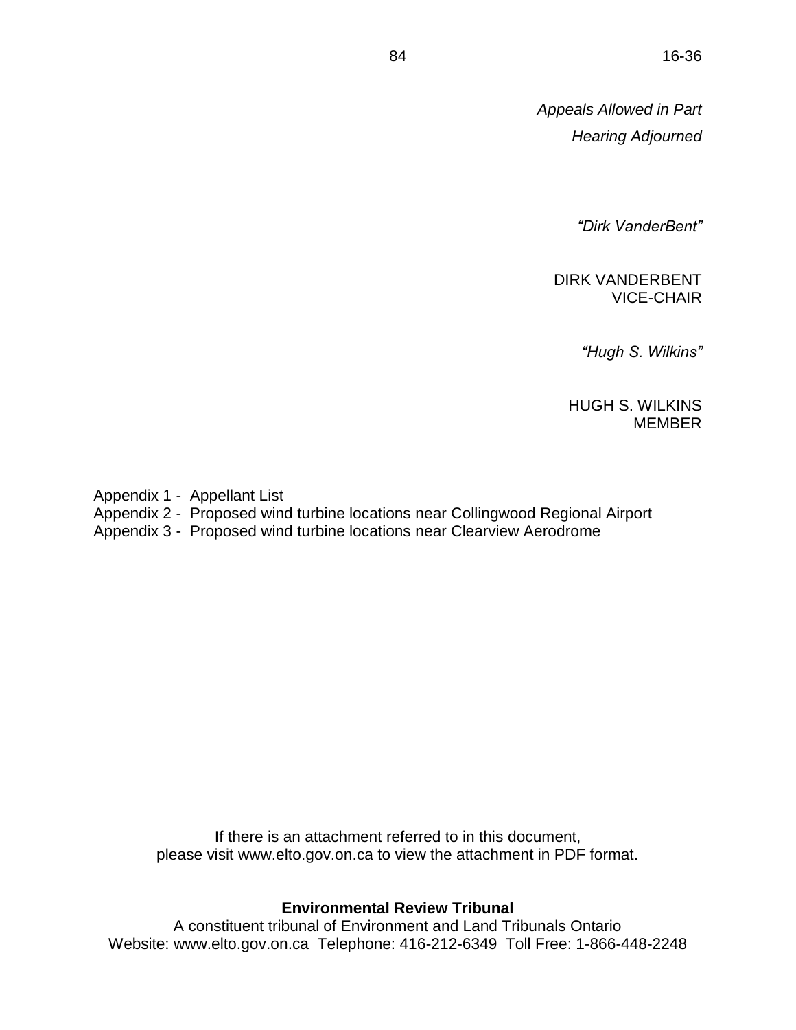*Appeals Allowed in Part*

*Hearing Adjourned*

*"Dirk VanderBent"*

DIRK VANDERBENT
VICE-CHAIR

*"Hugh S. Wilkins"*

HUGH S. WILKINS
MEMBER

Appendix 1 - Appellant List
Appendix 2 - Proposed wind turbine locations near Collingwood Regional Airport
Appendix 3 - Proposed wind turbine locations near Clearview Aerodrome

If there is an attachment referred to in this document,
please visit www.elto.gov.on.ca to view the attachment in PDF format.

**Environmental Review Tribunal**
A constituent tribunal of Environment and Land Tribunals Ontario
Website: www.elto.gov.on.ca Telephone: 416-212-6349 Toll Free: 1-866-448-2248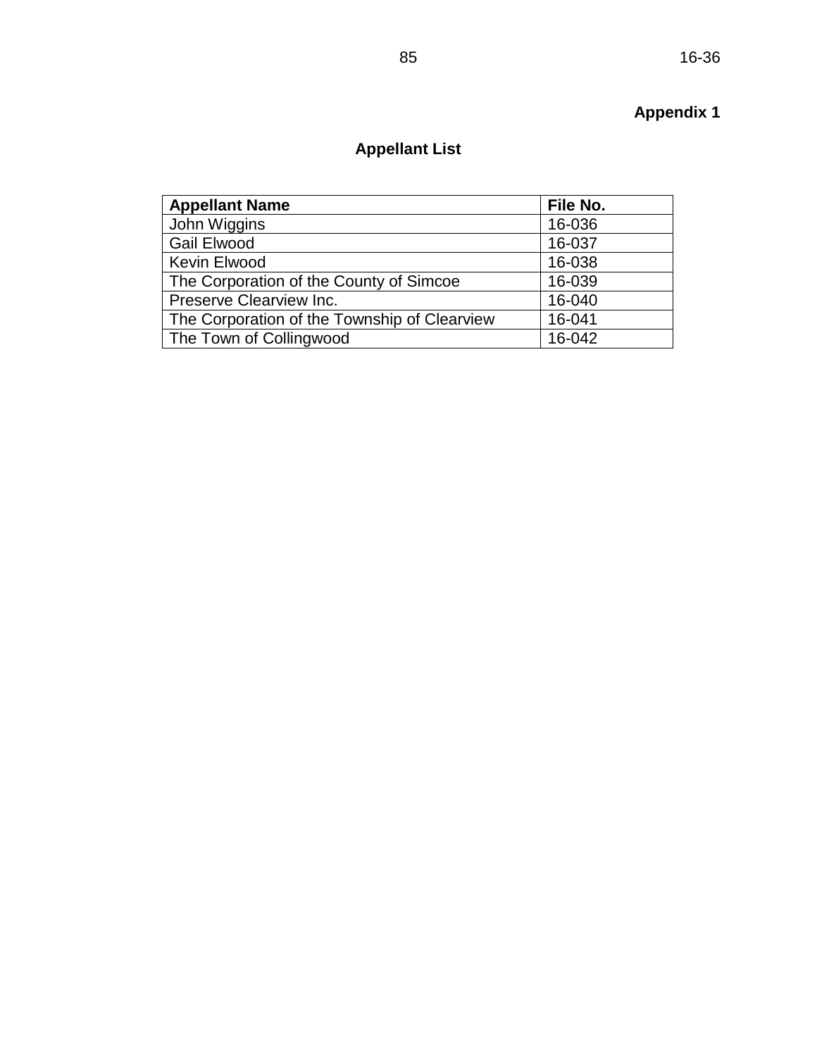**Appendix 1**

## Appellant List

| Appellant Name | File No. |
|---|---|
| John Wiggins | 16-036 |
| Gail Elwood | 16-037 |
| Kevin Elwood | 16-038 |
| The Corporation of the County of Simcoe | 16-039 |
| Preserve Clearview Inc. | 16-040 |
| The Corporation of the Township of Clearview | 16-041 |
| The Town of Collingwood | 16-042 |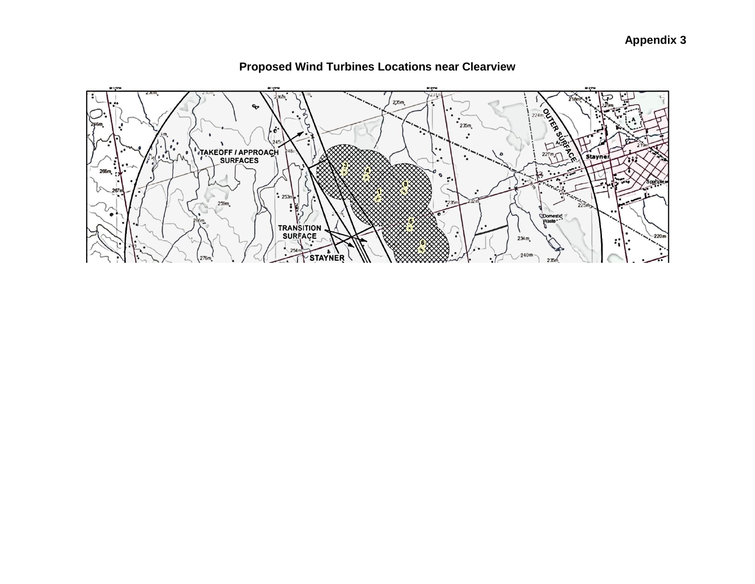Appendix 3

## Proposed Wind Turbines Locations near Clearview

OUTER SURFACE

TAKEOFF / APPROACH SURFACES

TRANSITION SURFACE

STAYNER

Stayner

Domestic Waste

3

4

8

1

5

6

236m

235m

231m

218m

219m

224m

235m

246m

245

248m

227m

219m

266m

267m

253m

259m

235m

232m

225m

266m

234m

220m

254m

276m

240m

235m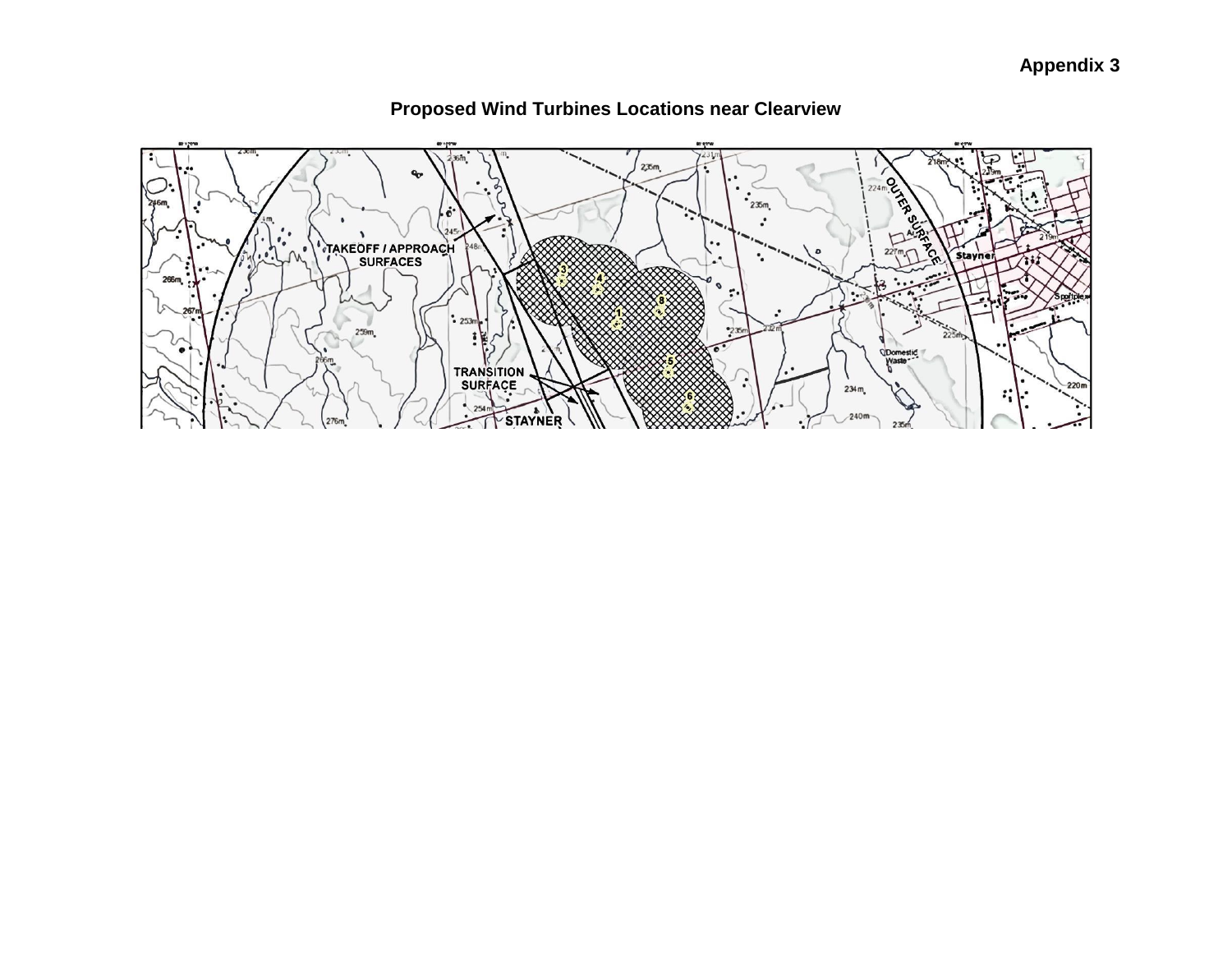**Appendix 3**

## Proposed Wind Turbines Locations near Clearview

TAKEOFF / APPROACH SURFACES

TRANSITION SURFACE

STAYNER

OUTER SURFACE

Stayner

Domestic Waste

3

4

8

1

5

6

236m

235m

231m

218m

219m

224m

246m

235m

245

248m

227m

266m

267m

253m

259m

235m

232m

225m

266m

234m

220m

254m

240m

276m

235m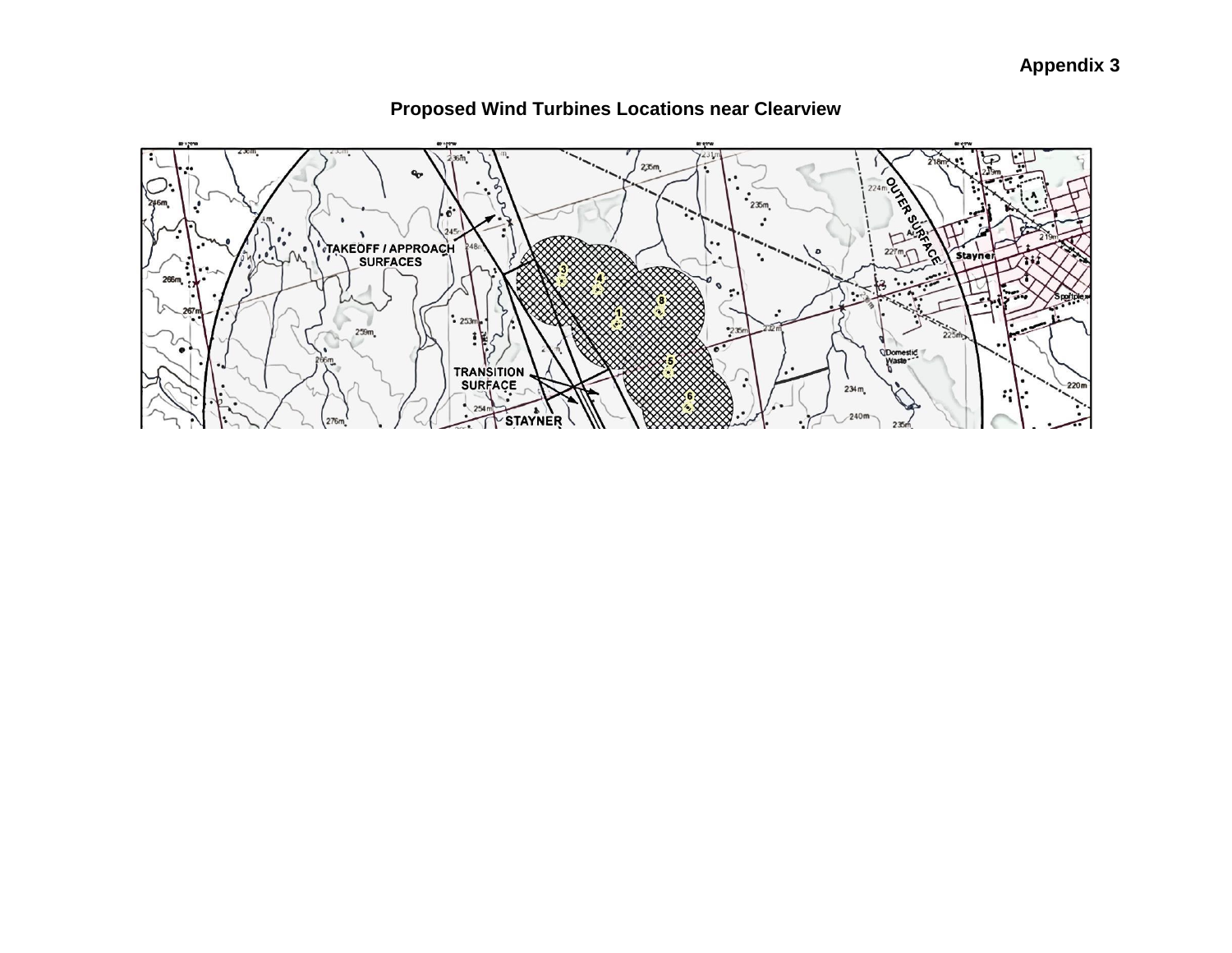Appendix 3

## Proposed Wind Turbines Locations near Clearview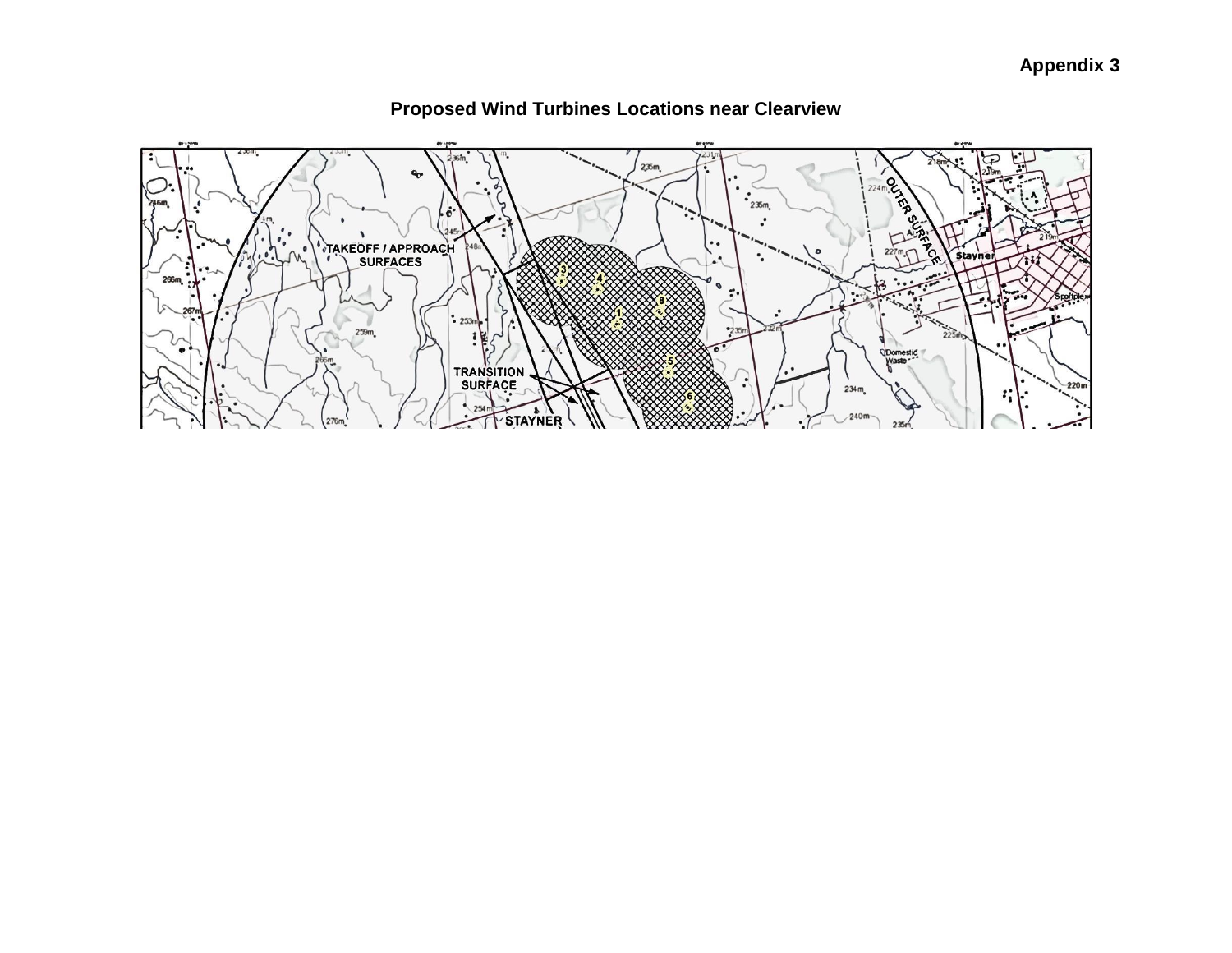Appendix 3

## Proposed Wind Turbines Locations near Clearview

TAKEOFF / APPROACH SURFACES

TRANSITION SURFACE

STAYNER

OUTER SURFACE

Stayner

Domestic Waste

3

4

8

1

5

6

236m

235m

231m

218m

219m

224m

235m

246m

245

248m

227m

219m

266m

267m

253m

259m

235m

232m

225m

266m

234m

220m

254m

276m

240m

235m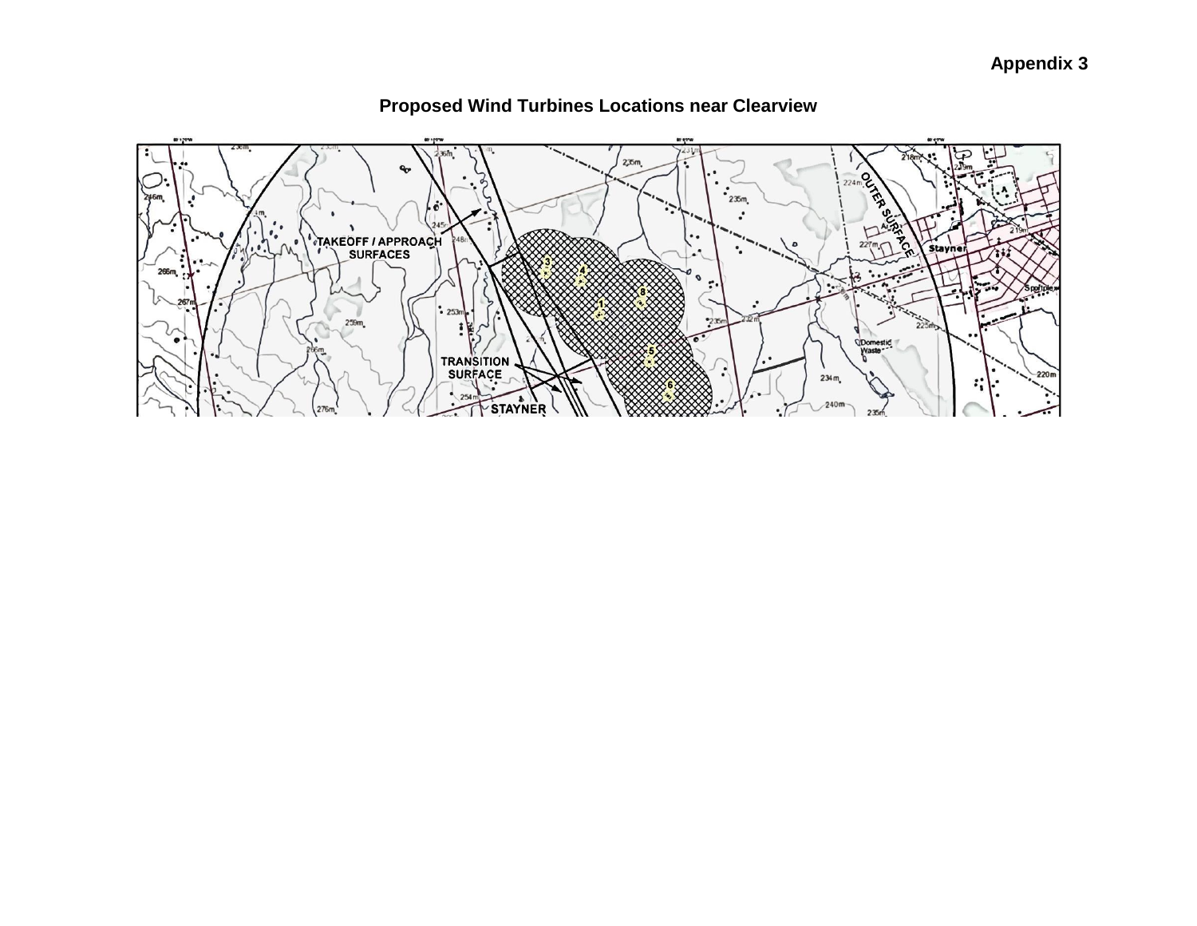Appendix 3

**Proposed Wind Turbines Locations near Clearview**

236m
236m
231m
235m
218m
219m
224m
246m
235m
OUTER SURFACE
245
248m
227m
219m
TAKEOFF / APPROACH SURFACES
Stayner
266m
3
4
8
267m
1
253m
259m
235m
232m
225m
266m
5
Domestic Waste
TRANSITION SURFACE
234m
220m
6
254m
240m
276m
STAYNER
235m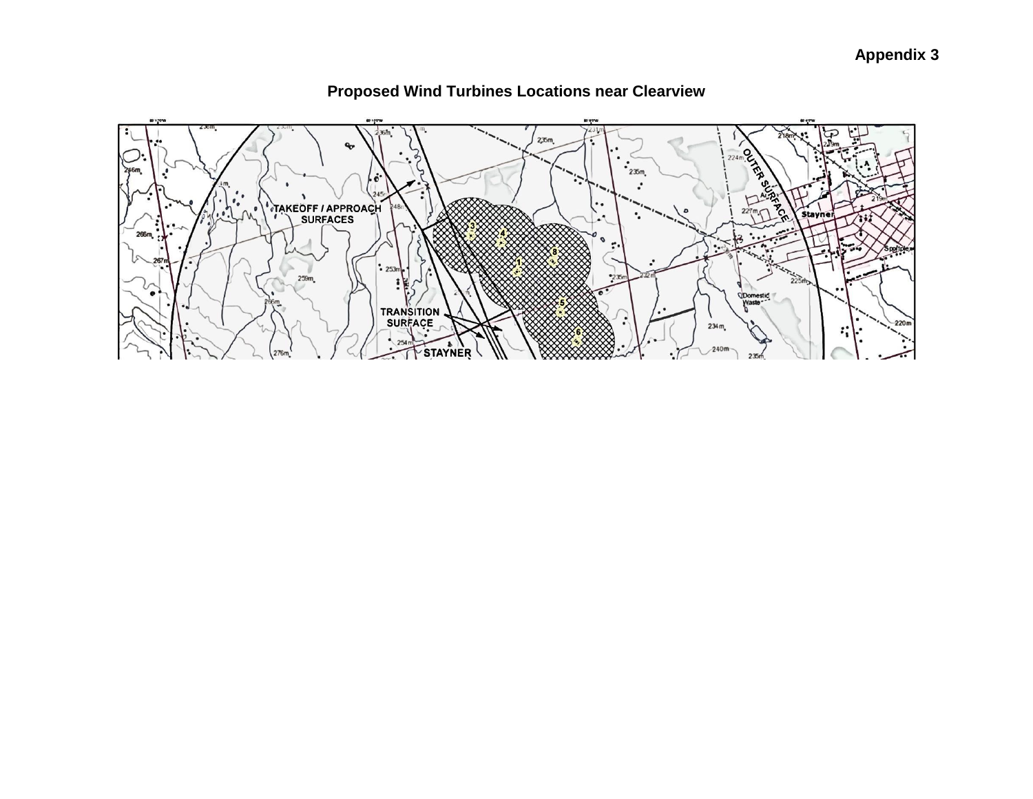Appendix 3

## Proposed Wind Turbines Locations near Clearview

TAKEOFF / APPROACH SURFACES

TRANSITION SURFACE

OUTER SURFACE

STAYNER

Stayner

Domestic Waste

236m

235m

231m

224m

235m

218m

219m

246m

245

248m

227m

219m

266m

267m

253m

259m

235m

232m

225m

266m

234m

220m

254m

276m

240m

235m

3

4

8

1

5

6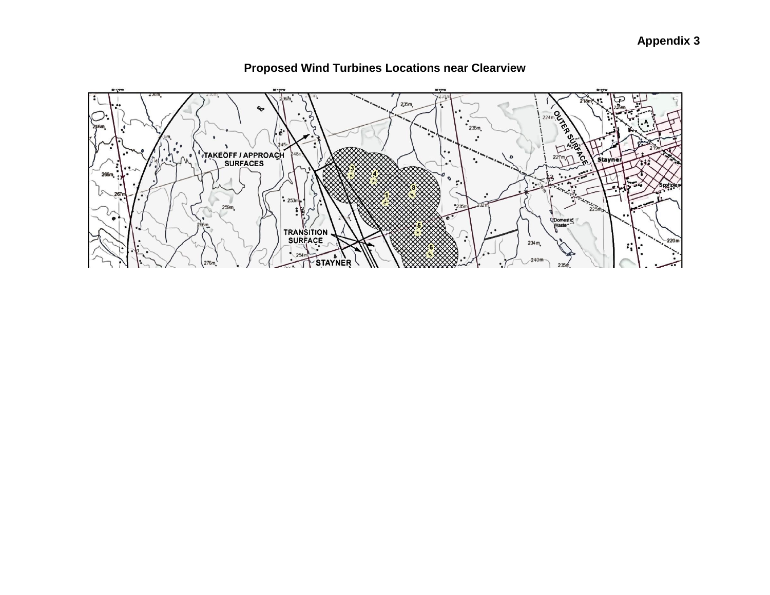# Appendix 3

## Proposed Wind Turbines Locations near Clearview

TAKEOFF / APPROACH SURFACES

TRANSITION SURFACE

STAYNER

OUTER SURFACE

Stayner

Domestic Waste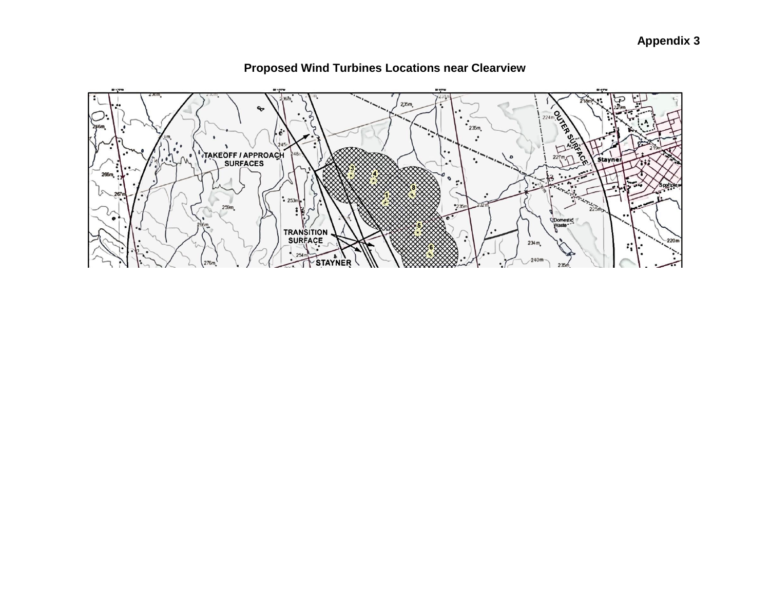# Appendix 3

## Proposed Wind Turbines Locations near Clearview

TAKEOFF / APPROACH SURFACES

TRANSITION SURFACE

STAYNER

OUTER SURFACE

Stayner

Domestic Waste

3
4
8
1
5
6

236m
231m
235m
235m
224m
218m
219m
219m
246m
245
248m
227m
266m
267m
253m
259m
235m
232m
225m
266m
220m
234m
254m
240m
276m
235m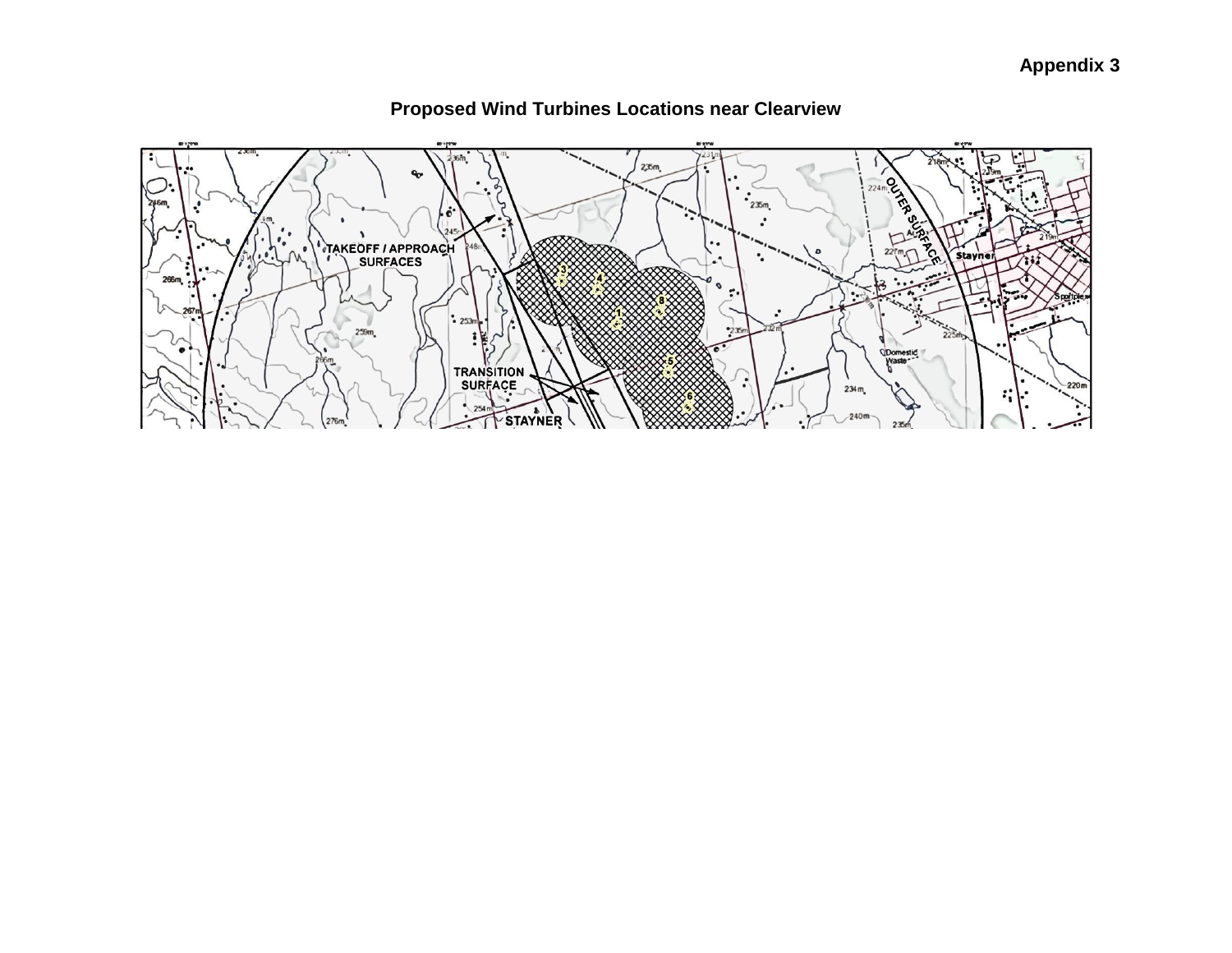Appendix 3

## Proposed Wind Turbines Locations near Clearview

TAKEOFF / APPROACH SURFACES

TRANSITION SURFACE

OUTER SURFACE

STAYNER

Stayner

Domestic Waste

3

4

8

1

5

6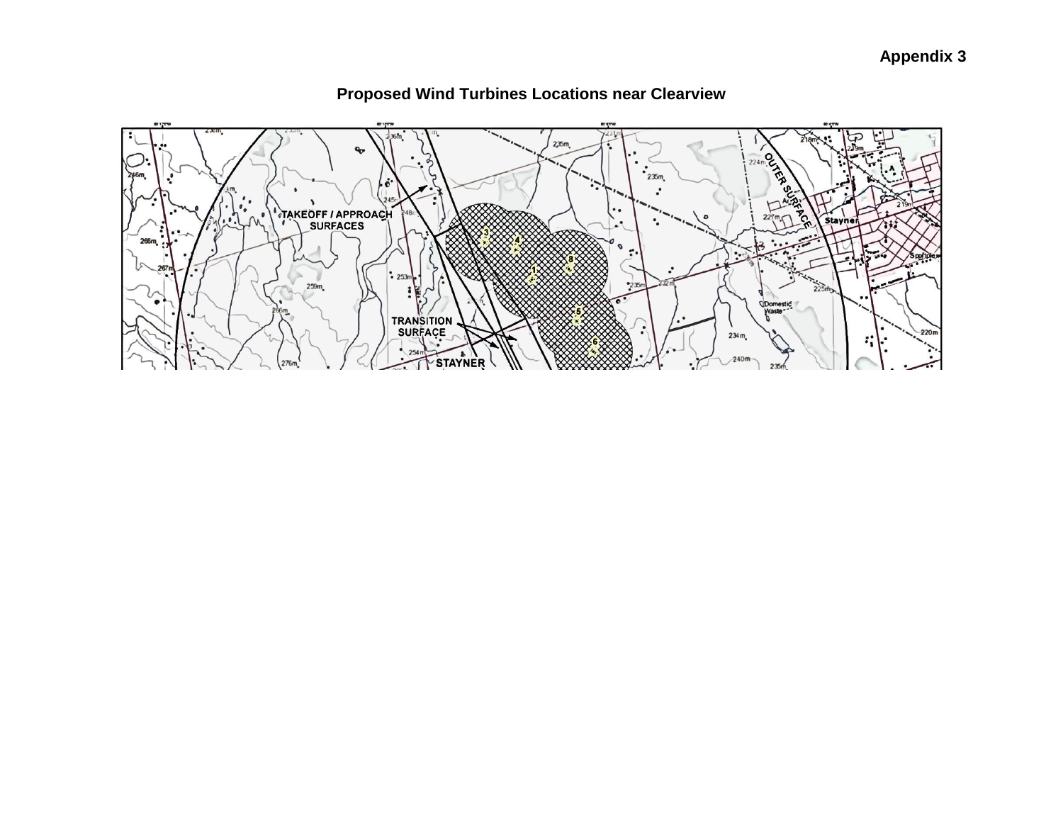Appendix 3

# Proposed Wind Turbines Locations near Clearview

TAKEOFF / APPROACH SURFACES

TRANSITION SURFACE

OUTER SURFACE

STAYNER

Stayner

Domestic Waste

3

4

8

1

5

6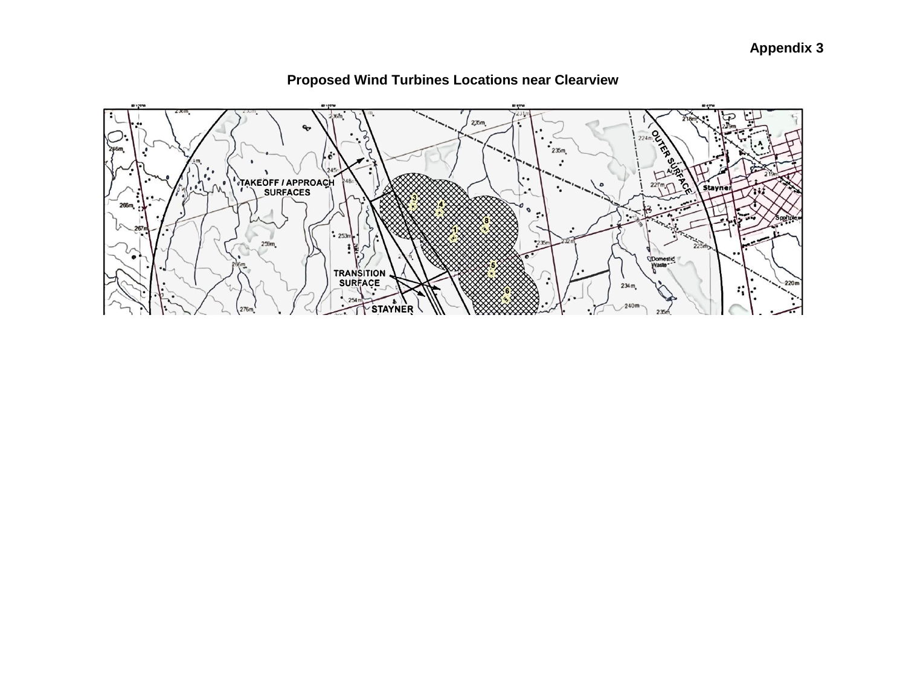Appendix 3

## Proposed Wind Turbines Locations near Clearview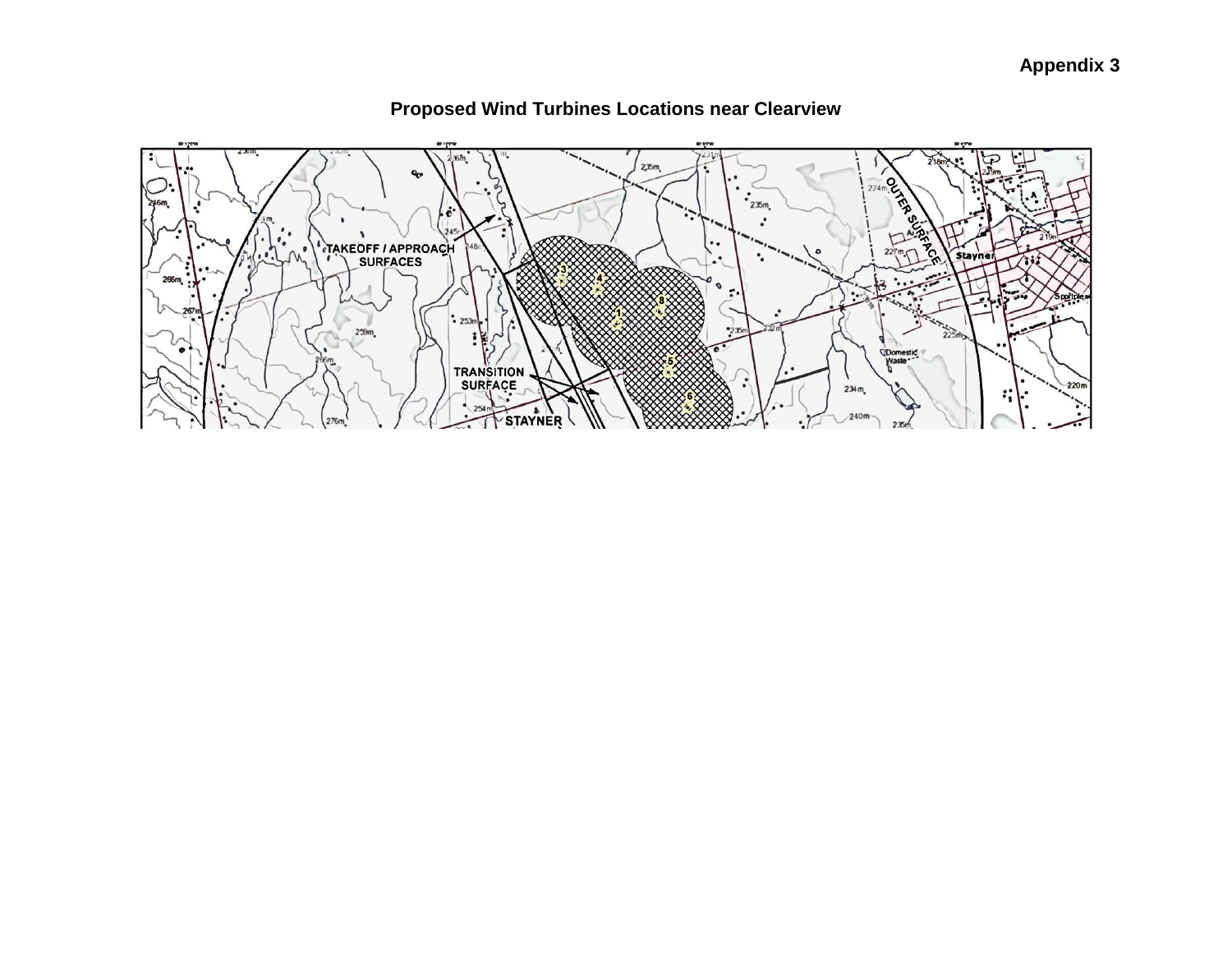**Appendix 3**

**Proposed Wind Turbines Locations near Clearview**

TAKEOFF / APPROACH SURFACES

TRANSITION SURFACE

STAYNER

OUTER SURFACE

Stayner

Domestic Waste

3

4

8

1

5

6

236m

235m

235m

231m

224m

218m

219m

246m

245

248m

227m

219m

266m

267m

253m

259m

235m

232m

225m

266m

234m

220m

254m

276m

240m

235m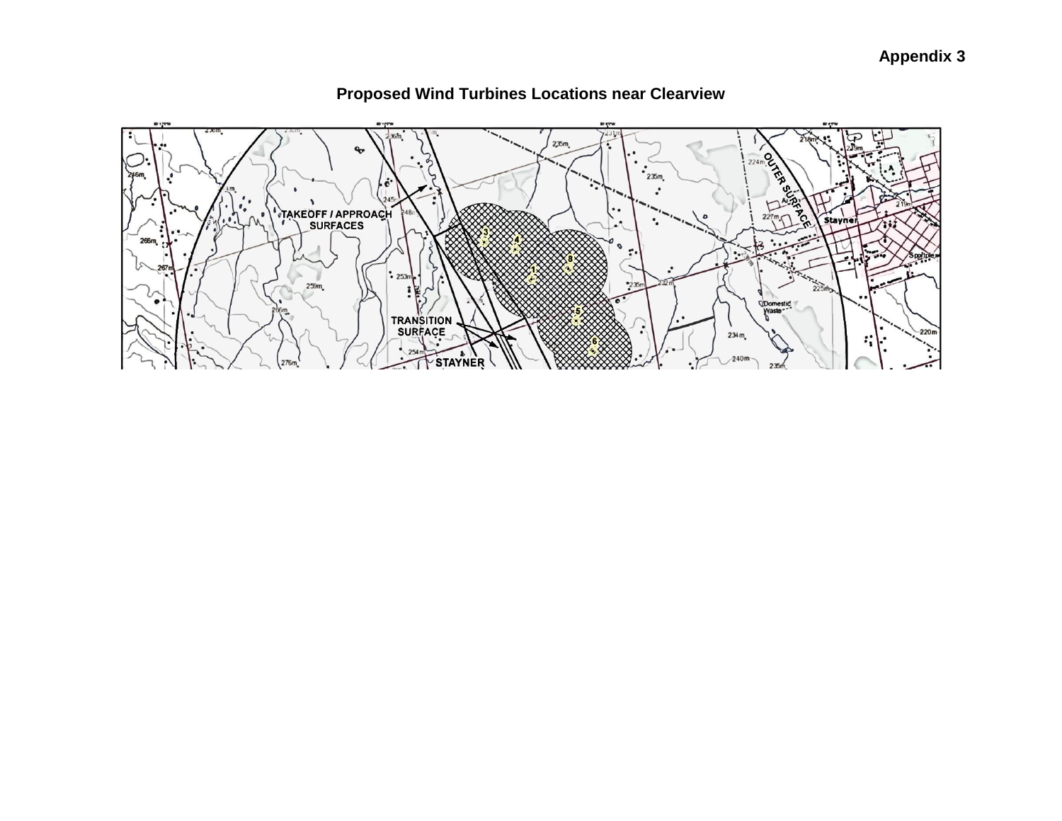**Appendix 3**

**Proposed Wind Turbines Locations near Clearview**

TAKEOFF / APPROACH SURFACES

TRANSITION SURFACE

OUTER SURFACE

STAYNER

Stayner

3

4

8

1

5

6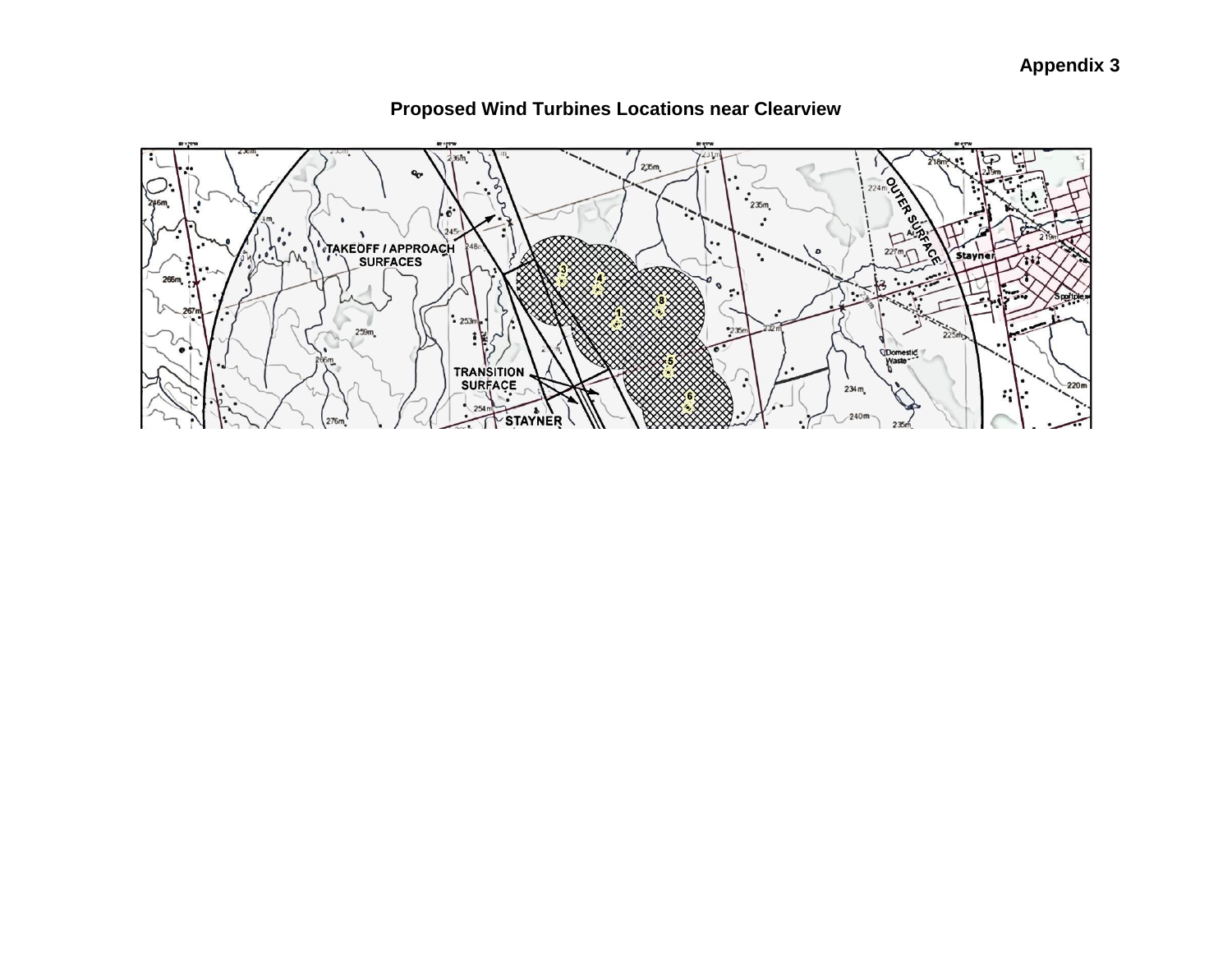Appendix 3

## Proposed Wind Turbines Locations near Clearview

TAKEOFF / APPROACH SURFACES

TRANSITION SURFACE

STAYNER

OUTER SURFACE

Stayner

Domestic Waste

236m

246m

266m

267m

259m

253m

266m

254m

276m

248m

245

235m

235m

231m

224m

227m

218m

219m

219m

225m

220m

234m

240m

235m

235m

232m

3

4

8

1

5

6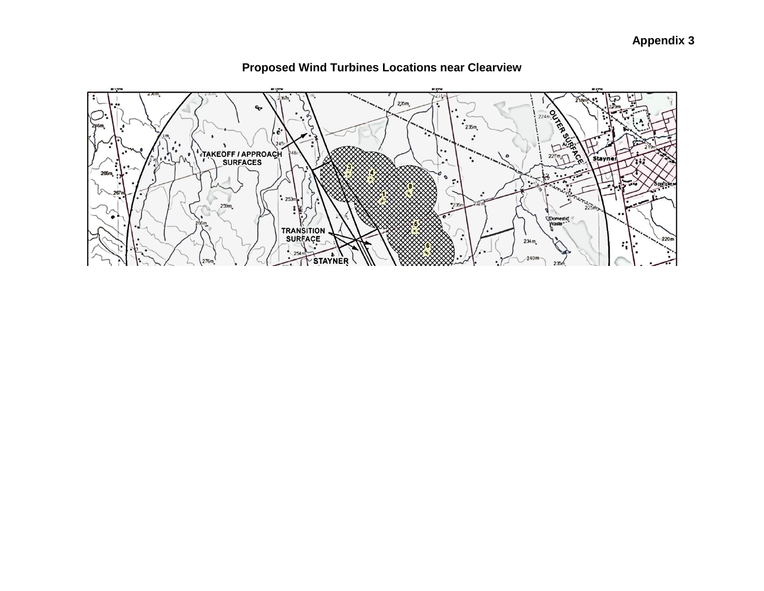# Appendix 3

## Proposed Wind Turbines Locations near Clearview

TAKEOFF / APPROACH SURFACES

TRANSITION SURFACE

STAYNER

OUTER SURFACE

Stayner

Domestic Waste

3

4

8

1

5

6

236m

235m

231m

218m

219m

224m

235m

246m

245

248m

227m

219m

266m

267m

253m

259m

235m

232m

225m

266m

234m

220m

254m

276m

240m

235m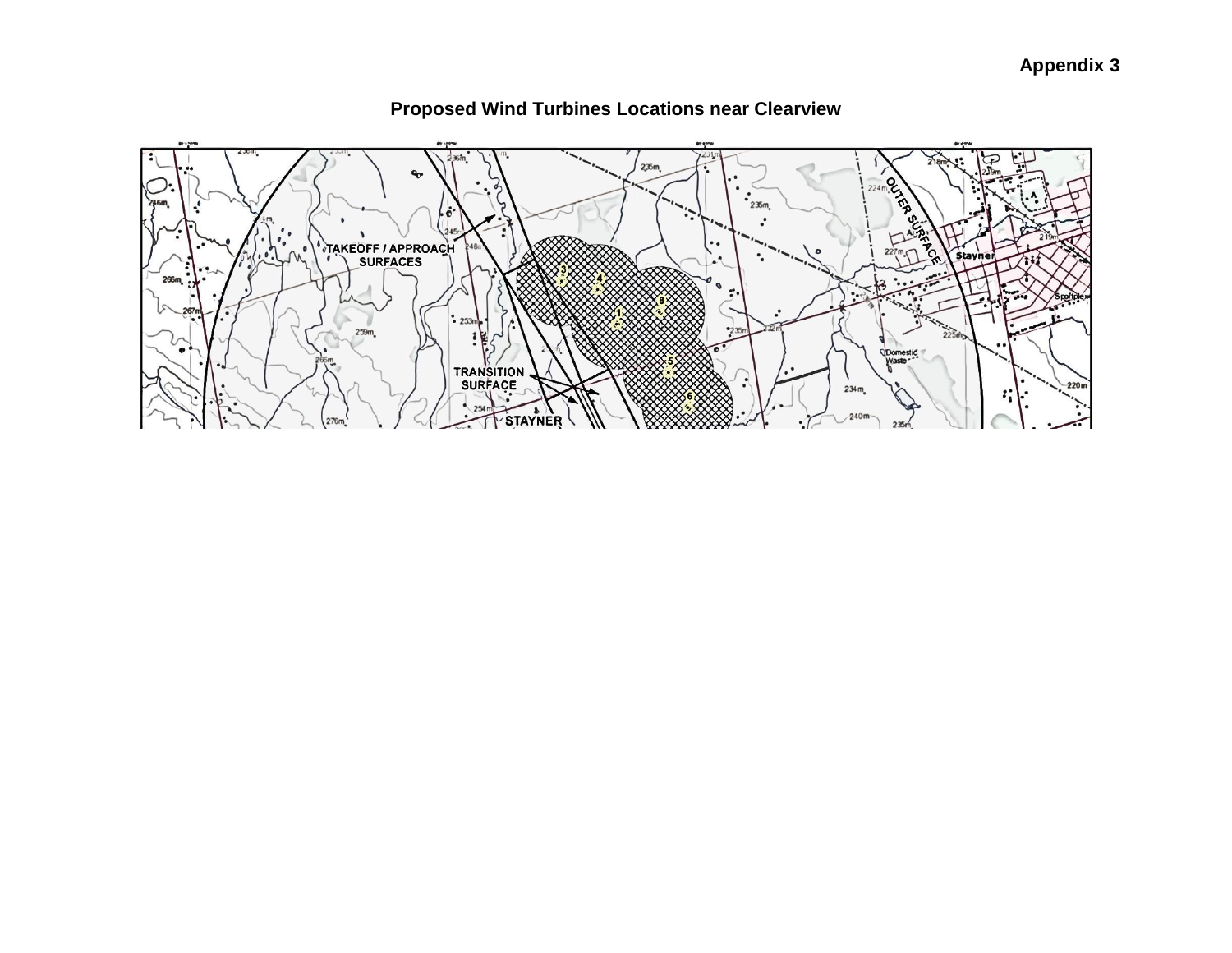Appendix 3

## Proposed Wind Turbines Locations near Clearview

OUTER SURFACE

TAKEOFF / APPROACH SURFACES

TRANSITION SURFACE

STAYNER

Stayner

Domestic Waste

3

4

8

1

5

6

235m

236m

231m

218m

219m

224m

246m

235m

245

248m

266m

227m

219m

267m

253m

259m

235m

232m

225m

266m

220m

234m

254m

240m

276m

235m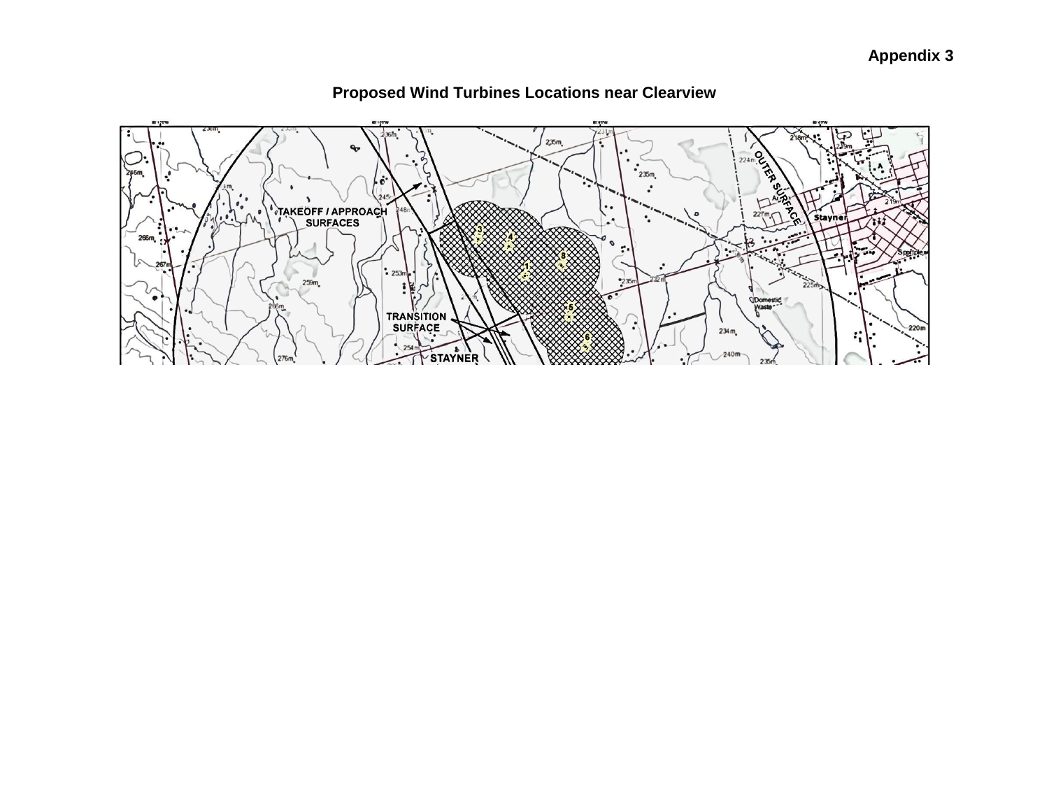**Appendix 3**

## Proposed Wind Turbines Locations near Clearview

TAKEOFF / APPROACH SURFACES

TRANSITION SURFACE

OUTER SURFACE

STAYNER

Stayner

Domestic Waste

3

4

8

1

5

6